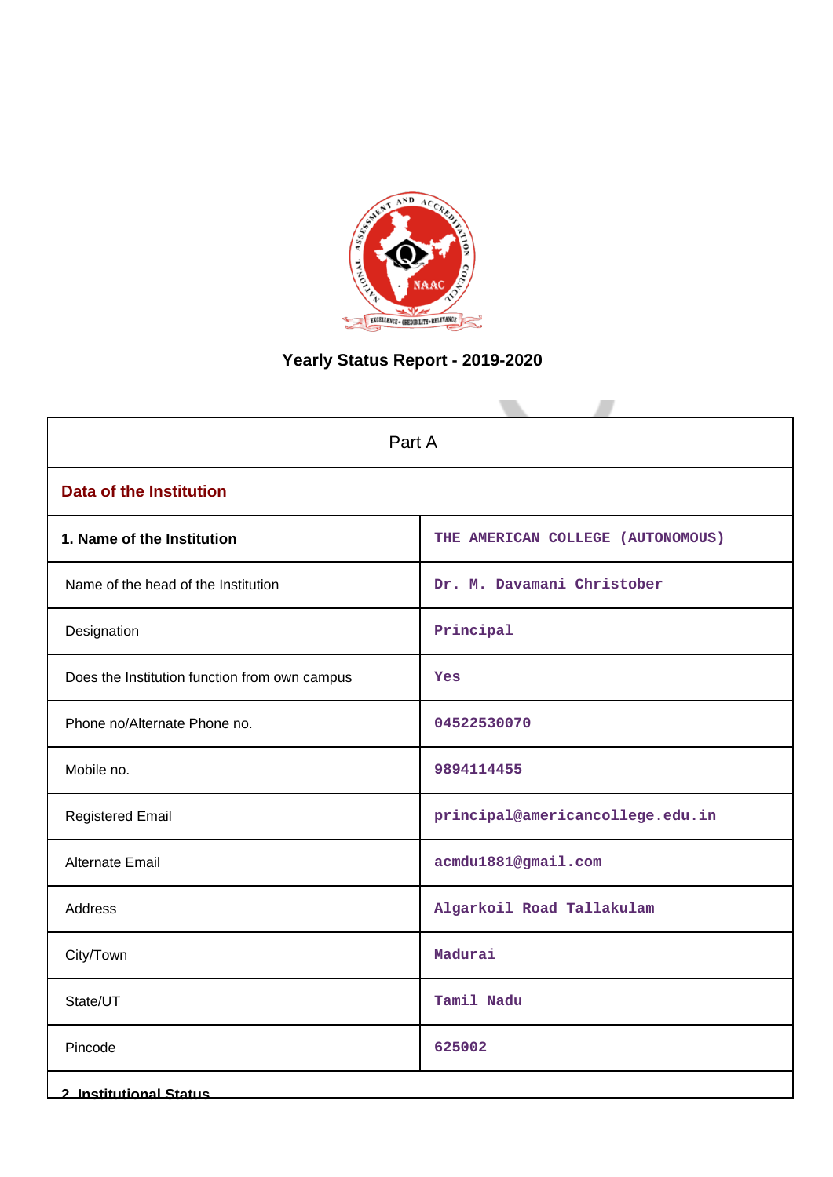# Yearly Status Report - 2019-2020

| Part A | |
|---|---|
| **Data of the Institution** | |
| **1. Name of the Institution** | THE AMERICAN COLLEGE (AUTONOMOUS) |
| Name of the head of the Institution | Dr. M. Davamani Christober |
| Designation | Principal |
| Does the Institution function from own campus | Yes |
| Phone no/Alternate Phone no. | 04522530070 |
| Mobile no. | 9894114455 |
| Registered Email | principal@americancollege.edu.in |
| Alternate Email | acmdu1881@gmail.com |
| Address | Algarkoil Road Tallakulam |
| City/Town | Madurai |
| State/UT | Tamil Nadu |
| Pincode | 625002 |

**2. Institutional Status**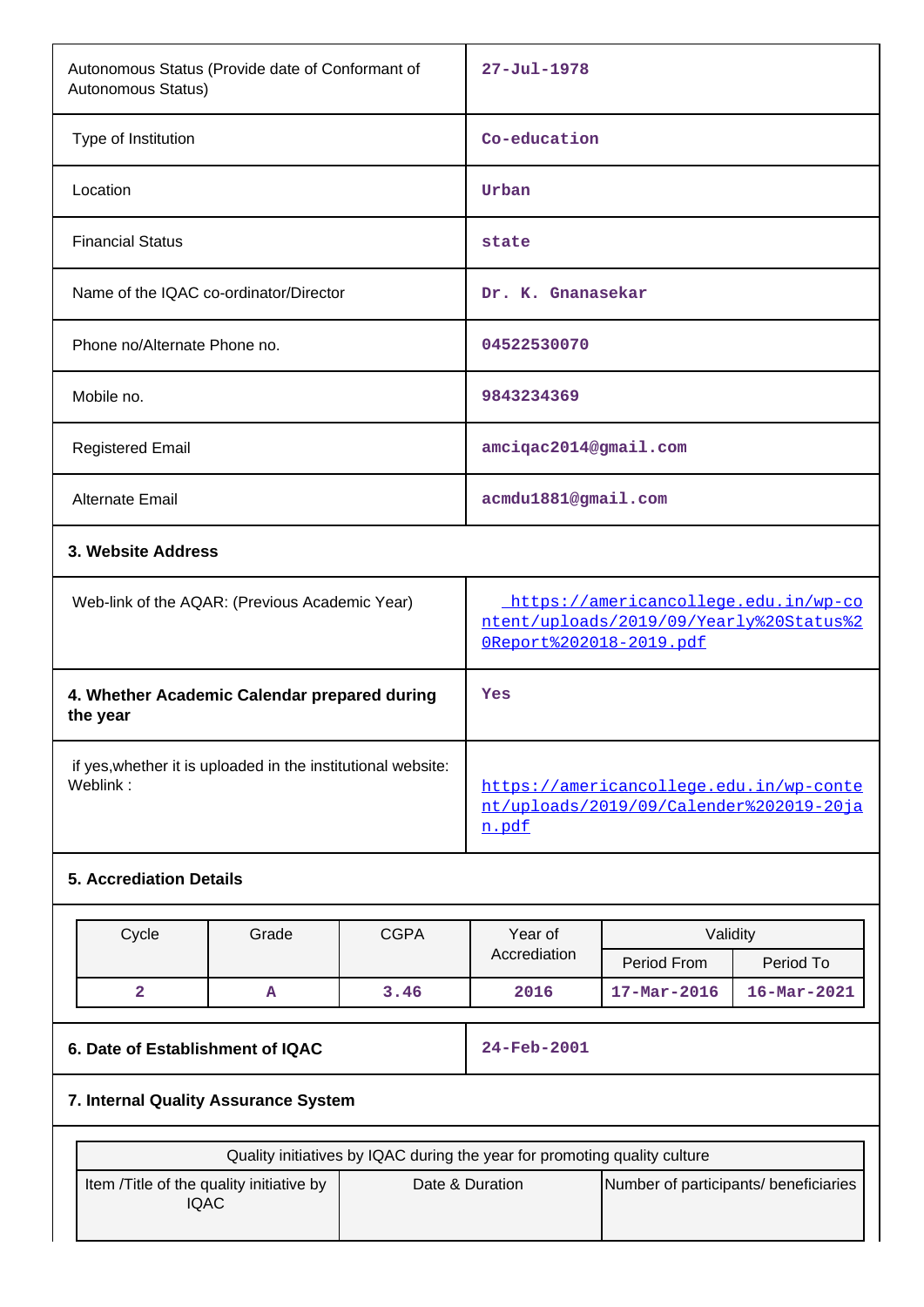| | |
|---|---|
| Autonomous Status (Provide date of Conformant of Autonomous Status) | 27-Jul-1978 |
| Type of Institution | Co-education |
| Location | Urban |
| Financial Status | state |
| Name of the IQAC co-ordinator/Director | Dr. K. Gnanasekar |
| Phone no/Alternate Phone no. | 04522530070 |
| Mobile no. | 9843234369 |
| Registered Email | amciqac2014@gmail.com |
| Alternate Email | acmdu1881@gmail.com |

**3. Website Address**

| | |
|---|---|
| Web-link of the AQAR: (Previous Academic Year) | https://americancollege.edu.in/wp-content/uploads/2019/09/Yearly%20Status%20Report%202018-2019.pdf |

| | |
|---|---|
| **4. Whether Academic Calendar prepared during the year** | Yes |
| if yes,whether it is uploaded in the institutional website: Weblink : | https://americancollege.edu.in/wp-content/uploads/2019/09/Calender%202019-20jan.pdf |

**5. Accrediation Details**

| Cycle | Grade | CGPA | Year of Accrediation | Validity | |
|---|---|---|---|---|---|
| | | | | Period From | Period To |
| 2 | A | 3.46 | 2016 | 17-Mar-2016 | 16-Mar-2021 |

| | |
|---|---|
| **6. Date of Establishment of IQAC** | 24-Feb-2001 |

**7. Internal Quality Assurance System**

| Quality initiatives by IQAC during the year for promoting quality culture | | |
|---|---|---|
| Item /Title of the quality initiative by IQAC | Date & Duration | Number of participants/ beneficiaries |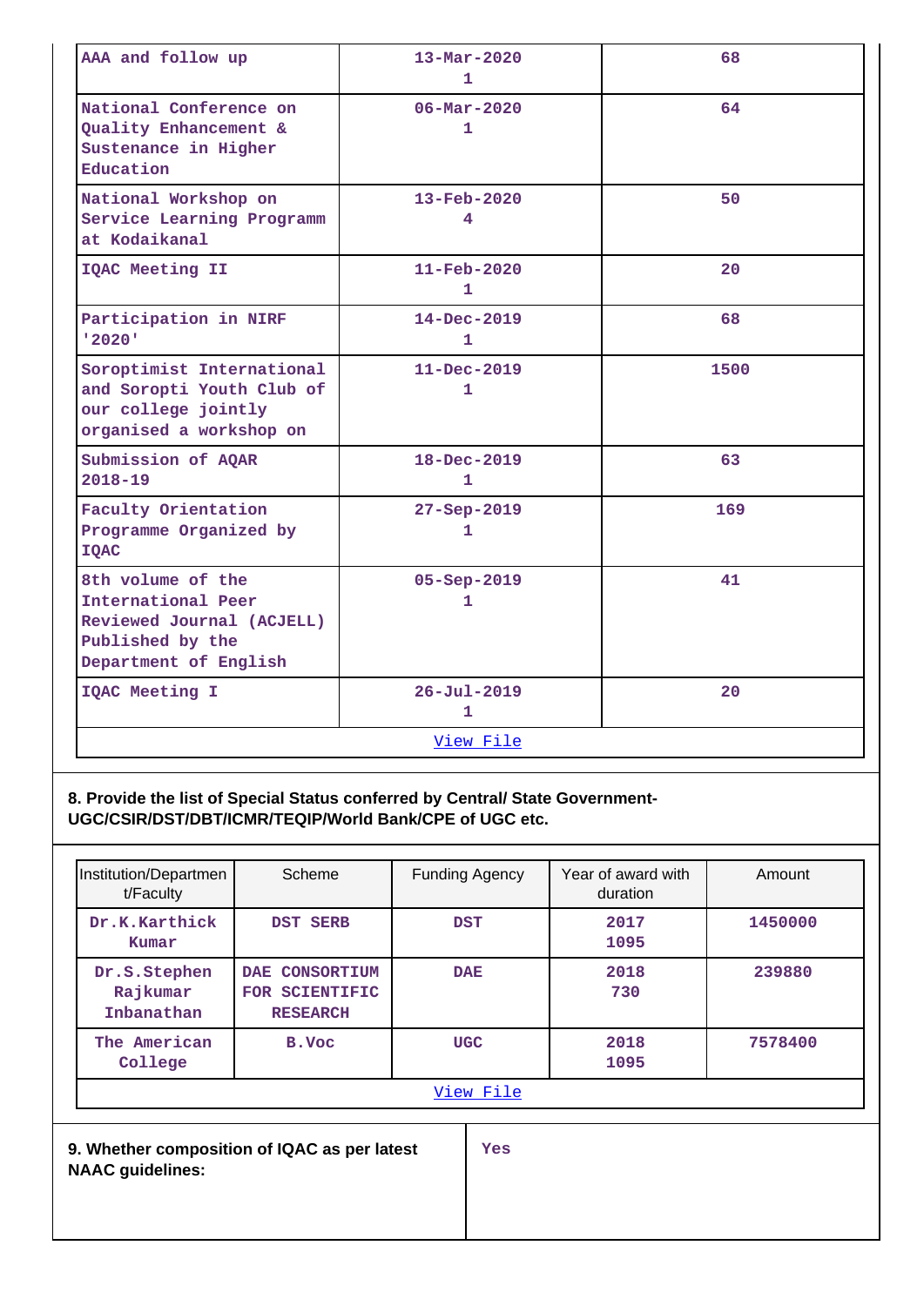| | | |
|---|---|---|
| AAA and follow up | 13-Mar-2020<br>1 | 68 |
| National Conference on Quality Enhancement & Sustenance in Higher Education | 06-Mar-2020<br>1 | 64 |
| National Workshop on Service Learning Programm at Kodaikanal | 13-Feb-2020<br>4 | 50 |
| IQAC Meeting II | 11-Feb-2020<br>1 | 20 |
| Participation in NIRF '2020' | 14-Dec-2019<br>1 | 68 |
| Soroptimist International and Soropti Youth Club of our college jointly organised a workshop on | 11-Dec-2019<br>1 | 1500 |
| Submission of AQAR 2018-19 | 18-Dec-2019<br>1 | 63 |
| Faculty Orientation Programme Organized by IQAC | 27-Sep-2019<br>1 | 169 |
| 8th volume of the International Peer Reviewed Journal (ACJELL) Published by the Department of English | 05-Sep-2019<br>1 | 41 |
| IQAC Meeting I | 26-Jul-2019<br>1 | 20 |
| View File | | |

**8. Provide the list of Special Status conferred by Central/ State Government-UGC/CSIR/DST/DBT/ICMR/TEQIP/World Bank/CPE of UGC etc.**

| Institution/Department/Faculty | Scheme | Funding Agency | Year of award with duration | Amount |
|---|---|---|---|---|
| Dr.K.Karthick Kumar | DST SERB | DST | 2017<br>1095 | 1450000 |
| Dr.S.Stephen Rajkumar Inbanathan | DAE CONSORTIUM FOR SCIENTIFIC RESEARCH | DAE | 2018<br>730 | 239880 |
| The American College | B.Voc | UGC | 2018<br>1095 | 7578400 |
| View File | | | | |

| | |
|---|---|
| **9. Whether composition of IQAC as per latest NAAC guidelines:** | Yes |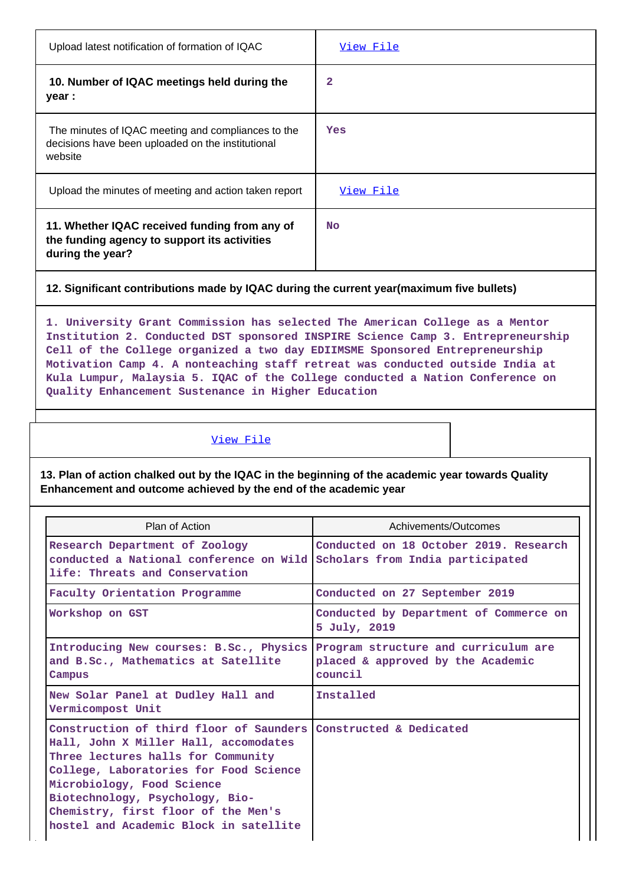| | |
|---|---|
| Upload latest notification of formation of IQAC | View File |
| **10. Number of IQAC meetings held during the year :** | 2 |
| The minutes of IQAC meeting and compliances to the decisions have been uploaded on the institutional website | Yes |
| Upload the minutes of meeting and action taken report | View File |
| **11. Whether IQAC received funding from any of the funding agency to support its activities during the year?** | No |

**12. Significant contributions made by IQAC during the current year(maximum five bullets)**

1. University Grant Commission has selected The American College as a Mentor Institution 2. Conducted DST sponsored INSPIRE Science Camp 3. Entrepreneurship Cell of the College organized a two day EDIIMSME Sponsored Entrepreneurship Motivation Camp 4. A nonteaching staff retreat was conducted outside India at Kula Lumpur, Malaysia 5. IQAC of the College conducted a Nation Conference on Quality Enhancement Sustenance in Higher Education

View File

**13. Plan of action chalked out by the IQAC in the beginning of the academic year towards Quality Enhancement and outcome achieved by the end of the academic year**

| Plan of Action | Achivements/Outcomes |
|---|---|
| Research Department of Zoology conducted a National conference on Wild life: Threats and Conservation | Conducted on 18 October 2019. Research Scholars from India participated |
| Faculty Orientation Programme | Conducted on 27 September 2019 |
| Workshop on GST | Conducted by Department of Commerce on 5 July, 2019 |
| Introducing New courses: B.Sc., Physics and B.Sc., Mathematics at Satellite Campus | Program structure and curriculum are placed & approved by the Academic council |
| New Solar Panel at Dudley Hall and Vermicompost Unit | Installed |
| Construction of third floor of Saunders Hall, John X Miller Hall, accomodates Three lectures halls for Community College, Laboratories for Food Science Microbiology, Food Science Biotechnology, Psychology, Bio-Chemistry, first floor of the Men's hostel and Academic Block in satellite | Constructed & Dedicated |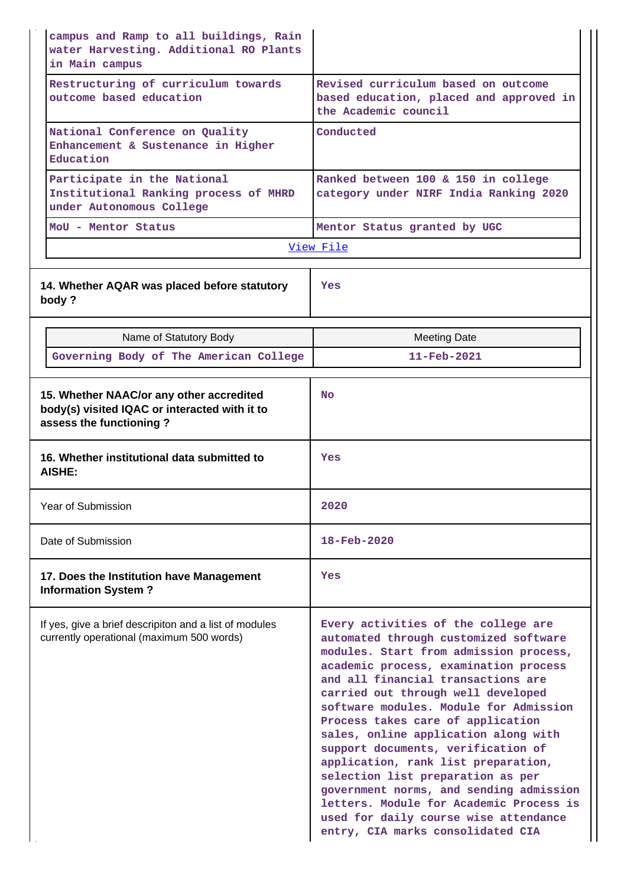| | |
|---|---|
| campus and Ramp to all buildings, Rain water Harvesting. Additional RO Plants in Main campus | |
| Restructuring of curriculum towards outcome based education | Revised curriculum based on outcome based education, placed and approved in the Academic council |
| National Conference on Quality Enhancement & Sustenance in Higher Education | Conducted |
| Participate in the National Institutional Ranking process of MHRD under Autonomous College | Ranked between 100 & 150 in college category under NIRF India Ranking 2020 |
| MoU - Mentor Status | Mentor Status granted by UGC |
| View File | |

| | |
|---|---|
| **14. Whether AQAR was placed before statutory body ?** | Yes |

| Name of Statutory Body | Meeting Date |
|---|---|
| Governing Body of The American College | 11-Feb-2021 |

| | |
|---|---|
| **15. Whether NAAC/or any other accredited body(s) visited IQAC or interacted with it to assess the functioning ?** | No |
| **16. Whether institutional data submitted to AISHE:** | Yes |
| Year of Submission | 2020 |
| Date of Submission | 18-Feb-2020 |
| **17. Does the Institution have Management Information System ?** | Yes |
| If yes, give a brief descripiton and a list of modules currently operational (maximum 500 words) | Every activities of the college are automated through customized software modules. Start from admission process, academic process, examination process and all financial transactions are carried out through well developed software modules. Module for Admission Process takes care of application sales, online application along with support documents, verification of application, rank list preparation, selection list preparation as per government norms, and sending admission letters. Module for Academic Process is used for daily course wise attendance entry, CIA marks consolidated CIA |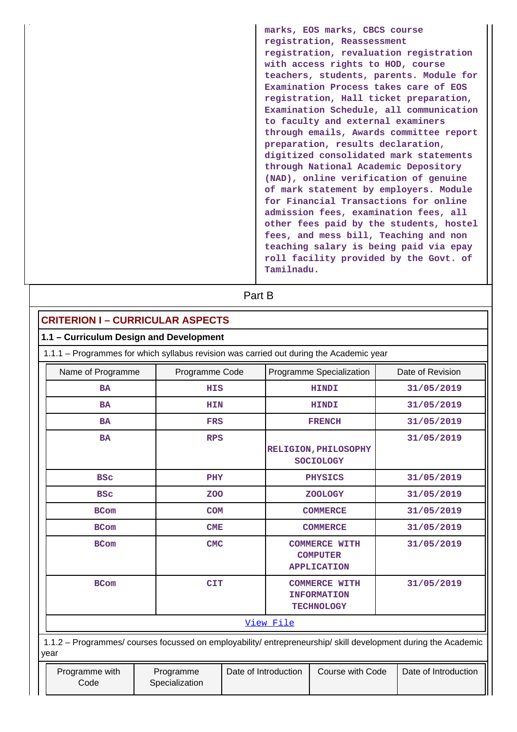|  | marks, EOS marks, CBCS course registration, Reassessment registration, revaluation registration with access rights to HOD, course teachers, students, parents. Module for Examination Process takes care of EOS registration, Hall ticket preparation, Examination Schedule, all communication to faculty and external examiners through emails, Awards committee report preparation, results declaration, digitized consolidated mark statements through National Academic Depository (NAD), online verification of genuine of mark statement by employers. Module for Financial Transactions for online admission fees, examination fees, all other fees paid by the students, hostel fees, and mess bill, Teaching and non teaching salary is being paid via epay roll facility provided by the Govt. of Tamilnadu. |
|---|---|

## Part B

### CRITERION I – CURRICULAR ASPECTS

#### 1.1 – Curriculum Design and Development

1.1.1 – Programmes for which syllabus revision was carried out during the Academic year

| Name of Programme | Programme Code | Programme Specialization | Date of Revision |
|---|---|---|---|
| BA | HIS | HINDI | 31/05/2019 |
| BA | HIN | HINDI | 31/05/2019 |
| BA | FRS | FRENCH | 31/05/2019 |
| BA | RPS | RELIGION,PHILOSOPHY SOCIOLOGY | 31/05/2019 |
| BSc | PHY | PHYSICS | 31/05/2019 |
| BSc | ZOO | ZOOLOGY | 31/05/2019 |
| BCom | COM | COMMERCE | 31/05/2019 |
| BCom | CME | COMMERCE | 31/05/2019 |
| BCom | CMC | COMMERCE WITH COMPUTER APPLICATION | 31/05/2019 |
| BCom | CIT | COMMERCE WITH INFORMATION TECHNOLOGY | 31/05/2019 |

View File

1.1.2 – Programmes/ courses focussed on employability/ entrepreneurship/ skill development during the Academic year

| Programme with Code | Programme Specialization | Date of Introduction | Course with Code | Date of Introduction |
|---|---|---|---|---|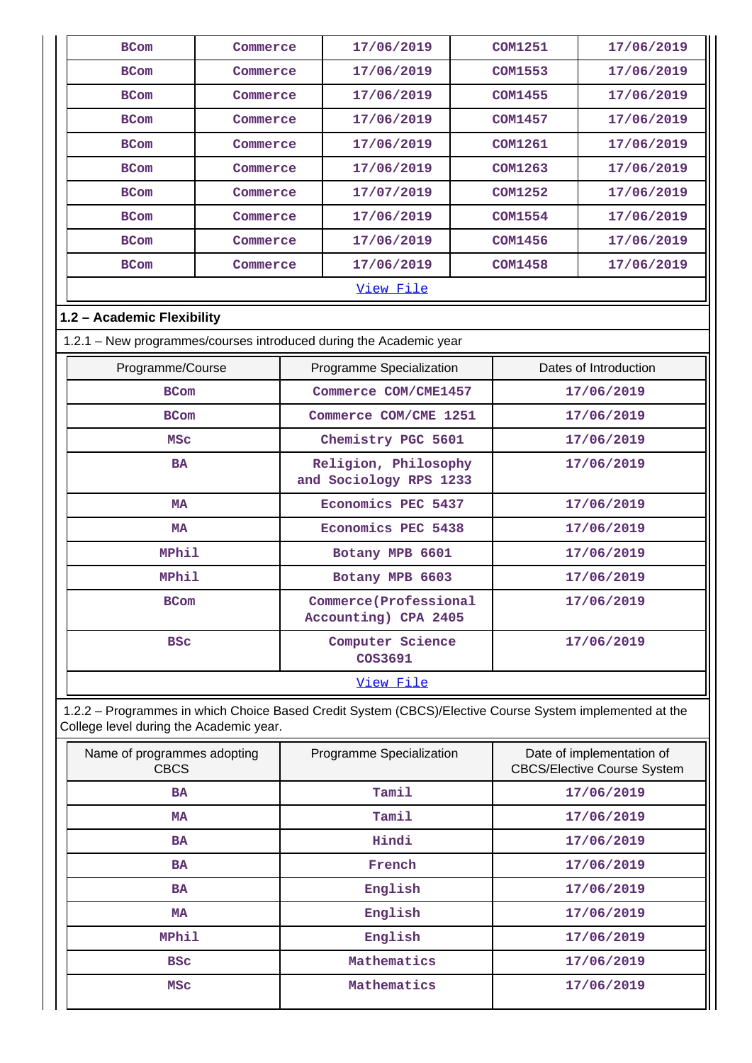| | | | | |
|---|---|---|---|---|
| BCom | Commerce | 17/06/2019 | COM1251 | 17/06/2019 |
| BCom | Commerce | 17/06/2019 | COM1553 | 17/06/2019 |
| BCom | Commerce | 17/06/2019 | COM1455 | 17/06/2019 |
| BCom | Commerce | 17/06/2019 | COM1457 | 17/06/2019 |
| BCom | Commerce | 17/06/2019 | COM1261 | 17/06/2019 |
| BCom | Commerce | 17/06/2019 | COM1263 | 17/06/2019 |
| BCom | Commerce | 17/07/2019 | COM1252 | 17/06/2019 |
| BCom | Commerce | 17/06/2019 | COM1554 | 17/06/2019 |
| BCom | Commerce | 17/06/2019 | COM1456 | 17/06/2019 |
| BCom | Commerce | 17/06/2019 | COM1458 | 17/06/2019 |

View File

## 1.2 – Academic Flexibility

1.2.1 – New programmes/courses introduced during the Academic year

| Programme/Course | Programme Specialization | Dates of Introduction |
|---|---|---|
| BCom | Commerce COM/CME1457 | 17/06/2019 |
| BCom | Commerce COM/CME 1251 | 17/06/2019 |
| MSc | Chemistry PGC 5601 | 17/06/2019 |
| BA | Religion, Philosophy and Sociology RPS 1233 | 17/06/2019 |
| MA | Economics PEC 5437 | 17/06/2019 |
| MA | Economics PEC 5438 | 17/06/2019 |
| MPhil | Botany MPB 6601 | 17/06/2019 |
| MPhil | Botany MPB 6603 | 17/06/2019 |
| BCom | Commerce(Professional Accounting) CPA 2405 | 17/06/2019 |
| BSc | Computer Science COS3691 | 17/06/2019 |

View File

1.2.2 – Programmes in which Choice Based Credit System (CBCS)/Elective Course System implemented at the College level during the Academic year.

| Name of programmes adopting CBCS | Programme Specialization | Date of implementation of CBCS/Elective Course System |
|---|---|---|
| BA | Tamil | 17/06/2019 |
| MA | Tamil | 17/06/2019 |
| BA | Hindi | 17/06/2019 |
| BA | French | 17/06/2019 |
| BA | English | 17/06/2019 |
| MA | English | 17/06/2019 |
| MPhil | English | 17/06/2019 |
| BSc | Mathematics | 17/06/2019 |
| MSc | Mathematics | 17/06/2019 |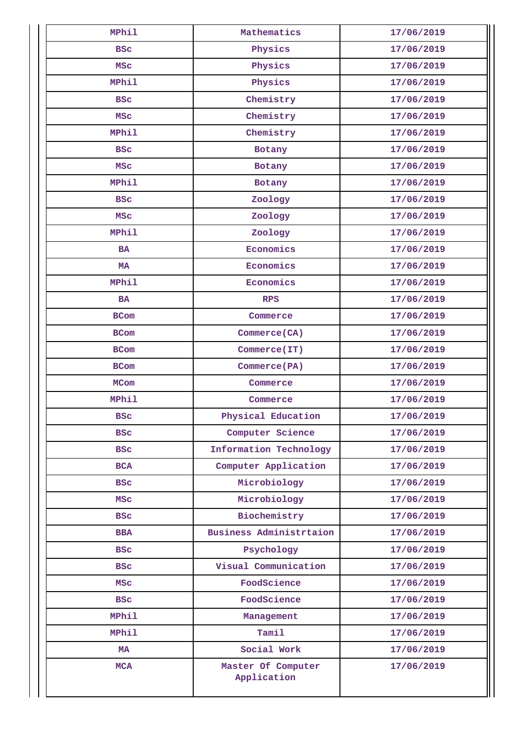| MPhil | Mathematics | 17/06/2019 |
|---|---|---|
| BSc | Physics | 17/06/2019 |
| MSc | Physics | 17/06/2019 |
| MPhil | Physics | 17/06/2019 |
| BSc | Chemistry | 17/06/2019 |
| MSc | Chemistry | 17/06/2019 |
| MPhil | Chemistry | 17/06/2019 |
| BSc | Botany | 17/06/2019 |
| MSc | Botany | 17/06/2019 |
| MPhil | Botany | 17/06/2019 |
| BSc | Zoology | 17/06/2019 |
| MSc | Zoology | 17/06/2019 |
| MPhil | Zoology | 17/06/2019 |
| BA | Economics | 17/06/2019 |
| MA | Economics | 17/06/2019 |
| MPhil | Economics | 17/06/2019 |
| BA | RPS | 17/06/2019 |
| BCom | Commerce | 17/06/2019 |
| BCom | Commerce(CA) | 17/06/2019 |
| BCom | Commerce(IT) | 17/06/2019 |
| BCom | Commerce(PA) | 17/06/2019 |
| MCom | Commerce | 17/06/2019 |
| MPhil | Commerce | 17/06/2019 |
| BSc | Physical Education | 17/06/2019 |
| BSc | Computer Science | 17/06/2019 |
| BSc | Information Technology | 17/06/2019 |
| BCA | Computer Application | 17/06/2019 |
| BSc | Microbiology | 17/06/2019 |
| MSc | Microbiology | 17/06/2019 |
| BSc | Biochemistry | 17/06/2019 |
| BBA | Business Administrtaion | 17/06/2019 |
| BSc | Psychology | 17/06/2019 |
| BSc | Visual Communication | 17/06/2019 |
| MSc | FoodScience | 17/06/2019 |
| BSc | FoodScience | 17/06/2019 |
| MPhil | Management | 17/06/2019 |
| MPhil | Tamil | 17/06/2019 |
| MA | Social Work | 17/06/2019 |
| MCA | Master Of Computer Application | 17/06/2019 |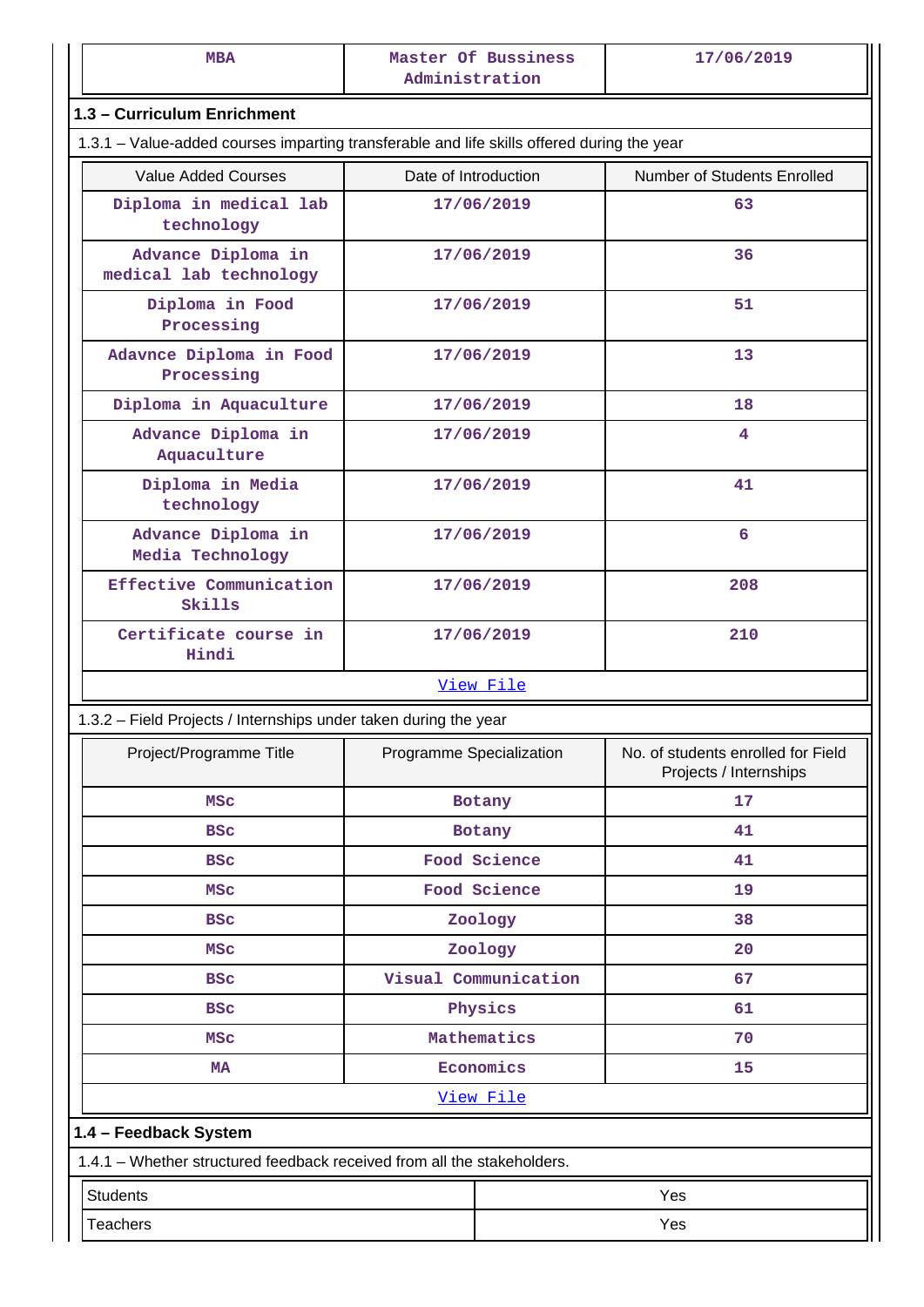| MBA | Master Of Bussiness Administration | 17/06/2019 |
|---|---|---|

## 1.3 – Curriculum Enrichment

1.3.1 – Value-added courses imparting transferable and life skills offered during the year

| Value Added Courses | Date of Introduction | Number of Students Enrolled |
|---|---|---|
| Diploma in medical lab technology | 17/06/2019 | 63 |
| Advance Diploma in medical lab technology | 17/06/2019 | 36 |
| Diploma in Food Processing | 17/06/2019 | 51 |
| Adavnce Diploma in Food Processing | 17/06/2019 | 13 |
| Diploma in Aquaculture | 17/06/2019 | 18 |
| Advance Diploma in Aquaculture | 17/06/2019 | 4 |
| Diploma in Media technology | 17/06/2019 | 41 |
| Advance Diploma in Media Technology | 17/06/2019 | 6 |
| Effective Communication Skills | 17/06/2019 | 208 |
| Certificate course in Hindi | 17/06/2019 | 210 |
| View File | | |

1.3.2 – Field Projects / Internships under taken during the year

| Project/Programme Title | Programme Specialization | No. of students enrolled for Field Projects / Internships |
|---|---|---|
| MSc | Botany | 17 |
| BSc | Botany | 41 |
| BSc | Food Science | 41 |
| MSc | Food Science | 19 |
| BSc | Zoology | 38 |
| MSc | Zoology | 20 |
| BSc | Visual Communication | 67 |
| BSc | Physics | 61 |
| MSc | Mathematics | 70 |
| MA | Economics | 15 |
| View File | | |

## 1.4 – Feedback System

1.4.1 – Whether structured feedback received from all the stakeholders.

| Students | Yes |
|---|---|
| Teachers | Yes |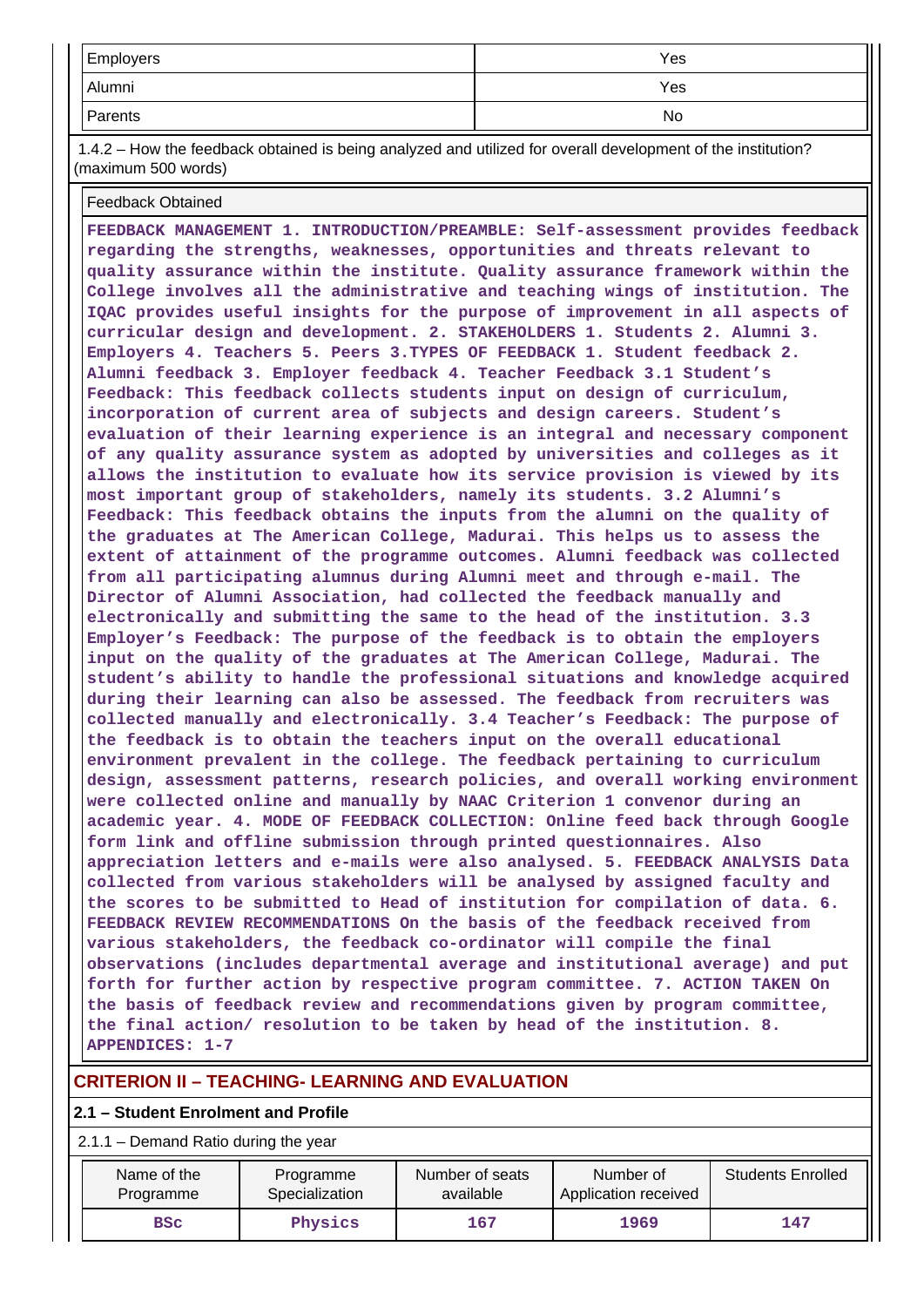| Employers | Yes |
|---|---|
| Alumni | Yes |
| Parents | No |

1.4.2 – How the feedback obtained is being analyzed and utilized for overall development of the institution? (maximum 500 words)

| Feedback Obtained |
|---|
| **FEEDBACK MANAGEMENT 1. INTRODUCTION/PREAMBLE: Self-assessment provides feedback regarding the strengths, weaknesses, opportunities and threats relevant to quality assurance within the institute. Quality assurance framework within the College involves all the administrative and teaching wings of institution. The IQAC provides useful insights for the purpose of improvement in all aspects of curricular design and development. 2. STAKEHOLDERS 1. Students 2. Alumni 3. Employers 4. Teachers 5. Peers 3.TYPES OF FEEDBACK 1. Student feedback 2. Alumni feedback 3. Employer feedback 4. Teacher Feedback 3.1 Student's Feedback: This feedback collects students input on design of curriculum, incorporation of current area of subjects and design careers. Student's evaluation of their learning experience is an integral and necessary component of any quality assurance system as adopted by universities and colleges as it allows the institution to evaluate how its service provision is viewed by its most important group of stakeholders, namely its students. 3.2 Alumni's Feedback: This feedback obtains the inputs from the alumni on the quality of the graduates at The American College, Madurai. This helps us to assess the extent of attainment of the programme outcomes. Alumni feedback was collected from all participating alumnus during Alumni meet and through e-mail. The Director of Alumni Association, had collected the feedback manually and electronically and submitting the same to the head of the institution. 3.3 Employer's Feedback: The purpose of the feedback is to obtain the employers input on the quality of the graduates at The American College, Madurai. The student's ability to handle the professional situations and knowledge acquired during their learning can also be assessed. The feedback from recruiters was collected manually and electronically. 3.4 Teacher's Feedback: The purpose of the feedback is to obtain the teachers input on the overall educational environment prevalent in the college. The feedback pertaining to curriculum design, assessment patterns, research policies, and overall working environment were collected online and manually by NAAC Criterion 1 convenor during an academic year. 4. MODE OF FEEDBACK COLLECTION: Online feed back through Google form link and offline submission through printed questionnaires. Also appreciation letters and e-mails were also analysed. 5. FEEDBACK ANALYSIS Data collected from various stakeholders will be analysed by assigned faculty and the scores to be submitted to Head of institution for compilation of data. 6. FEEDBACK REVIEW RECOMMENDATIONS On the basis of the feedback received from various stakeholders, the feedback co-ordinator will compile the final observations (includes departmental average and institutional average) and put forth for further action by respective program committee. 7. ACTION TAKEN On the basis of feedback review and recommendations given by program committee, the final action/ resolution to be taken by head of the institution. 8. APPENDICES: 1-7** |

## CRITERION II – TEACHING- LEARNING AND EVALUATION

### 2.1 – Student Enrolment and Profile

2.1.1 – Demand Ratio during the year

| Name of the Programme | Programme Specialization | Number of seats available | Number of Application received | Students Enrolled |
|---|---|---|---|---|
| **BSc** | **Physics** | **167** | **1969** | **147** |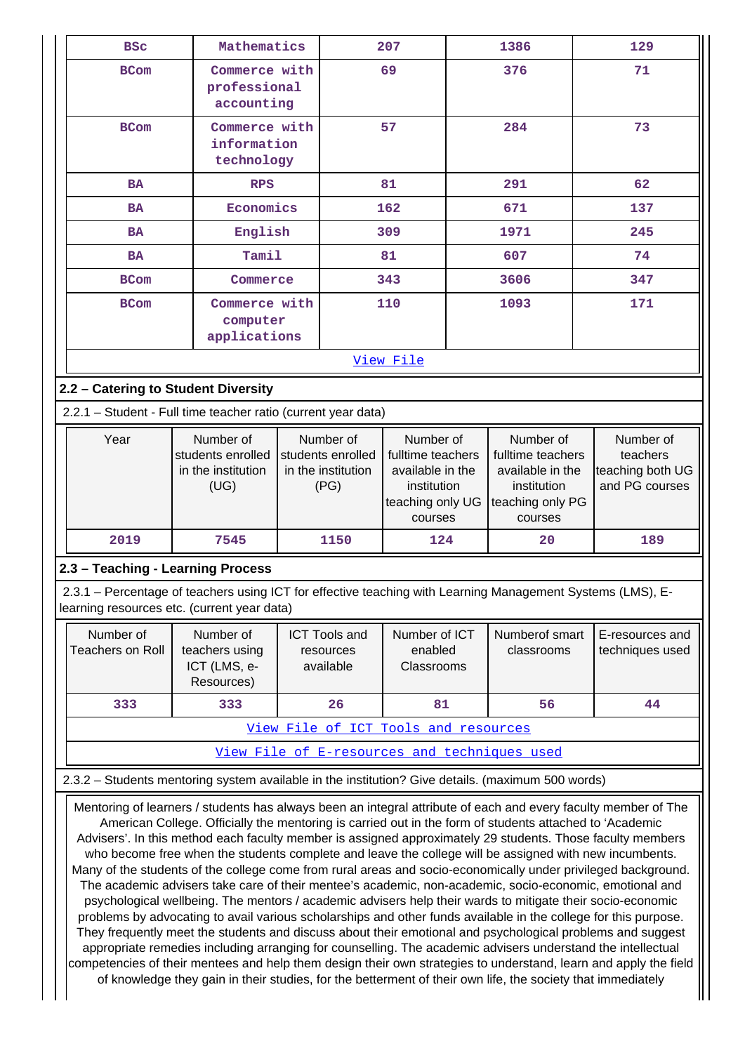| BSc | Mathematics | 207 | 1386 | 129 |
|---|---|---|---|---|
| BCom | Commerce with professional accounting | 69 | 376 | 71 |
| BCom | Commerce with information technology | 57 | 284 | 73 |
| BA | RPS | 81 | 291 | 62 |
| BA | Economics | 162 | 671 | 137 |
| BA | English | 309 | 1971 | 245 |
| BA | Tamil | 81 | 607 | 74 |
| BCom | Commerce | 343 | 3606 | 347 |
| BCom | Commerce with computer applications | 110 | 1093 | 171 |

View File

## 2.2 – Catering to Student Diversity

2.2.1 – Student - Full time teacher ratio (current year data)

| Year | Number of students enrolled in the institution (UG) | Number of students enrolled in the institution (PG) | Number of fulltime teachers available in the institution teaching only UG courses | Number of fulltime teachers available in the institution teaching only PG courses | Number of teachers teaching both UG and PG courses |
|---|---|---|---|---|---|
| 2019 | 7545 | 1150 | 124 | 20 | 189 |

## 2.3 – Teaching - Learning Process

2.3.1 – Percentage of teachers using ICT for effective teaching with Learning Management Systems (LMS), E-learning resources etc. (current year data)

| Number of Teachers on Roll | Number of teachers using ICT (LMS, e-Resources) | ICT Tools and resources available | Number of ICT enabled Classrooms | Numberof smart classrooms | E-resources and techniques used |
|---|---|---|---|---|---|
| 333 | 333 | 26 | 81 | 56 | 44 |

View File of ICT Tools and resources

View File of E-resources and techniques used

2.3.2 – Students mentoring system available in the institution? Give details. (maximum 500 words)

Mentoring of learners / students has always been an integral attribute of each and every faculty member of The American College. Officially the mentoring is carried out in the form of students attached to 'Academic Advisers'. In this method each faculty member is assigned approximately 29 students. Those faculty members who become free when the students complete and leave the college will be assigned with new incumbents. Many of the students of the college come from rural areas and socio-economically under privileged background. The academic advisers take care of their mentee's academic, non-academic, socio-economic, emotional and psychological wellbeing. The mentors / academic advisers help their wards to mitigate their socio-economic problems by advocating to avail various scholarships and other funds available in the college for this purpose. They frequently meet the students and discuss about their emotional and psychological problems and suggest appropriate remedies including arranging for counselling. The academic advisers understand the intellectual competencies of their mentees and help them design their own strategies to understand, learn and apply the field of knowledge they gain in their studies, for the betterment of their own life, the society that immediately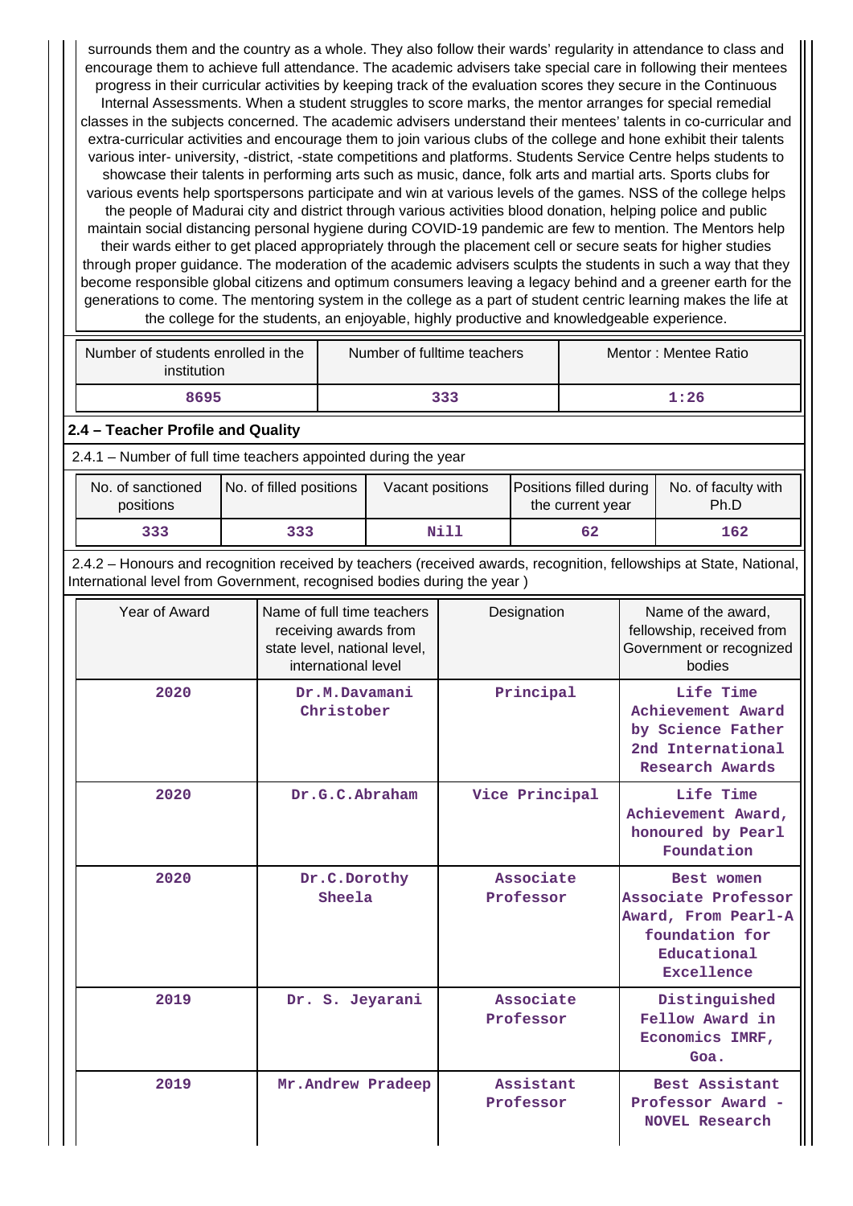surrounds them and the country as a whole. They also follow their wards' regularity in attendance to class and encourage them to achieve full attendance. The academic advisers take special care in following their mentees progress in their curricular activities by keeping track of the evaluation scores they secure in the Continuous Internal Assessments. When a student struggles to score marks, the mentor arranges for special remedial classes in the subjects concerned. The academic advisers understand their mentees' talents in co-curricular and extra-curricular activities and encourage them to join various clubs of the college and hone exhibit their talents various inter- university, -district, -state competitions and platforms. Students Service Centre helps students to showcase their talents in performing arts such as music, dance, folk arts and martial arts. Sports clubs for various events help sportspersons participate and win at various levels of the games. NSS of the college helps the people of Madurai city and district through various activities blood donation, helping police and public maintain social distancing personal hygiene during COVID-19 pandemic are few to mention. The Mentors help their wards either to get placed appropriately through the placement cell or secure seats for higher studies through proper guidance. The moderation of the academic advisers sculpts the students in such a way that they become responsible global citizens and optimum consumers leaving a legacy behind and a greener earth for the generations to come. The mentoring system in the college as a part of student centric learning makes the life at the college for the students, an enjoyable, highly productive and knowledgeable experience.

| Number of students enrolled in the institution | Number of fulltime teachers | Mentor : Mentee Ratio |
|---|---|---|
| 8695 | 333 | 1:26 |

## 2.4 – Teacher Profile and Quality

2.4.1 – Number of full time teachers appointed during the year

| No. of sanctioned positions | No. of filled positions | Vacant positions | Positions filled during the current year | No. of faculty with Ph.D |
|---|---|---|---|---|
| 333 | 333 | Nill | 62 | 162 |

2.4.2 – Honours and recognition received by teachers (received awards, recognition, fellowships at State, National, International level from Government, recognised bodies during the year )

| Year of Award | Name of full time teachers receiving awards from state level, national level, international level | Designation | Name of the award, fellowship, received from Government or recognized bodies |
|---|---|---|---|
| 2020 | Dr.M.Davamani Christober | Principal | Life Time Achievement Award by Science Father 2nd International Research Awards |
| 2020 | Dr.G.C.Abraham | Vice Principal | Life Time Achievement Award, honoured by Pearl Foundation |
| 2020 | Dr.C.Dorothy Sheela | Associate Professor | Best women Associate Professor Award, From Pearl-A foundation for Educational Excellence |
| 2019 | Dr. S. Jeyarani | Associate Professor | Distinguished Fellow Award in Economics IMRF, Goa. |
| 2019 | Mr.Andrew Pradeep | Assistant Professor | Best Assistant Professor Award - NOVEL Research |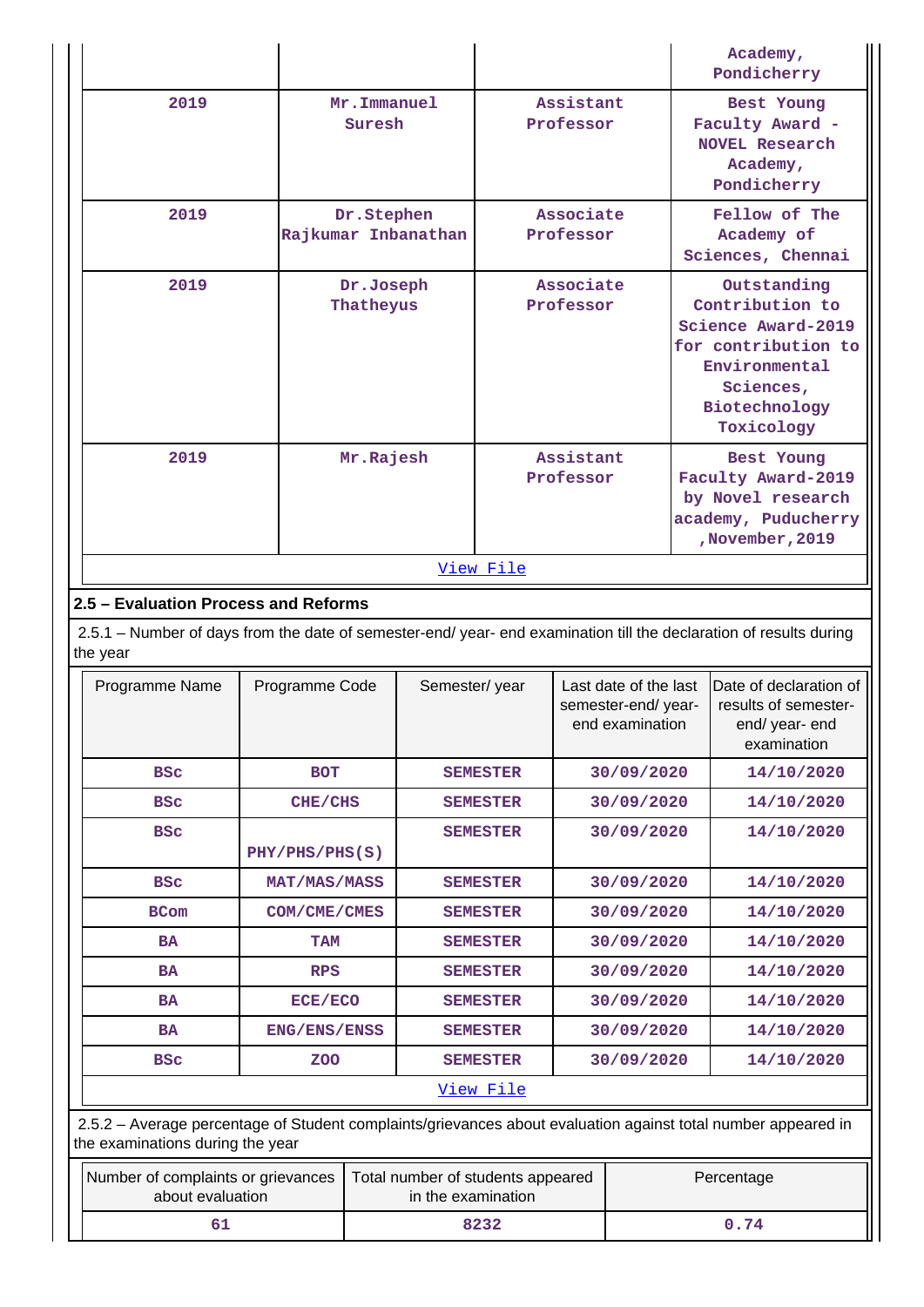| | | | Academy, Pondicherry |
|---|---|---|---|
| 2019 | Mr.Immanuel Suresh | Assistant Professor | Best Young Faculty Award - NOVEL Research Academy, Pondicherry |
| 2019 | Dr.Stephen Rajkumar Inbanathan | Associate Professor | Fellow of The Academy of Sciences, Chennai |
| 2019 | Dr.Joseph Thatheyus | Associate Professor | Outstanding Contribution to Science Award-2019 for contribution to Environmental Sciences, Biotechnology Toxicology |
| 2019 | Mr.Rajesh | Assistant Professor | Best Young Faculty Award-2019 by Novel research academy, Puducherry ,November,2019 |

View File

## 2.5 – Evaluation Process and Reforms

2.5.1 – Number of days from the date of semester-end/ year- end examination till the declaration of results during the year

| Programme Name | Programme Code | Semester/ year | Last date of the last semester-end/ year- end examination | Date of declaration of results of semester- end/ year- end examination |
|---|---|---|---|---|
| BSc | BOT | SEMESTER | 30/09/2020 | 14/10/2020 |
| BSc | CHE/CHS | SEMESTER | 30/09/2020 | 14/10/2020 |
| BSc | PHY/PHS/PHS(S) | SEMESTER | 30/09/2020 | 14/10/2020 |
| BSc | MAT/MAS/MASS | SEMESTER | 30/09/2020 | 14/10/2020 |
| BCom | COM/CME/CMES | SEMESTER | 30/09/2020 | 14/10/2020 |
| BA | TAM | SEMESTER | 30/09/2020 | 14/10/2020 |
| BA | RPS | SEMESTER | 30/09/2020 | 14/10/2020 |
| BA | ECE/ECO | SEMESTER | 30/09/2020 | 14/10/2020 |
| BA | ENG/ENS/ENSS | SEMESTER | 30/09/2020 | 14/10/2020 |
| BSc | ZOO | SEMESTER | 30/09/2020 | 14/10/2020 |

View File

2.5.2 – Average percentage of Student complaints/grievances about evaluation against total number appeared in the examinations during the year

| Number of complaints or grievances about evaluation | Total number of students appeared in the examination | Percentage |
|---|---|---|
| 61 | 8232 | 0.74 |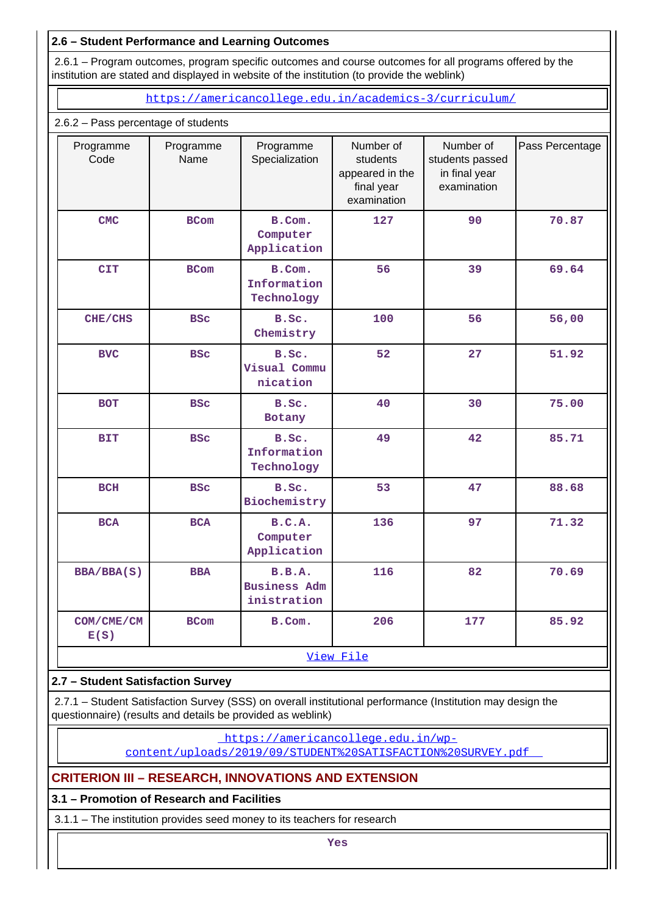**2.6 – Student Performance and Learning Outcomes**

2.6.1 – Program outcomes, program specific outcomes and course outcomes for all programs offered by the institution are stated and displayed in website of the institution (to provide the weblink)

https://americancollege.edu.in/academics-3/curriculum/

2.6.2 – Pass percentage of students

| Programme Code | Programme Name | Programme Specialization | Number of students appeared in the final year examination | Number of students passed in final year examination | Pass Percentage |
|---|---|---|---|---|---|
| CMC | BCom | B.Com. Computer Application | 127 | 90 | 70.87 |
| CIT | BCom | B.Com. Information Technology | 56 | 39 | 69.64 |
| CHE/CHS | BSc | B.Sc. Chemistry | 100 | 56 | 56,00 |
| BVC | BSc | B.Sc. Visual Communication | 52 | 27 | 51.92 |
| BOT | BSc | B.Sc. Botany | 40 | 30 | 75.00 |
| BIT | BSc | B.Sc. Information Technology | 49 | 42 | 85.71 |
| BCH | BSc | B.Sc. Biochemistry | 53 | 47 | 88.68 |
| BCA | BCA | B.C.A. Computer Application | 136 | 97 | 71.32 |
| BBA/BBA(S) | BBA | B.B.A. Business Administration | 116 | 82 | 70.69 |
| COM/CME/CME(S) | BCom | B.Com. | 206 | 177 | 85.92 |

View File

**2.7 – Student Satisfaction Survey**

2.7.1 – Student Satisfaction Survey (SSS) on overall institutional performance (Institution may design the questionnaire) (results and details be provided as weblink)

https://americancollege.edu.in/wp-content/uploads/2019/09/STUDENT%20SATISFACTION%20SURVEY.pdf

**CRITERION III – RESEARCH, INNOVATIONS AND EXTENSION**

**3.1 – Promotion of Research and Facilities**

3.1.1 – The institution provides seed money to its teachers for research

Yes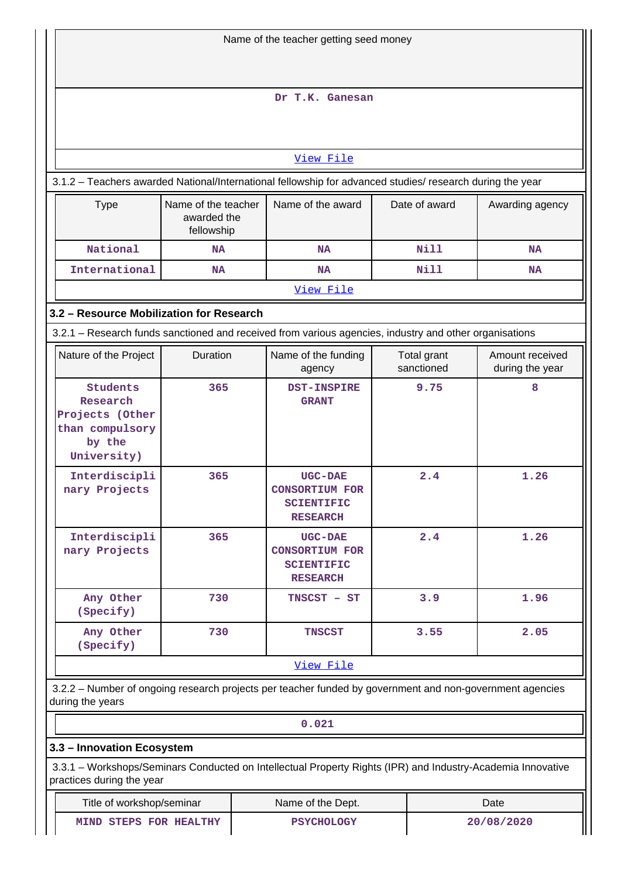| Name of the teacher getting seed money |
|---|
| Dr T.K. Ganesan |
| View File |

3.1.2 – Teachers awarded National/International fellowship for advanced studies/ research during the year

| Type | Name of the teacher awarded the fellowship | Name of the award | Date of award | Awarding agency |
|---|---|---|---|---|
| National | NA | NA | Nill | NA |
| International | NA | NA | Nill | NA |
| View File | | | | |

### 3.2 – Resource Mobilization for Research

3.2.1 – Research funds sanctioned and received from various agencies, industry and other organisations

| Nature of the Project | Duration | Name of the funding agency | Total grant sanctioned | Amount received during the year |
|---|---|---|---|---|
| Students Research Projects (Other than compulsory by the University) | 365 | DST-INSPIRE GRANT | 9.75 | 8 |
| Interdisciplinary Projects | 365 | UGC-DAE CONSORTIUM FOR SCIENTIFIC RESEARCH | 2.4 | 1.26 |
| Interdisciplinary Projects | 365 | UGC-DAE CONSORTIUM FOR SCIENTIFIC RESEARCH | 2.4 | 1.26 |
| Any Other (Specify) | 730 | TNSCST - ST | 3.9 | 1.96 |
| Any Other (Specify) | 730 | TNSCST | 3.55 | 2.05 |
| View File | | | | |

3.2.2 – Number of ongoing research projects per teacher funded by government and non-government agencies during the years

| 0.021 |
|---|

### 3.3 – Innovation Ecosystem

3.3.1 – Workshops/Seminars Conducted on Intellectual Property Rights (IPR) and Industry-Academia Innovative practices during the year

| Title of workshop/seminar | Name of the Dept. | Date |
|---|---|---|
| MIND STEPS FOR HEALTHY | PSYCHOLOGY | 20/08/2020 |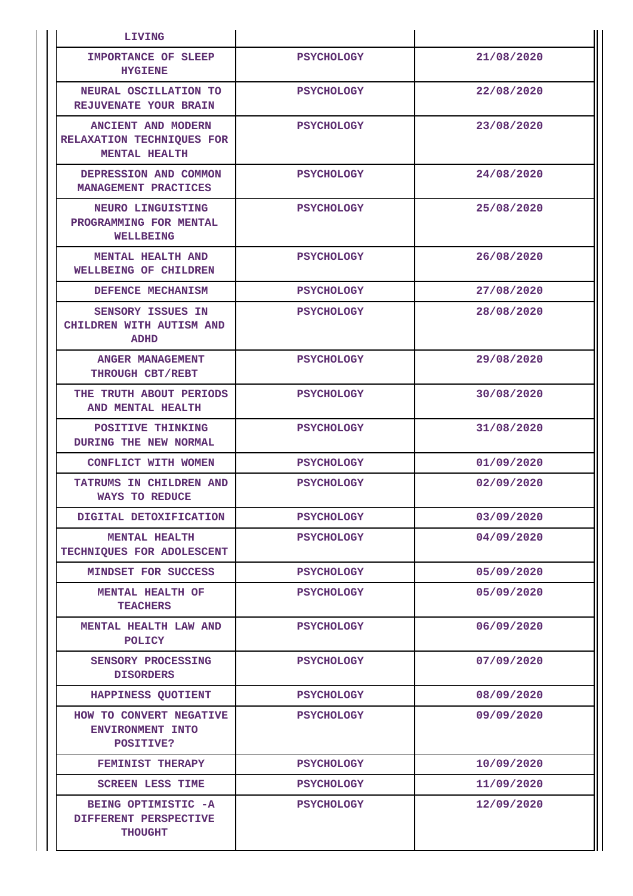| | | |
|---|---|---|
| LIVING | | |
| IMPORTANCE OF SLEEP HYGIENE | PSYCHOLOGY | 21/08/2020 |
| NEURAL OSCILLATION TO REJUVENATE YOUR BRAIN | PSYCHOLOGY | 22/08/2020 |
| ANCIENT AND MODERN RELAXATION TECHNIQUES FOR MENTAL HEALTH | PSYCHOLOGY | 23/08/2020 |
| DEPRESSION AND COMMON MANAGEMENT PRACTICES | PSYCHOLOGY | 24/08/2020 |
| NEURO LINGUISTING PROGRAMMING FOR MENTAL WELLBEING | PSYCHOLOGY | 25/08/2020 |
| MENTAL HEALTH AND WELLBEING OF CHILDREN | PSYCHOLOGY | 26/08/2020 |
| DEFENCE MECHANISM | PSYCHOLOGY | 27/08/2020 |
| SENSORY ISSUES IN CHILDREN WITH AUTISM AND ADHD | PSYCHOLOGY | 28/08/2020 |
| ANGER MANAGEMENT THROUGH CBT/REBT | PSYCHOLOGY | 29/08/2020 |
| THE TRUTH ABOUT PERIODS AND MENTAL HEALTH | PSYCHOLOGY | 30/08/2020 |
| POSITIVE THINKING DURING THE NEW NORMAL | PSYCHOLOGY | 31/08/2020 |
| CONFLICT WITH WOMEN | PSYCHOLOGY | 01/09/2020 |
| TATRUMS IN CHILDREN AND WAYS TO REDUCE | PSYCHOLOGY | 02/09/2020 |
| DIGITAL DETOXIFICATION | PSYCHOLOGY | 03/09/2020 |
| MENTAL HEALTH TECHNIQUES FOR ADOLESCENT | PSYCHOLOGY | 04/09/2020 |
| MINDSET FOR SUCCESS | PSYCHOLOGY | 05/09/2020 |
| MENTAL HEALTH OF TEACHERS | PSYCHOLOGY | 05/09/2020 |
| MENTAL HEALTH LAW AND POLICY | PSYCHOLOGY | 06/09/2020 |
| SENSORY PROCESSING DISORDERS | PSYCHOLOGY | 07/09/2020 |
| HAPPINESS QUOTIENT | PSYCHOLOGY | 08/09/2020 |
| HOW TO CONVERT NEGATIVE ENVIRONMENT INTO POSITIVE? | PSYCHOLOGY | 09/09/2020 |
| FEMINIST THERAPY | PSYCHOLOGY | 10/09/2020 |
| SCREEN LESS TIME | PSYCHOLOGY | 11/09/2020 |
| BEING OPTIMISTIC -A DIFFERENT PERSPECTIVE THOUGHT | PSYCHOLOGY | 12/09/2020 |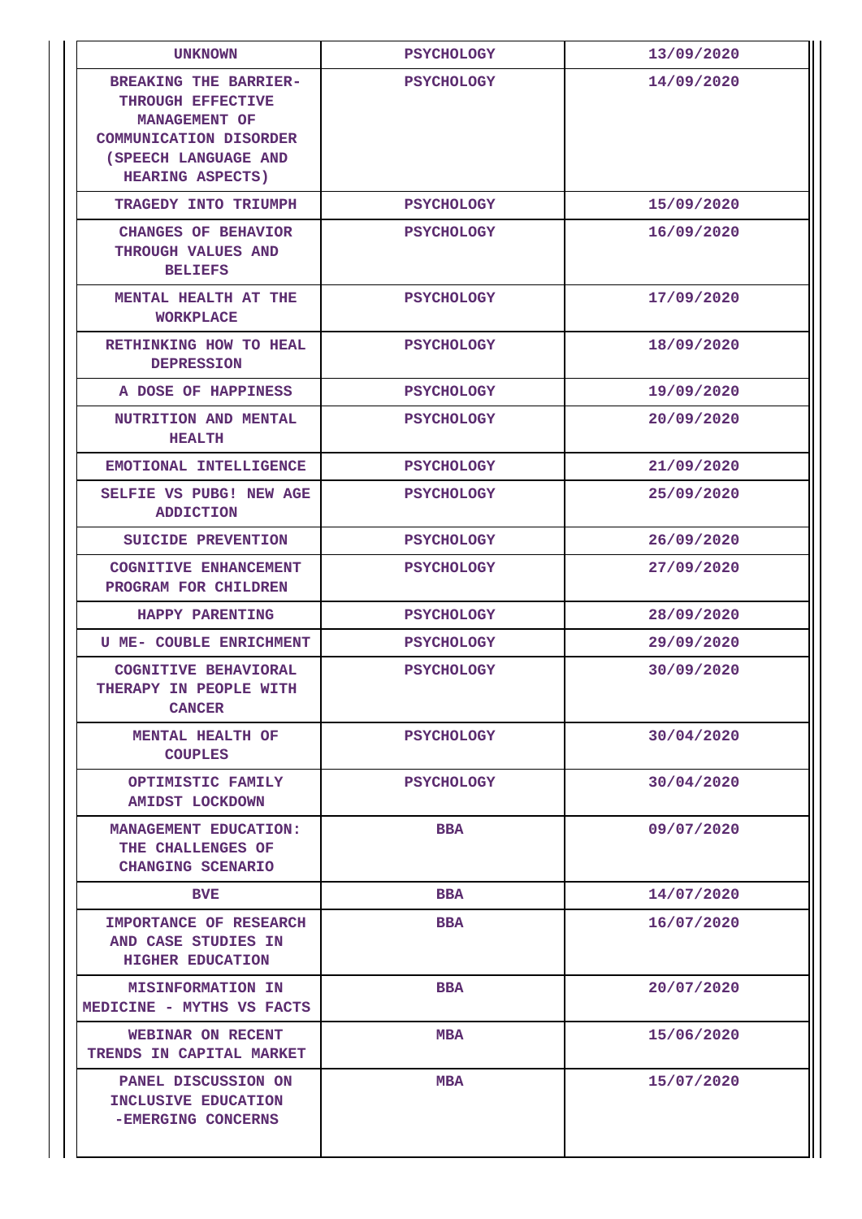| UNKNOWN | PSYCHOLOGY | 13/09/2020 |
|---|---|---|
| BREAKING THE BARRIER- THROUGH EFFECTIVE MANAGEMENT OF COMMUNICATION DISORDER (SPEECH LANGUAGE AND HEARING ASPECTS) | PSYCHOLOGY | 14/09/2020 |
| TRAGEDY INTO TRIUMPH | PSYCHOLOGY | 15/09/2020 |
| CHANGES OF BEHAVIOR THROUGH VALUES AND BELIEFS | PSYCHOLOGY | 16/09/2020 |
| MENTAL HEALTH AT THE WORKPLACE | PSYCHOLOGY | 17/09/2020 |
| RETHINKING HOW TO HEAL DEPRESSION | PSYCHOLOGY | 18/09/2020 |
| A DOSE OF HAPPINESS | PSYCHOLOGY | 19/09/2020 |
| NUTRITION AND MENTAL HEALTH | PSYCHOLOGY | 20/09/2020 |
| EMOTIONAL INTELLIGENCE | PSYCHOLOGY | 21/09/2020 |
| SELFIE VS PUBG! NEW AGE ADDICTION | PSYCHOLOGY | 25/09/2020 |
| SUICIDE PREVENTION | PSYCHOLOGY | 26/09/2020 |
| COGNITIVE ENHANCEMENT PROGRAM FOR CHILDREN | PSYCHOLOGY | 27/09/2020 |
| HAPPY PARENTING | PSYCHOLOGY | 28/09/2020 |
| U ME- COUBLE ENRICHMENT | PSYCHOLOGY | 29/09/2020 |
| COGNITIVE BEHAVIORAL THERAPY IN PEOPLE WITH CANCER | PSYCHOLOGY | 30/09/2020 |
| MENTAL HEALTH OF COUPLES | PSYCHOLOGY | 30/04/2020 |
| OPTIMISTIC FAMILY AMIDST LOCKDOWN | PSYCHOLOGY | 30/04/2020 |
| MANAGEMENT EDUCATION: THE CHALLENGES OF CHANGING SCENARIO | BBA | 09/07/2020 |
| BVE | BBA | 14/07/2020 |
| IMPORTANCE OF RESEARCH AND CASE STUDIES IN HIGHER EDUCATION | BBA | 16/07/2020 |
| MISINFORMATION IN MEDICINE - MYTHS VS FACTS | BBA | 20/07/2020 |
| WEBINAR ON RECENT TRENDS IN CAPITAL MARKET | MBA | 15/06/2020 |
| PANEL DISCUSSION ON INCLUSIVE EDUCATION -EMERGING CONCERNS | MBA | 15/07/2020 |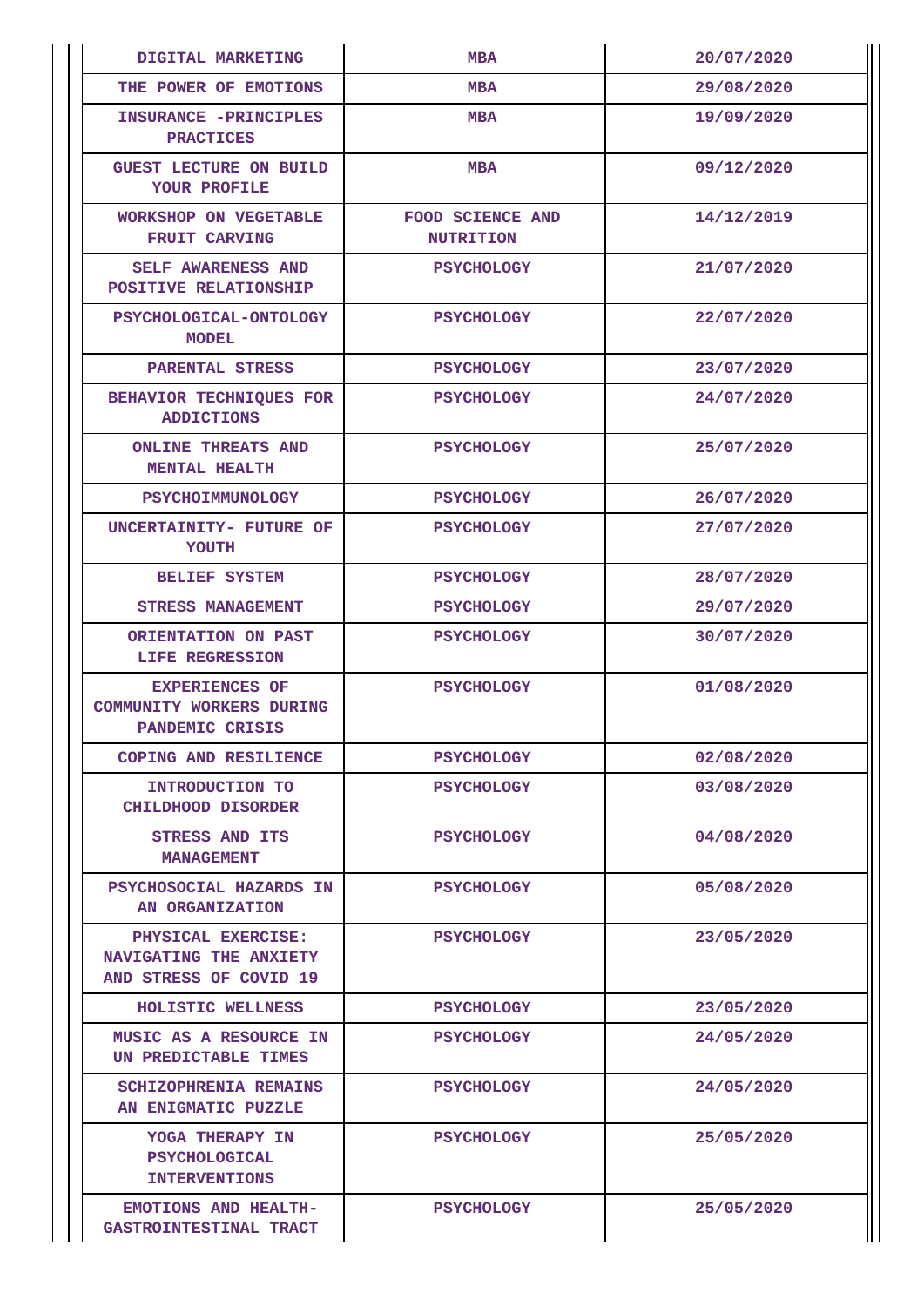| DIGITAL MARKETING | MBA | 20/07/2020 |
|---|---|---|
| THE POWER OF EMOTIONS | MBA | 29/08/2020 |
| INSURANCE -PRINCIPLES PRACTICES | MBA | 19/09/2020 |
| GUEST LECTURE ON BUILD YOUR PROFILE | MBA | 09/12/2020 |
| WORKSHOP ON VEGETABLE FRUIT CARVING | FOOD SCIENCE AND NUTRITION | 14/12/2019 |
| SELF AWARENESS AND POSITIVE RELATIONSHIP | PSYCHOLOGY | 21/07/2020 |
| PSYCHOLOGICAL-ONTOLOGY MODEL | PSYCHOLOGY | 22/07/2020 |
| PARENTAL STRESS | PSYCHOLOGY | 23/07/2020 |
| BEHAVIOR TECHNIQUES FOR ADDICTIONS | PSYCHOLOGY | 24/07/2020 |
| ONLINE THREATS AND MENTAL HEALTH | PSYCHOLOGY | 25/07/2020 |
| PSYCHOIMMUNOLOGY | PSYCHOLOGY | 26/07/2020 |
| UNCERTAINITY- FUTURE OF YOUTH | PSYCHOLOGY | 27/07/2020 |
| BELIEF SYSTEM | PSYCHOLOGY | 28/07/2020 |
| STRESS MANAGEMENT | PSYCHOLOGY | 29/07/2020 |
| ORIENTATION ON PAST LIFE REGRESSION | PSYCHOLOGY | 30/07/2020 |
| EXPERIENCES OF COMMUNITY WORKERS DURING PANDEMIC CRISIS | PSYCHOLOGY | 01/08/2020 |
| COPING AND RESILIENCE | PSYCHOLOGY | 02/08/2020 |
| INTRODUCTION TO CHILDHOOD DISORDER | PSYCHOLOGY | 03/08/2020 |
| STRESS AND ITS MANAGEMENT | PSYCHOLOGY | 04/08/2020 |
| PSYCHOSOCIAL HAZARDS IN AN ORGANIZATION | PSYCHOLOGY | 05/08/2020 |
| PHYSICAL EXERCISE: NAVIGATING THE ANXIETY AND STRESS OF COVID 19 | PSYCHOLOGY | 23/05/2020 |
| HOLISTIC WELLNESS | PSYCHOLOGY | 23/05/2020 |
| MUSIC AS A RESOURCE IN UN PREDICTABLE TIMES | PSYCHOLOGY | 24/05/2020 |
| SCHIZOPHRENIA REMAINS AN ENIGMATIC PUZZLE | PSYCHOLOGY | 24/05/2020 |
| YOGA THERAPY IN PSYCHOLOGICAL INTERVENTIONS | PSYCHOLOGY | 25/05/2020 |
| EMOTIONS AND HEALTH- GASTROINTESTINAL TRACT | PSYCHOLOGY | 25/05/2020 |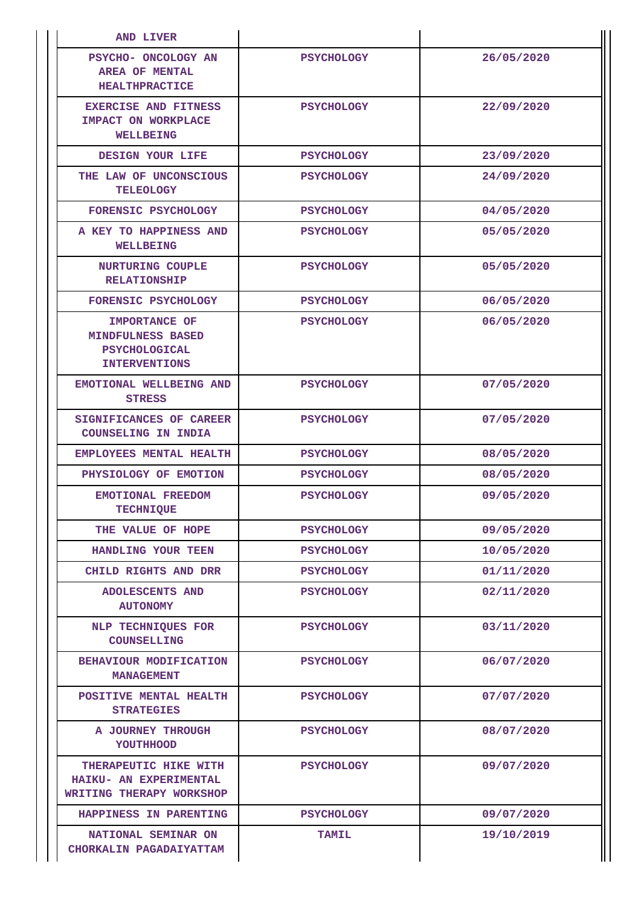| AND LIVER | | |
|---|---|---|
| PSYCHO- ONCOLOGY AN AREA OF MENTAL HEALTHPRACTICE | PSYCHOLOGY | 26/05/2020 |
| EXERCISE AND FITNESS IMPACT ON WORKPLACE WELLBEING | PSYCHOLOGY | 22/09/2020 |
| DESIGN YOUR LIFE | PSYCHOLOGY | 23/09/2020 |
| THE LAW OF UNCONSCIOUS TELEOLOGY | PSYCHOLOGY | 24/09/2020 |
| FORENSIC PSYCHOLOGY | PSYCHOLOGY | 04/05/2020 |
| A KEY TO HAPPINESS AND WELLBEING | PSYCHOLOGY | 05/05/2020 |
| NURTURING COUPLE RELATIONSHIP | PSYCHOLOGY | 05/05/2020 |
| FORENSIC PSYCHOLOGY | PSYCHOLOGY | 06/05/2020 |
| IMPORTANCE OF MINDFULNESS BASED PSYCHOLOGICAL INTERVENTIONS | PSYCHOLOGY | 06/05/2020 |
| EMOTIONAL WELLBEING AND STRESS | PSYCHOLOGY | 07/05/2020 |
| SIGNIFICANCES OF CAREER COUNSELING IN INDIA | PSYCHOLOGY | 07/05/2020 |
| EMPLOYEES MENTAL HEALTH | PSYCHOLOGY | 08/05/2020 |
| PHYSIOLOGY OF EMOTION | PSYCHOLOGY | 08/05/2020 |
| EMOTIONAL FREEDOM TECHNIQUE | PSYCHOLOGY | 09/05/2020 |
| THE VALUE OF HOPE | PSYCHOLOGY | 09/05/2020 |
| HANDLING YOUR TEEN | PSYCHOLOGY | 10/05/2020 |
| CHILD RIGHTS AND DRR | PSYCHOLOGY | 01/11/2020 |
| ADOLESCENTS AND AUTONOMY | PSYCHOLOGY | 02/11/2020 |
| NLP TECHNIQUES FOR COUNSELLING | PSYCHOLOGY | 03/11/2020 |
| BEHAVIOUR MODIFICATION MANAGEMENT | PSYCHOLOGY | 06/07/2020 |
| POSITIVE MENTAL HEALTH STRATEGIES | PSYCHOLOGY | 07/07/2020 |
| A JOURNEY THROUGH YOUTHHOOD | PSYCHOLOGY | 08/07/2020 |
| THERAPEUTIC HIKE WITH HAIKU- AN EXPERIMENTAL WRITING THERAPY WORKSHOP | PSYCHOLOGY | 09/07/2020 |
| HAPPINESS IN PARENTING | PSYCHOLOGY | 09/07/2020 |
| NATIONAL SEMINAR ON CHORKALIN PAGADAIYATTAM | TAMIL | 19/10/2019 |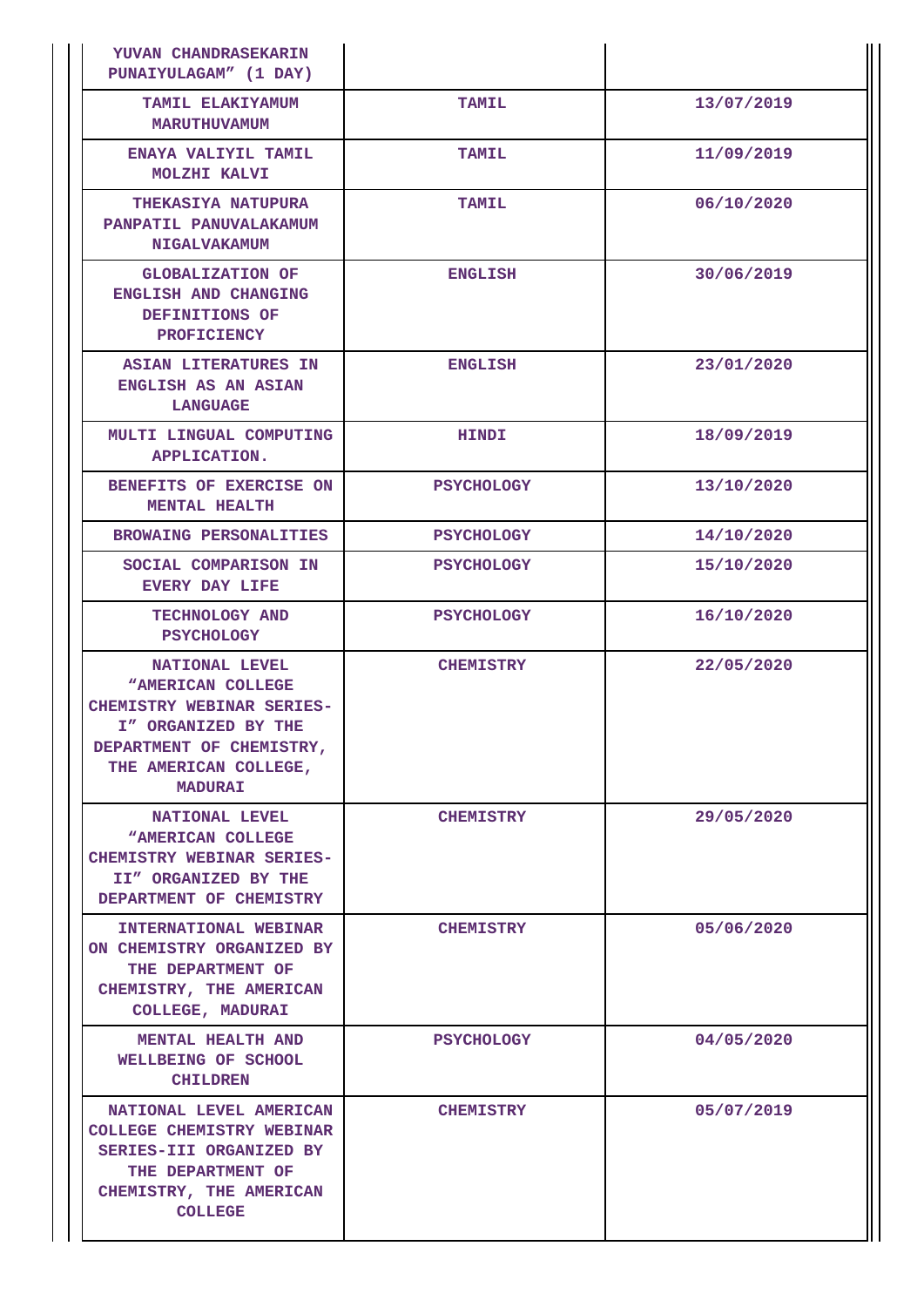| | | |
|---|---|---|
| YUVAN CHANDRASEKARIN PUNAIYULAGAM" (1 DAY) | | |
| TAMIL ELAKIYAMUM MARUTHUVAMUM | TAMIL | 13/07/2019 |
| ENAYA VALIYIL TAMIL MOLZHI KALVI | TAMIL | 11/09/2019 |
| THEKASIYA NATUPURA PANPATIL PANUVALAKAMUM NIGALVAKAMUM | TAMIL | 06/10/2020 |
| GLOBALIZATION OF ENGLISH AND CHANGING DEFINITIONS OF PROFICIENCY | ENGLISH | 30/06/2019 |
| ASIAN LITERATURES IN ENGLISH AS AN ASIAN LANGUAGE | ENGLISH | 23/01/2020 |
| MULTI LINGUAL COMPUTING APPLICATION. | HINDI | 18/09/2019 |
| BENEFITS OF EXERCISE ON MENTAL HEALTH | PSYCHOLOGY | 13/10/2020 |
| BROWAING PERSONALITIES | PSYCHOLOGY | 14/10/2020 |
| SOCIAL COMPARISON IN EVERY DAY LIFE | PSYCHOLOGY | 15/10/2020 |
| TECHNOLOGY AND PSYCHOLOGY | PSYCHOLOGY | 16/10/2020 |
| NATIONAL LEVEL "AMERICAN COLLEGE CHEMISTRY WEBINAR SERIES-I" ORGANIZED BY THE DEPARTMENT OF CHEMISTRY, THE AMERICAN COLLEGE, MADURAI | CHEMISTRY | 22/05/2020 |
| NATIONAL LEVEL "AMERICAN COLLEGE CHEMISTRY WEBINAR SERIES-II" ORGANIZED BY THE DEPARTMENT OF CHEMISTRY | CHEMISTRY | 29/05/2020 |
| INTERNATIONAL WEBINAR ON CHEMISTRY ORGANIZED BY THE DEPARTMENT OF CHEMISTRY, THE AMERICAN COLLEGE, MADURAI | CHEMISTRY | 05/06/2020 |
| MENTAL HEALTH AND WELLBEING OF SCHOOL CHILDREN | PSYCHOLOGY | 04/05/2020 |
| NATIONAL LEVEL AMERICAN COLLEGE CHEMISTRY WEBINAR SERIES-III ORGANIZED BY THE DEPARTMENT OF CHEMISTRY, THE AMERICAN COLLEGE | CHEMISTRY | 05/07/2019 |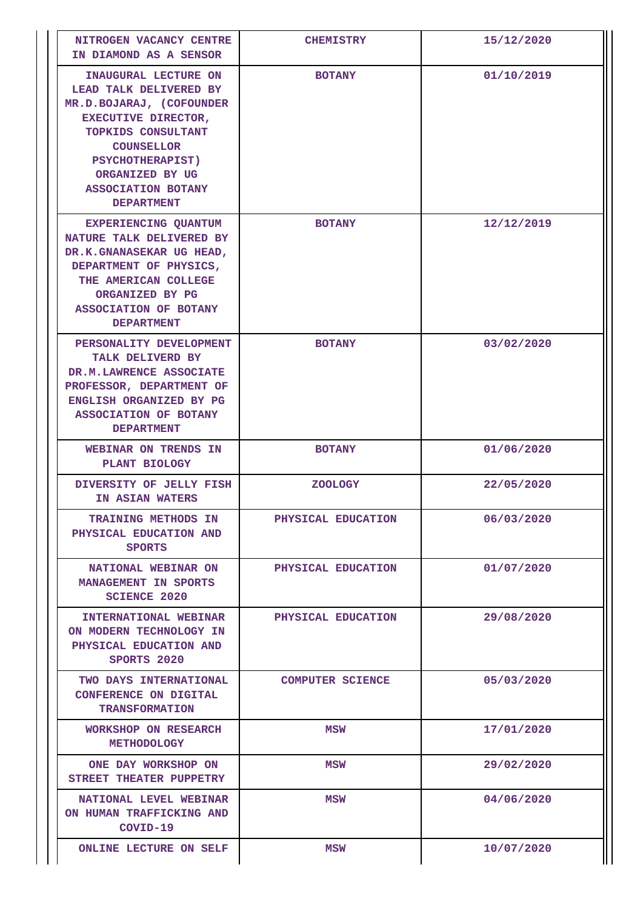| NITROGEN VACANCY CENTRE IN DIAMOND AS A SENSOR | CHEMISTRY | 15/12/2020 |
|---|---|---|
| INAUGURAL LECTURE ON LEAD TALK DELIVERED BY MR.D.BOJARAJ, (COFOUNDER EXECUTIVE DIRECTOR, TOPKIDS CONSULTANT COUNSELLOR PSYCHOTHERAPIST) ORGANIZED BY UG ASSOCIATION BOTANY DEPARTMENT | BOTANY | 01/10/2019 |
| EXPERIENCING QUANTUM NATURE TALK DELIVERED BY DR.K.GNANASEKAR UG HEAD, DEPARTMENT OF PHYSICS, THE AMERICAN COLLEGE ORGANIZED BY PG ASSOCIATION OF BOTANY DEPARTMENT | BOTANY | 12/12/2019 |
| PERSONALITY DEVELOPMENT TALK DELIVERD BY DR.M.LAWRENCE ASSOCIATE PROFESSOR, DEPARTMENT OF ENGLISH ORGANIZED BY PG ASSOCIATION OF BOTANY DEPARTMENT | BOTANY | 03/02/2020 |
| WEBINAR ON TRENDS IN PLANT BIOLOGY | BOTANY | 01/06/2020 |
| DIVERSITY OF JELLY FISH IN ASIAN WATERS | ZOOLOGY | 22/05/2020 |
| TRAINING METHODS IN PHYSICAL EDUCATION AND SPORTS | PHYSICAL EDUCATION | 06/03/2020 |
| NATIONAL WEBINAR ON MANAGEMENT IN SPORTS SCIENCE 2020 | PHYSICAL EDUCATION | 01/07/2020 |
| INTERNATIONAL WEBINAR ON MODERN TECHNOLOGY IN PHYSICAL EDUCATION AND SPORTS 2020 | PHYSICAL EDUCATION | 29/08/2020 |
| TWO DAYS INTERNATIONAL CONFERENCE ON DIGITAL TRANSFORMATION | COMPUTER SCIENCE | 05/03/2020 |
| WORKSHOP ON RESEARCH METHODOLOGY | MSW | 17/01/2020 |
| ONE DAY WORKSHOP ON STREET THEATER PUPPETRY | MSW | 29/02/2020 |
| NATIONAL LEVEL WEBINAR ON HUMAN TRAFFICKING AND COVID-19 | MSW | 04/06/2020 |
| ONLINE LECTURE ON SELF | MSW | 10/07/2020 |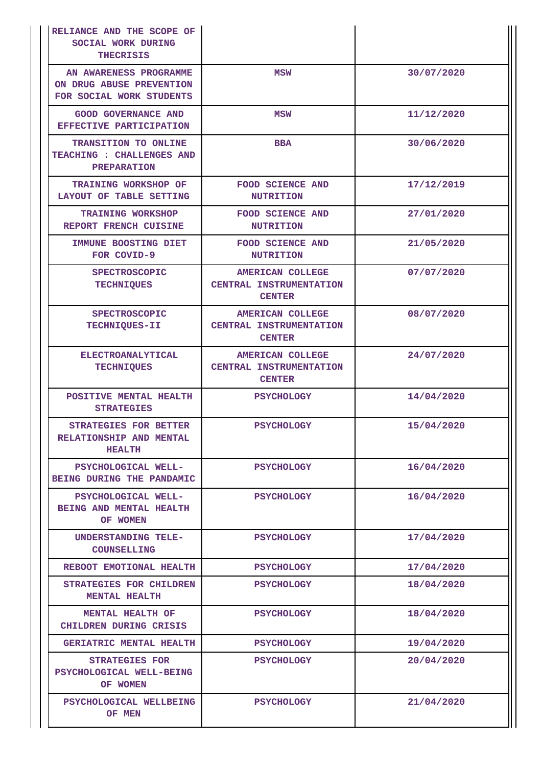| | | |
|---|---|---|
| RELIANCE AND THE SCOPE OF SOCIAL WORK DURING THECRISIS | | |
| AN AWARENESS PROGRAMME ON DRUG ABUSE PREVENTION FOR SOCIAL WORK STUDENTS | MSW | 30/07/2020 |
| GOOD GOVERNANCE AND EFFECTIVE PARTICIPATION | MSW | 11/12/2020 |
| TRANSITION TO ONLINE TEACHING : CHALLENGES AND PREPARATION | BBA | 30/06/2020 |
| TRAINING WORKSHOP OF LAYOUT OF TABLE SETTING | FOOD SCIENCE AND NUTRITION | 17/12/2019 |
| TRAINING WORKSHOP REPORT FRENCH CUISINE | FOOD SCIENCE AND NUTRITION | 27/01/2020 |
| IMMUNE BOOSTING DIET FOR COVID-9 | FOOD SCIENCE AND NUTRITION | 21/05/2020 |
| SPECTROSCOPIC TECHNIQUES | AMERICAN COLLEGE CENTRAL INSTRUMENTATION CENTER | 07/07/2020 |
| SPECTROSCOPIC TECHNIQUES-II | AMERICAN COLLEGE CENTRAL INSTRUMENTATION CENTER | 08/07/2020 |
| ELECTROANALYTICAL TECHNIQUES | AMERICAN COLLEGE CENTRAL INSTRUMENTATION CENTER | 24/07/2020 |
| POSITIVE MENTAL HEALTH STRATEGIES | PSYCHOLOGY | 14/04/2020 |
| STRATEGIES FOR BETTER RELATIONSHIP AND MENTAL HEALTH | PSYCHOLOGY | 15/04/2020 |
| PSYCHOLOGICAL WELL-BEING DURING THE PANDAMIC | PSYCHOLOGY | 16/04/2020 |
| PSYCHOLOGICAL WELL-BEING AND MENTAL HEALTH OF WOMEN | PSYCHOLOGY | 16/04/2020 |
| UNDERSTANDING TELE-COUNSELLING | PSYCHOLOGY | 17/04/2020 |
| REBOOT EMOTIONAL HEALTH | PSYCHOLOGY | 17/04/2020 |
| STRATEGIES FOR CHILDREN MENTAL HEALTH | PSYCHOLOGY | 18/04/2020 |
| MENTAL HEALTH OF CHILDREN DURING CRISIS | PSYCHOLOGY | 18/04/2020 |
| GERIATRIC MENTAL HEALTH | PSYCHOLOGY | 19/04/2020 |
| STRATEGIES FOR PSYCHOLOGICAL WELL-BEING OF WOMEN | PSYCHOLOGY | 20/04/2020 |
| PSYCHOLOGICAL WELLBEING OF MEN | PSYCHOLOGY | 21/04/2020 |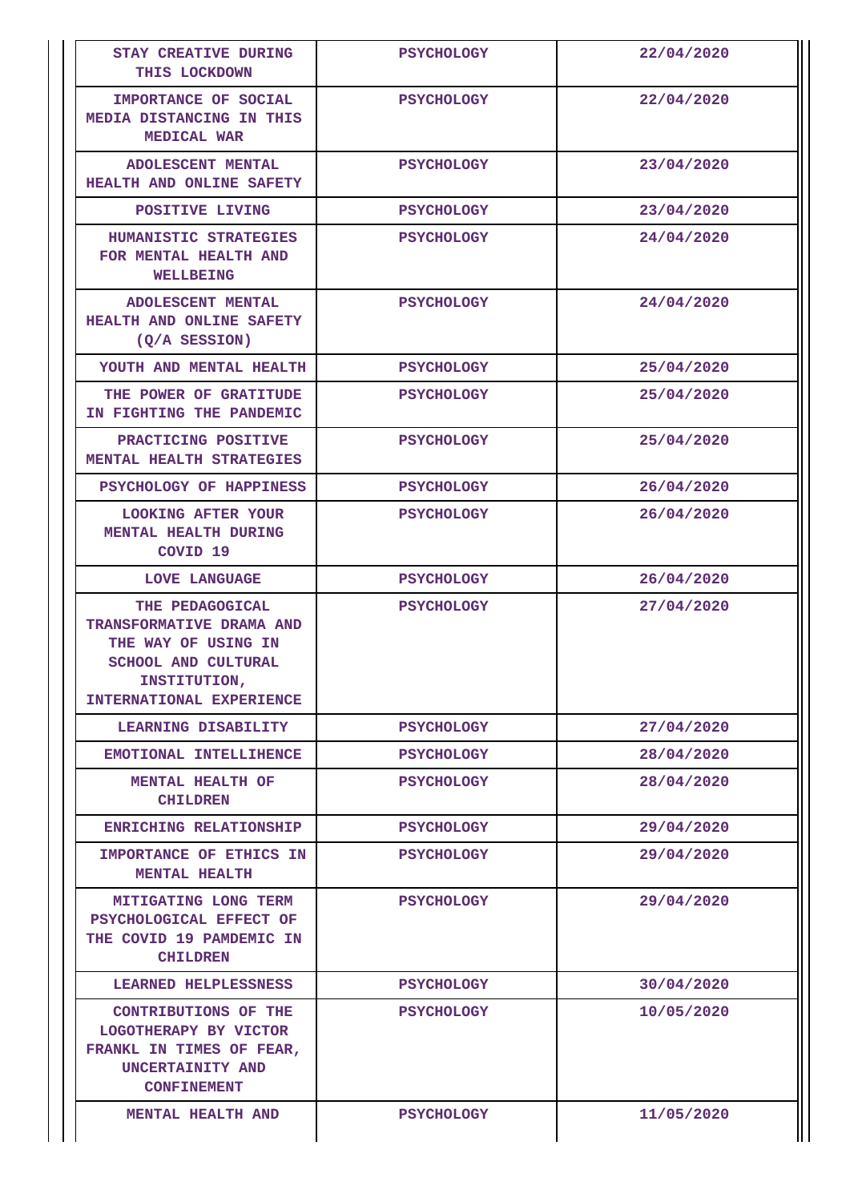| STAY CREATIVE DURING THIS LOCKDOWN | PSYCHOLOGY | 22/04/2020 |
|---|---|---|
| IMPORTANCE OF SOCIAL MEDIA DISTANCING IN THIS MEDICAL WAR | PSYCHOLOGY | 22/04/2020 |
| ADOLESCENT MENTAL HEALTH AND ONLINE SAFETY | PSYCHOLOGY | 23/04/2020 |
| POSITIVE LIVING | PSYCHOLOGY | 23/04/2020 |
| HUMANISTIC STRATEGIES FOR MENTAL HEALTH AND WELLBEING | PSYCHOLOGY | 24/04/2020 |
| ADOLESCENT MENTAL HEALTH AND ONLINE SAFETY (Q/A SESSION) | PSYCHOLOGY | 24/04/2020 |
| YOUTH AND MENTAL HEALTH | PSYCHOLOGY | 25/04/2020 |
| THE POWER OF GRATITUDE IN FIGHTING THE PANDEMIC | PSYCHOLOGY | 25/04/2020 |
| PRACTICING POSITIVE MENTAL HEALTH STRATEGIES | PSYCHOLOGY | 25/04/2020 |
| PSYCHOLOGY OF HAPPINESS | PSYCHOLOGY | 26/04/2020 |
| LOOKING AFTER YOUR MENTAL HEALTH DURING COVID 19 | PSYCHOLOGY | 26/04/2020 |
| LOVE LANGUAGE | PSYCHOLOGY | 26/04/2020 |
| THE PEDAGOGICAL TRANSFORMATIVE DRAMA AND THE WAY OF USING IN SCHOOL AND CULTURAL INSTITUTION, INTERNATIONAL EXPERIENCE | PSYCHOLOGY | 27/04/2020 |
| LEARNING DISABILITY | PSYCHOLOGY | 27/04/2020 |
| EMOTIONAL INTELLIHENCE | PSYCHOLOGY | 28/04/2020 |
| MENTAL HEALTH OF CHILDREN | PSYCHOLOGY | 28/04/2020 |
| ENRICHING RELATIONSHIP | PSYCHOLOGY | 29/04/2020 |
| IMPORTANCE OF ETHICS IN MENTAL HEALTH | PSYCHOLOGY | 29/04/2020 |
| MITIGATING LONG TERM PSYCHOLOGICAL EFFECT OF THE COVID 19 PAMDEMIC IN CHILDREN | PSYCHOLOGY | 29/04/2020 |
| LEARNED HELPLESSNESS | PSYCHOLOGY | 30/04/2020 |
| CONTRIBUTIONS OF THE LOGOTHERAPY BY VICTOR FRANKL IN TIMES OF FEAR, UNCERTAINITY AND CONFINEMENT | PSYCHOLOGY | 10/05/2020 |
| MENTAL HEALTH AND | PSYCHOLOGY | 11/05/2020 |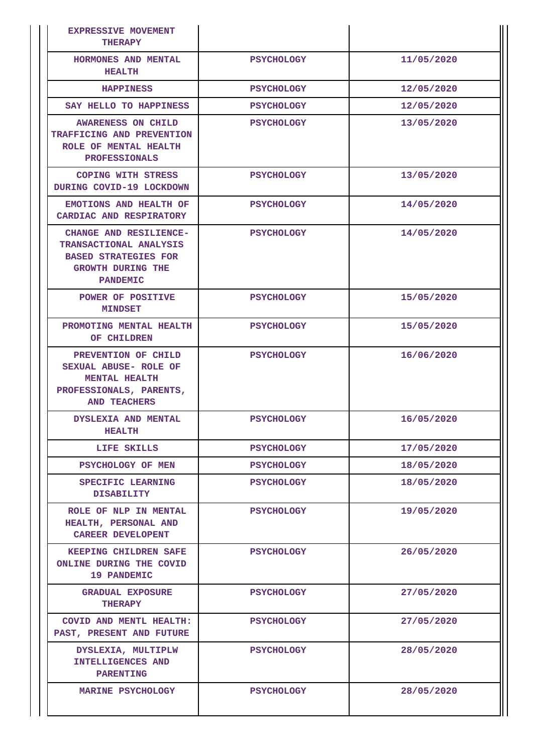| | | |
|---|---|---|
| EXPRESSIVE MOVEMENT THERAPY | | |
| HORMONES AND MENTAL HEALTH | PSYCHOLOGY | 11/05/2020 |
| HAPPINESS | PSYCHOLOGY | 12/05/2020 |
| SAY HELLO TO HAPPINESS | PSYCHOLOGY | 12/05/2020 |
| AWARENESS ON CHILD TRAFFICING AND PREVENTION ROLE OF MENTAL HEALTH PROFESSIONALS | PSYCHOLOGY | 13/05/2020 |
| COPING WITH STRESS DURING COVID-19 LOCKDOWN | PSYCHOLOGY | 13/05/2020 |
| EMOTIONS AND HEALTH OF CARDIAC AND RESPIRATORY | PSYCHOLOGY | 14/05/2020 |
| CHANGE AND RESILIENCE- TRANSACTIONAL ANALYSIS BASED STRATEGIES FOR GROWTH DURING THE PANDEMIC | PSYCHOLOGY | 14/05/2020 |
| POWER OF POSITIVE MINDSET | PSYCHOLOGY | 15/05/2020 |
| PROMOTING MENTAL HEALTH OF CHILDREN | PSYCHOLOGY | 15/05/2020 |
| PREVENTION OF CHILD SEXUAL ABUSE- ROLE OF MENTAL HEALTH PROFESSIONALS, PARENTS, AND TEACHERS | PSYCHOLOGY | 16/06/2020 |
| DYSLEXIA AND MENTAL HEALTH | PSYCHOLOGY | 16/05/2020 |
| LIFE SKILLS | PSYCHOLOGY | 17/05/2020 |
| PSYCHOLOGY OF MEN | PSYCHOLOGY | 18/05/2020 |
| SPECIFIC LEARNING DISABILITY | PSYCHOLOGY | 18/05/2020 |
| ROLE OF NLP IN MENTAL HEALTH, PERSONAL AND CAREER DEVELOPENT | PSYCHOLOGY | 19/05/2020 |
| KEEPING CHILDREN SAFE ONLINE DURING THE COVID 19 PANDEMIC | PSYCHOLOGY | 26/05/2020 |
| GRADUAL EXPOSURE THERAPY | PSYCHOLOGY | 27/05/2020 |
| COVID AND MENTL HEALTH: PAST, PRESENT AND FUTURE | PSYCHOLOGY | 27/05/2020 |
| DYSLEXIA, MULTIPLW INTELLIGENCES AND PARENTING | PSYCHOLOGY | 28/05/2020 |
| MARINE PSYCHOLOGY | PSYCHOLOGY | 28/05/2020 |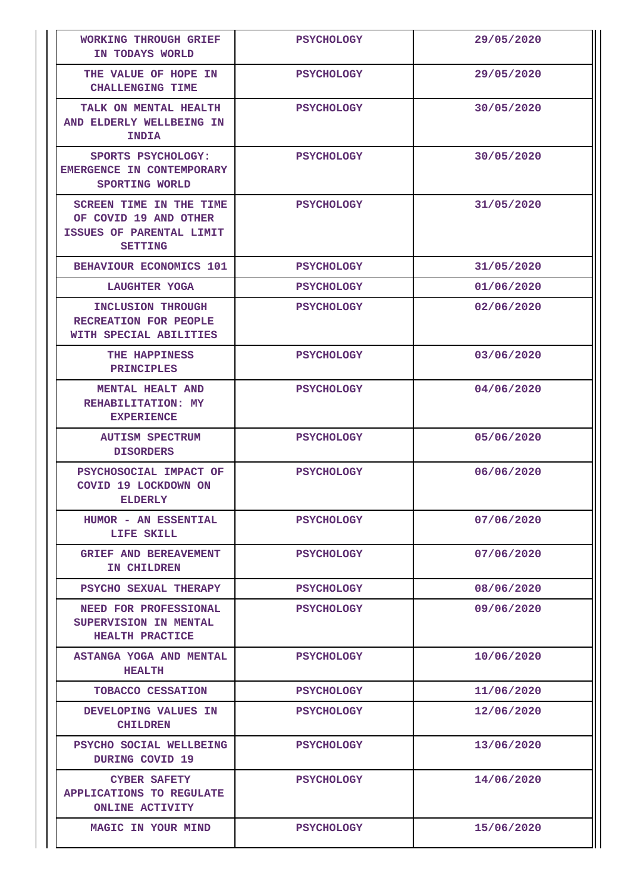| WORKING THROUGH GRIEF IN TODAYS WORLD | PSYCHOLOGY | 29/05/2020 |
|---|---|---|
| THE VALUE OF HOPE IN CHALLENGING TIME | PSYCHOLOGY | 29/05/2020 |
| TALK ON MENTAL HEALTH AND ELDERLY WELLBEING IN INDIA | PSYCHOLOGY | 30/05/2020 |
| SPORTS PSYCHOLOGY: EMERGENCE IN CONTEMPORARY SPORTING WORLD | PSYCHOLOGY | 30/05/2020 |
| SCREEN TIME IN THE TIME OF COVID 19 AND OTHER ISSUES OF PARENTAL LIMIT SETTING | PSYCHOLOGY | 31/05/2020 |
| BEHAVIOUR ECONOMICS 101 | PSYCHOLOGY | 31/05/2020 |
| LAUGHTER YOGA | PSYCHOLOGY | 01/06/2020 |
| INCLUSION THROUGH RECREATION FOR PEOPLE WITH SPECIAL ABILITIES | PSYCHOLOGY | 02/06/2020 |
| THE HAPPINESS PRINCIPLES | PSYCHOLOGY | 03/06/2020 |
| MENTAL HEALT AND REHABILITATION: MY EXPERIENCE | PSYCHOLOGY | 04/06/2020 |
| AUTISM SPECTRUM DISORDERS | PSYCHOLOGY | 05/06/2020 |
| PSYCHOSOCIAL IMPACT OF COVID 19 LOCKDOWN ON ELDERLY | PSYCHOLOGY | 06/06/2020 |
| HUMOR - AN ESSENTIAL LIFE SKILL | PSYCHOLOGY | 07/06/2020 |
| GRIEF AND BEREAVEMENT IN CHILDREN | PSYCHOLOGY | 07/06/2020 |
| PSYCHO SEXUAL THERAPY | PSYCHOLOGY | 08/06/2020 |
| NEED FOR PROFESSIONAL SUPERVISION IN MENTAL HEALTH PRACTICE | PSYCHOLOGY | 09/06/2020 |
| ASTANGA YOGA AND MENTAL HEALTH | PSYCHOLOGY | 10/06/2020 |
| TOBACCO CESSATION | PSYCHOLOGY | 11/06/2020 |
| DEVELOPING VALUES IN CHILDREN | PSYCHOLOGY | 12/06/2020 |
| PSYCHO SOCIAL WELLBEING DURING COVID 19 | PSYCHOLOGY | 13/06/2020 |
| CYBER SAFETY APPLICATIONS TO REGULATE ONLINE ACTIVITY | PSYCHOLOGY | 14/06/2020 |
| MAGIC IN YOUR MIND | PSYCHOLOGY | 15/06/2020 |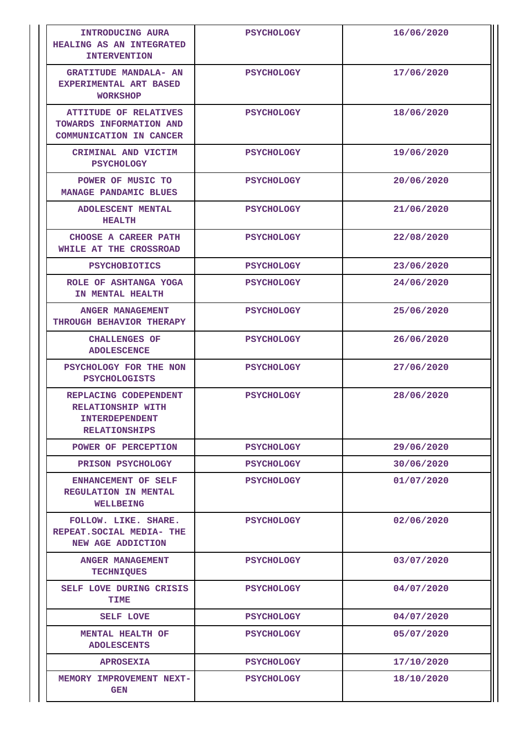| INTRODUCING AURA HEALING AS AN INTEGRATED INTERVENTION | PSYCHOLOGY | 16/06/2020 |
|---|---|---|
| GRATITUDE MANDALA- AN EXPERIMENTAL ART BASED WORKSHOP | PSYCHOLOGY | 17/06/2020 |
| ATTITUDE OF RELATIVES TOWARDS INFORMATION AND COMMUNICATION IN CANCER | PSYCHOLOGY | 18/06/2020 |
| CRIMINAL AND VICTIM PSYCHOLOGY | PSYCHOLOGY | 19/06/2020 |
| POWER OF MUSIC TO MANAGE PANDAMIC BLUES | PSYCHOLOGY | 20/06/2020 |
| ADOLESCENT MENTAL HEALTH | PSYCHOLOGY | 21/06/2020 |
| CHOOSE A CAREER PATH WHILE AT THE CROSSROAD | PSYCHOLOGY | 22/08/2020 |
| PSYCHOBIOTICS | PSYCHOLOGY | 23/06/2020 |
| ROLE OF ASHTANGA YOGA IN MENTAL HEALTH | PSYCHOLOGY | 24/06/2020 |
| ANGER MANAGEMENT THROUGH BEHAVIOR THERAPY | PSYCHOLOGY | 25/06/2020 |
| CHALLENGES OF ADOLESCENCE | PSYCHOLOGY | 26/06/2020 |
| PSYCHOLOGY FOR THE NON PSYCHOLOGISTS | PSYCHOLOGY | 27/06/2020 |
| REPLACING CODEPENDENT RELATIONSHIP WITH INTERDEPENDENT RELATIONSHIPS | PSYCHOLOGY | 28/06/2020 |
| POWER OF PERCEPTION | PSYCHOLOGY | 29/06/2020 |
| PRISON PSYCHOLOGY | PSYCHOLOGY | 30/06/2020 |
| ENHANCEMENT OF SELF REGULATION IN MENTAL WELLBEING | PSYCHOLOGY | 01/07/2020 |
| FOLLOW. LIKE. SHARE. REPEAT.SOCIAL MEDIA- THE NEW AGE ADDICTION | PSYCHOLOGY | 02/06/2020 |
| ANGER MANAGEMENT TECHNIQUES | PSYCHOLOGY | 03/07/2020 |
| SELF LOVE DURING CRISIS TIME | PSYCHOLOGY | 04/07/2020 |
| SELF LOVE | PSYCHOLOGY | 04/07/2020 |
| MENTAL HEALTH OF ADOLESCENTS | PSYCHOLOGY | 05/07/2020 |
| APROSEXIA | PSYCHOLOGY | 17/10/2020 |
| MEMORY IMPROVEMENT NEXT-GEN | PSYCHOLOGY | 18/10/2020 |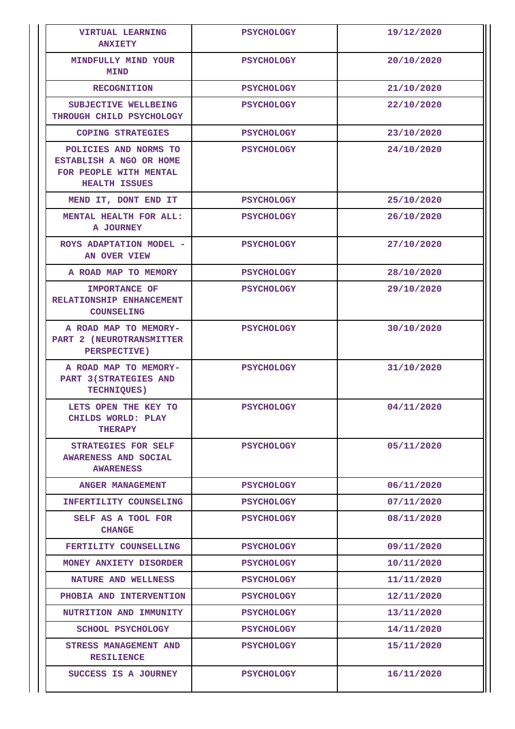| VIRTUAL LEARNING ANXIETY | PSYCHOLOGY | 19/12/2020 |
|---|---|---|
| MINDFULLY MIND YOUR MIND | PSYCHOLOGY | 20/10/2020 |
| RECOGNITION | PSYCHOLOGY | 21/10/2020 |
| SUBJECTIVE WELLBEING THROUGH CHILD PSYCHOLOGY | PSYCHOLOGY | 22/10/2020 |
| COPING STRATEGIES | PSYCHOLOGY | 23/10/2020 |
| POLICIES AND NORMS TO ESTABLISH A NGO OR HOME FOR PEOPLE WITH MENTAL HEALTH ISSUES | PSYCHOLOGY | 24/10/2020 |
| MEND IT, DONT END IT | PSYCHOLOGY | 25/10/2020 |
| MENTAL HEALTH FOR ALL: A JOURNEY | PSYCHOLOGY | 26/10/2020 |
| ROYS ADAPTATION MODEL - AN OVER VIEW | PSYCHOLOGY | 27/10/2020 |
| A ROAD MAP TO MEMORY | PSYCHOLOGY | 28/10/2020 |
| IMPORTANCE OF RELATIONSHIP ENHANCEMENT COUNSELING | PSYCHOLOGY | 29/10/2020 |
| A ROAD MAP TO MEMORY- PART 2 (NEUROTRANSMITTER PERSPECTIVE) | PSYCHOLOGY | 30/10/2020 |
| A ROAD MAP TO MEMORY- PART 3(STRATEGIES AND TECHNIQUES) | PSYCHOLOGY | 31/10/2020 |
| LETS OPEN THE KEY TO CHILDS WORLD: PLAY THERAPY | PSYCHOLOGY | 04/11/2020 |
| STRATEGIES FOR SELF AWARENESS AND SOCIAL AWARENESS | PSYCHOLOGY | 05/11/2020 |
| ANGER MANAGEMENT | PSYCHOLOGY | 06/11/2020 |
| INFERTILITY COUNSELING | PSYCHOLOGY | 07/11/2020 |
| SELF AS A TOOL FOR CHANGE | PSYCHOLOGY | 08/11/2020 |
| FERTILITY COUNSELLING | PSYCHOLOGY | 09/11/2020 |
| MONEY ANXIETY DISORDER | PSYCHOLOGY | 10/11/2020 |
| NATURE AND WELLNESS | PSYCHOLOGY | 11/11/2020 |
| PHOBIA AND INTERVENTION | PSYCHOLOGY | 12/11/2020 |
| NUTRITION AND IMMUNITY | PSYCHOLOGY | 13/11/2020 |
| SCHOOL PSYCHOLOGY | PSYCHOLOGY | 14/11/2020 |
| STRESS MANAGEMENT AND RESILIENCE | PSYCHOLOGY | 15/11/2020 |
| SUCCESS IS A JOURNEY | PSYCHOLOGY | 16/11/2020 |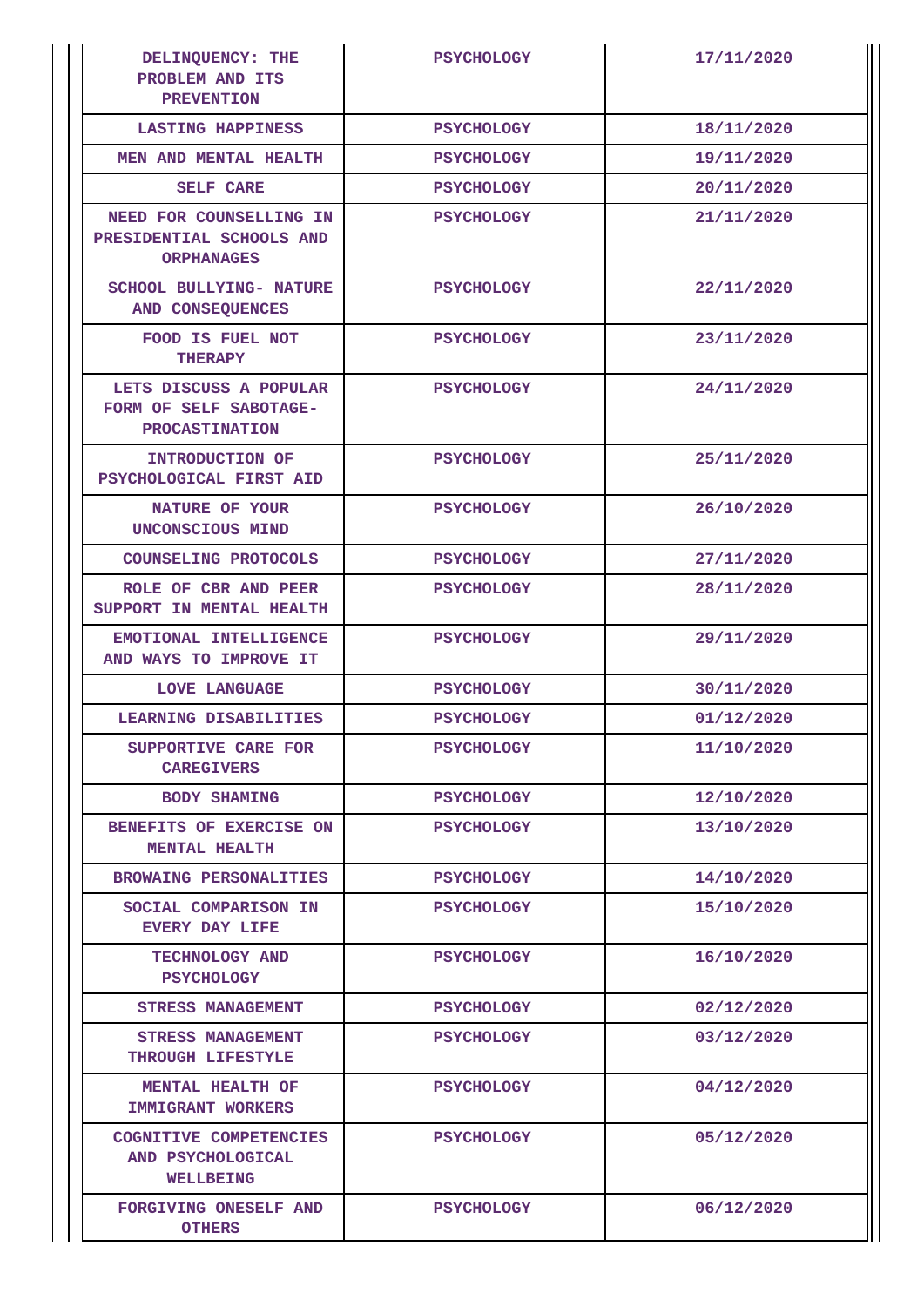| DELINQUENCY: THE PROBLEM AND ITS PREVENTION | PSYCHOLOGY | 17/11/2020 |
|---|---|---|
| LASTING HAPPINESS | PSYCHOLOGY | 18/11/2020 |
| MEN AND MENTAL HEALTH | PSYCHOLOGY | 19/11/2020 |
| SELF CARE | PSYCHOLOGY | 20/11/2020 |
| NEED FOR COUNSELLING IN PRESIDENTIAL SCHOOLS AND ORPHANAGES | PSYCHOLOGY | 21/11/2020 |
| SCHOOL BULLYING- NATURE AND CONSEQUENCES | PSYCHOLOGY | 22/11/2020 |
| FOOD IS FUEL NOT THERAPY | PSYCHOLOGY | 23/11/2020 |
| LETS DISCUSS A POPULAR FORM OF SELF SABOTAGE-PROCASTINATION | PSYCHOLOGY | 24/11/2020 |
| INTRODUCTION OF PSYCHOLOGICAL FIRST AID | PSYCHOLOGY | 25/11/2020 |
| NATURE OF YOUR UNCONSCIOUS MIND | PSYCHOLOGY | 26/10/2020 |
| COUNSELING PROTOCOLS | PSYCHOLOGY | 27/11/2020 |
| ROLE OF CBR AND PEER SUPPORT IN MENTAL HEALTH | PSYCHOLOGY | 28/11/2020 |
| EMOTIONAL INTELLIGENCE AND WAYS TO IMPROVE IT | PSYCHOLOGY | 29/11/2020 |
| LOVE LANGUAGE | PSYCHOLOGY | 30/11/2020 |
| LEARNING DISABILITIES | PSYCHOLOGY | 01/12/2020 |
| SUPPORTIVE CARE FOR CAREGIVERS | PSYCHOLOGY | 11/10/2020 |
| BODY SHAMING | PSYCHOLOGY | 12/10/2020 |
| BENEFITS OF EXERCISE ON MENTAL HEALTH | PSYCHOLOGY | 13/10/2020 |
| BROWAING PERSONALITIES | PSYCHOLOGY | 14/10/2020 |
| SOCIAL COMPARISON IN EVERY DAY LIFE | PSYCHOLOGY | 15/10/2020 |
| TECHNOLOGY AND PSYCHOLOGY | PSYCHOLOGY | 16/10/2020 |
| STRESS MANAGEMENT | PSYCHOLOGY | 02/12/2020 |
| STRESS MANAGEMENT THROUGH LIFESTYLE | PSYCHOLOGY | 03/12/2020 |
| MENTAL HEALTH OF IMMIGRANT WORKERS | PSYCHOLOGY | 04/12/2020 |
| COGNITIVE COMPETENCIES AND PSYCHOLOGICAL WELLBEING | PSYCHOLOGY | 05/12/2020 |
| FORGIVING ONESELF AND OTHERS | PSYCHOLOGY | 06/12/2020 |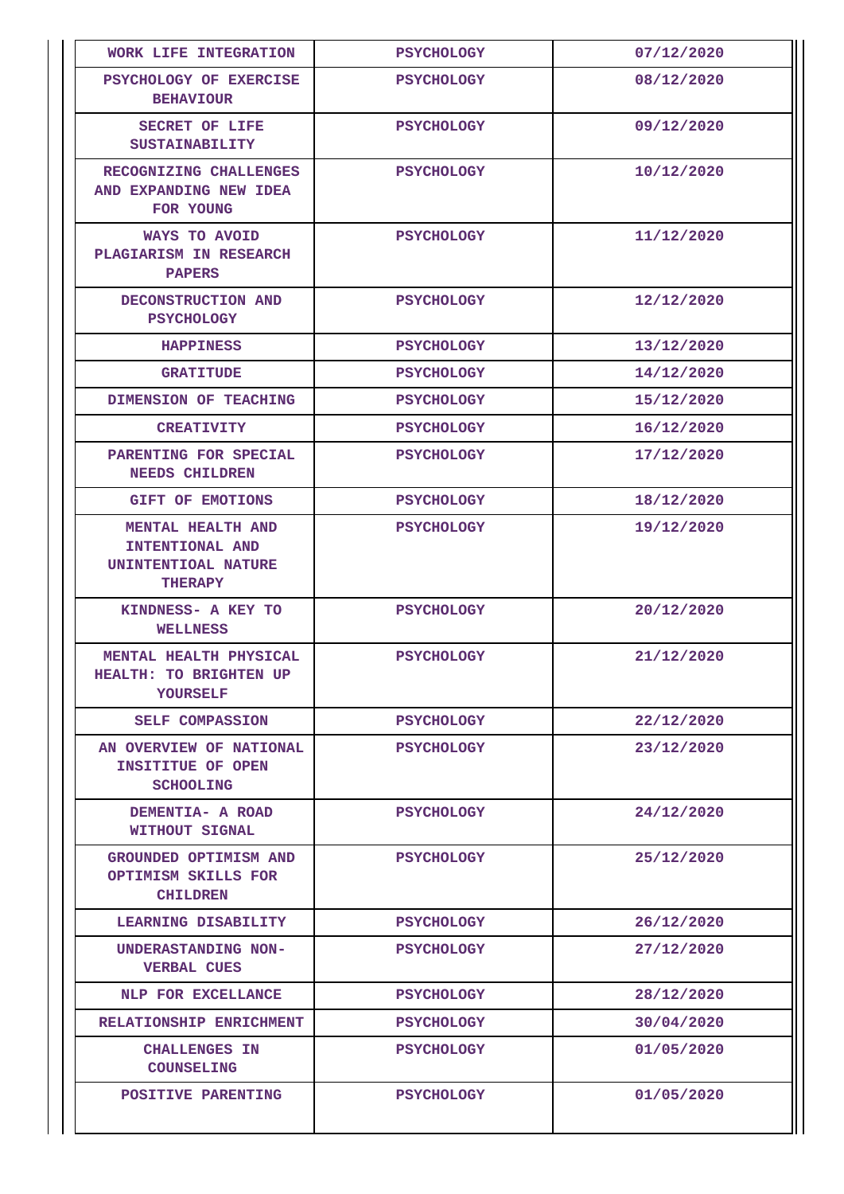| WORK LIFE INTEGRATION | PSYCHOLOGY | 07/12/2020 |
|---|---|---|
| PSYCHOLOGY OF EXERCISE BEHAVIOUR | PSYCHOLOGY | 08/12/2020 |
| SECRET OF LIFE SUSTAINABILITY | PSYCHOLOGY | 09/12/2020 |
| RECOGNIZING CHALLENGES AND EXPANDING NEW IDEA FOR YOUNG | PSYCHOLOGY | 10/12/2020 |
| WAYS TO AVOID PLAGIARISM IN RESEARCH PAPERS | PSYCHOLOGY | 11/12/2020 |
| DECONSTRUCTION AND PSYCHOLOGY | PSYCHOLOGY | 12/12/2020 |
| HAPPINESS | PSYCHOLOGY | 13/12/2020 |
| GRATITUDE | PSYCHOLOGY | 14/12/2020 |
| DIMENSION OF TEACHING | PSYCHOLOGY | 15/12/2020 |
| CREATIVITY | PSYCHOLOGY | 16/12/2020 |
| PARENTING FOR SPECIAL NEEDS CHILDREN | PSYCHOLOGY | 17/12/2020 |
| GIFT OF EMOTIONS | PSYCHOLOGY | 18/12/2020 |
| MENTAL HEALTH AND INTENTIONAL AND UNINTENTIOAL NATURE THERAPY | PSYCHOLOGY | 19/12/2020 |
| KINDNESS- A KEY TO WELLNESS | PSYCHOLOGY | 20/12/2020 |
| MENTAL HEALTH PHYSICAL HEALTH: TO BRIGHTEN UP YOURSELF | PSYCHOLOGY | 21/12/2020 |
| SELF COMPASSION | PSYCHOLOGY | 22/12/2020 |
| AN OVERVIEW OF NATIONAL INSITITUE OF OPEN SCHOOLING | PSYCHOLOGY | 23/12/2020 |
| DEMENTIA- A ROAD WITHOUT SIGNAL | PSYCHOLOGY | 24/12/2020 |
| GROUNDED OPTIMISM AND OPTIMISM SKILLS FOR CHILDREN | PSYCHOLOGY | 25/12/2020 |
| LEARNING DISABILITY | PSYCHOLOGY | 26/12/2020 |
| UNDERASTANDING NON-VERBAL CUES | PSYCHOLOGY | 27/12/2020 |
| NLP FOR EXCELLANCE | PSYCHOLOGY | 28/12/2020 |
| RELATIONSHIP ENRICHMENT | PSYCHOLOGY | 30/04/2020 |
| CHALLENGES IN COUNSELING | PSYCHOLOGY | 01/05/2020 |
| POSITIVE PARENTING | PSYCHOLOGY | 01/05/2020 |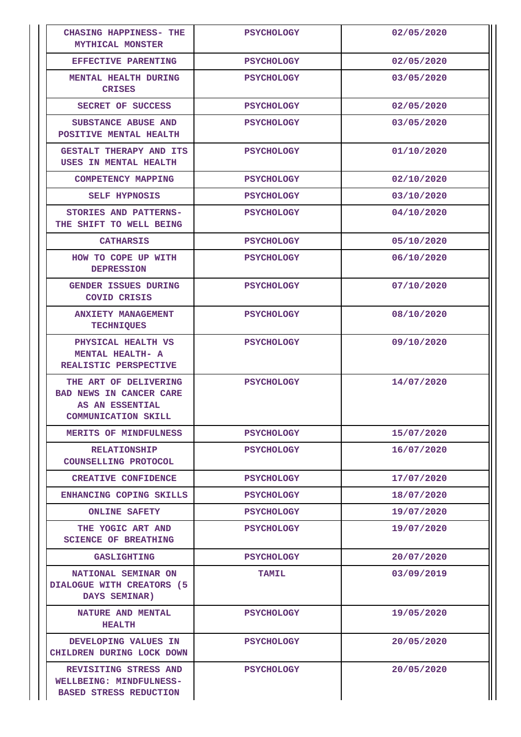| CHASING HAPPINESS- THE MYTHICAL MONSTER | PSYCHOLOGY | 02/05/2020 |
|---|---|---|
| EFFECTIVE PARENTING | PSYCHOLOGY | 02/05/2020 |
| MENTAL HEALTH DURING CRISES | PSYCHOLOGY | 03/05/2020 |
| SECRET OF SUCCESS | PSYCHOLOGY | 02/05/2020 |
| SUBSTANCE ABUSE AND POSITIVE MENTAL HEALTH | PSYCHOLOGY | 03/05/2020 |
| GESTALT THERAPY AND ITS USES IN MENTAL HEALTH | PSYCHOLOGY | 01/10/2020 |
| COMPETENCY MAPPING | PSYCHOLOGY | 02/10/2020 |
| SELF HYPNOSIS | PSYCHOLOGY | 03/10/2020 |
| STORIES AND PATTERNS- THE SHIFT TO WELL BEING | PSYCHOLOGY | 04/10/2020 |
| CATHARSIS | PSYCHOLOGY | 05/10/2020 |
| HOW TO COPE UP WITH DEPRESSION | PSYCHOLOGY | 06/10/2020 |
| GENDER ISSUES DURING COVID CRISIS | PSYCHOLOGY | 07/10/2020 |
| ANXIETY MANAGEMENT TECHNIQUES | PSYCHOLOGY | 08/10/2020 |
| PHYSICAL HEALTH VS MENTAL HEALTH- A REALISTIC PERSPECTIVE | PSYCHOLOGY | 09/10/2020 |
| THE ART OF DELIVERING BAD NEWS IN CANCER CARE AS AN ESSENTIAL COMMUNICATION SKILL | PSYCHOLOGY | 14/07/2020 |
| MERITS OF MINDFULNESS | PSYCHOLOGY | 15/07/2020 |
| RELATIONSHIP COUNSELLING PROTOCOL | PSYCHOLOGY | 16/07/2020 |
| CREATIVE CONFIDENCE | PSYCHOLOGY | 17/07/2020 |
| ENHANCING COPING SKILLS | PSYCHOLOGY | 18/07/2020 |
| ONLINE SAFETY | PSYCHOLOGY | 19/07/2020 |
| THE YOGIC ART AND SCIENCE OF BREATHING | PSYCHOLOGY | 19/07/2020 |
| GASLIGHTING | PSYCHOLOGY | 20/07/2020 |
| NATIONAL SEMINAR ON DIALOGUE WITH CREATORS (5 DAYS SEMINAR) | TAMIL | 03/09/2019 |
| NATURE AND MENTAL HEALTH | PSYCHOLOGY | 19/05/2020 |
| DEVELOPING VALUES IN CHILDREN DURING LOCK DOWN | PSYCHOLOGY | 20/05/2020 |
| REVISITING STRESS AND WELLBEING: MINDFULNESS-BASED STRESS REDUCTION | PSYCHOLOGY | 20/05/2020 |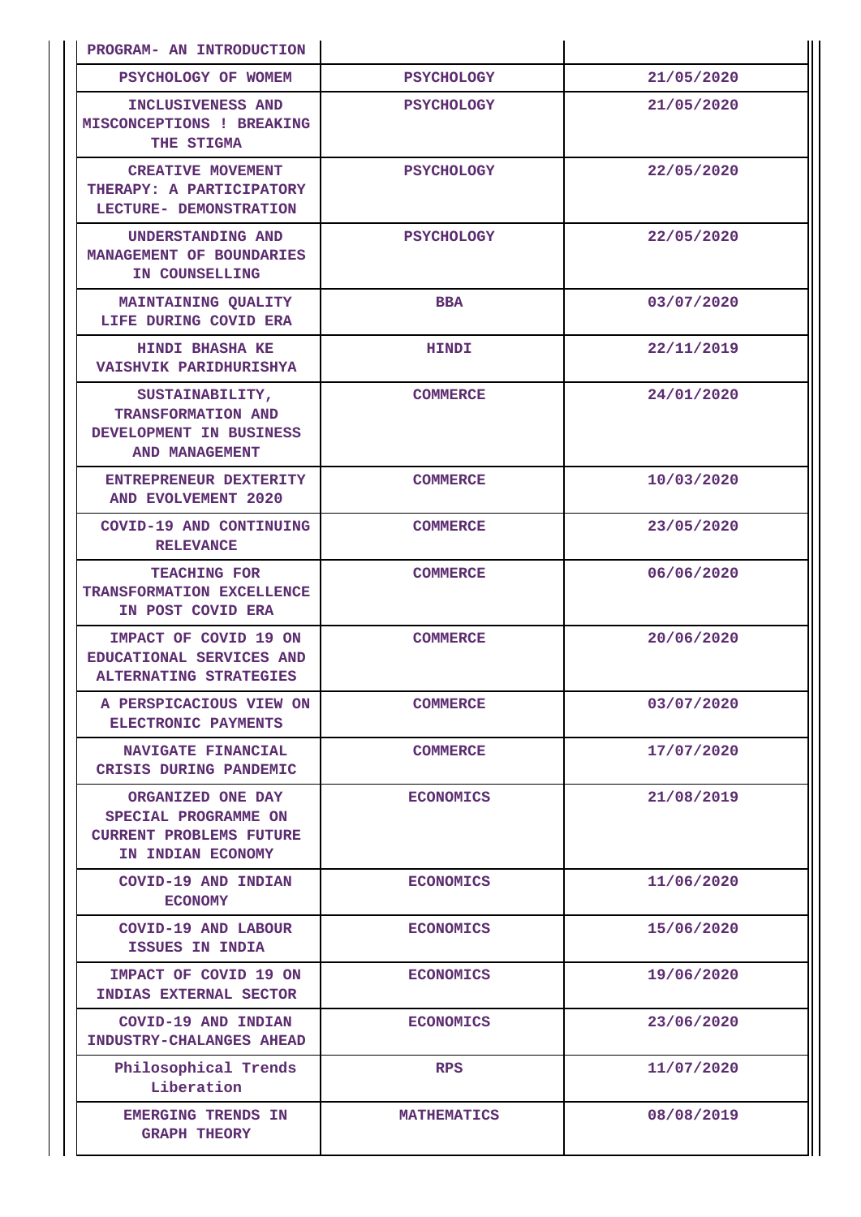| PROGRAM- AN INTRODUCTION | | |
|---|---|---|
| PSYCHOLOGY OF WOMEM | PSYCHOLOGY | 21/05/2020 |
| INCLUSIVENESS AND MISCONCEPTIONS ! BREAKING THE STIGMA | PSYCHOLOGY | 21/05/2020 |
| CREATIVE MOVEMENT THERAPY: A PARTICIPATORY LECTURE- DEMONSTRATION | PSYCHOLOGY | 22/05/2020 |
| UNDERSTANDING AND MANAGEMENT OF BOUNDARIES IN COUNSELLING | PSYCHOLOGY | 22/05/2020 |
| MAINTAINING QUALITY LIFE DURING COVID ERA | BBA | 03/07/2020 |
| HINDI BHASHA KE VAISHVIK PARIDHURISHYA | HINDI | 22/11/2019 |
| SUSTAINABILITY, TRANSFORMATION AND DEVELOPMENT IN BUSINESS AND MANAGEMENT | COMMERCE | 24/01/2020 |
| ENTREPRENEUR DEXTERITY AND EVOLVEMENT 2020 | COMMERCE | 10/03/2020 |
| COVID-19 AND CONTINUING RELEVANCE | COMMERCE | 23/05/2020 |
| TEACHING FOR TRANSFORMATION EXCELLENCE IN POST COVID ERA | COMMERCE | 06/06/2020 |
| IMPACT OF COVID 19 ON EDUCATIONAL SERVICES AND ALTERNATING STRATEGIES | COMMERCE | 20/06/2020 |
| A PERSPICACIOUS VIEW ON ELECTRONIC PAYMENTS | COMMERCE | 03/07/2020 |
| NAVIGATE FINANCIAL CRISIS DURING PANDEMIC | COMMERCE | 17/07/2020 |
| ORGANIZED ONE DAY SPECIAL PROGRAMME ON CURRENT PROBLEMS FUTURE IN INDIAN ECONOMY | ECONOMICS | 21/08/2019 |
| COVID-19 AND INDIAN ECONOMY | ECONOMICS | 11/06/2020 |
| COVID-19 AND LABOUR ISSUES IN INDIA | ECONOMICS | 15/06/2020 |
| IMPACT OF COVID 19 ON INDIAS EXTERNAL SECTOR | ECONOMICS | 19/06/2020 |
| COVID-19 AND INDIAN INDUSTRY-CHALANGES AHEAD | ECONOMICS | 23/06/2020 |
| Philosophical Trends Liberation | RPS | 11/07/2020 |
| EMERGING TRENDS IN GRAPH THEORY | MATHEMATICS | 08/08/2019 |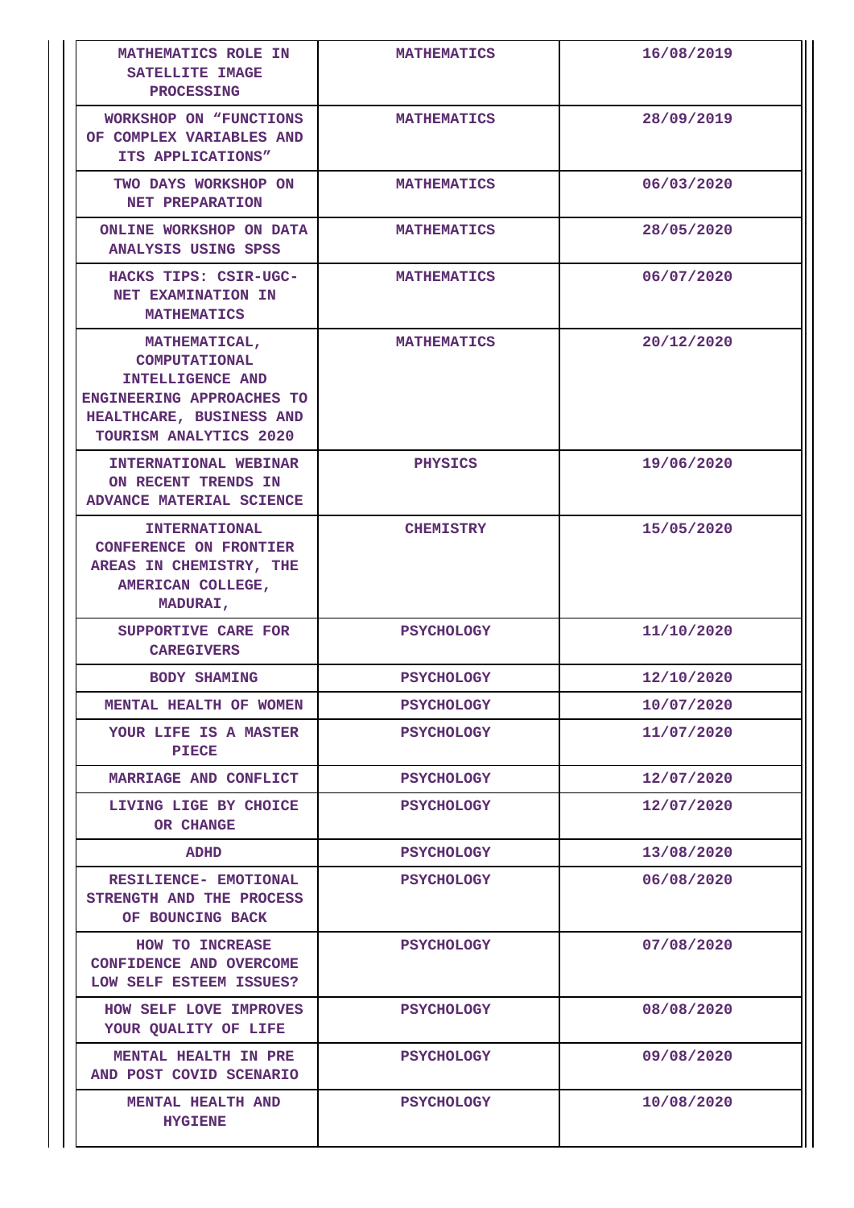| MATHEMATICS ROLE IN SATELLITE IMAGE PROCESSING | MATHEMATICS | 16/08/2019 |
|---|---|---|
| WORKSHOP ON "FUNCTIONS OF COMPLEX VARIABLES AND ITS APPLICATIONS" | MATHEMATICS | 28/09/2019 |
| TWO DAYS WORKSHOP ON NET PREPARATION | MATHEMATICS | 06/03/2020 |
| ONLINE WORKSHOP ON DATA ANALYSIS USING SPSS | MATHEMATICS | 28/05/2020 |
| HACKS TIPS: CSIR-UGC-NET EXAMINATION IN MATHEMATICS | MATHEMATICS | 06/07/2020 |
| MATHEMATICAL, COMPUTATIONAL INTELLIGENCE AND ENGINEERING APPROACHES TO HEALTHCARE, BUSINESS AND TOURISM ANALYTICS 2020 | MATHEMATICS | 20/12/2020 |
| INTERNATIONAL WEBINAR ON RECENT TRENDS IN ADVANCE MATERIAL SCIENCE | PHYSICS | 19/06/2020 |
| INTERNATIONAL CONFERENCE ON FRONTIER AREAS IN CHEMISTRY, THE AMERICAN COLLEGE, MADURAI, | CHEMISTRY | 15/05/2020 |
| SUPPORTIVE CARE FOR CAREGIVERS | PSYCHOLOGY | 11/10/2020 |
| BODY SHAMING | PSYCHOLOGY | 12/10/2020 |
| MENTAL HEALTH OF WOMEN | PSYCHOLOGY | 10/07/2020 |
| YOUR LIFE IS A MASTER PIECE | PSYCHOLOGY | 11/07/2020 |
| MARRIAGE AND CONFLICT | PSYCHOLOGY | 12/07/2020 |
| LIVING LIGE BY CHOICE OR CHANGE | PSYCHOLOGY | 12/07/2020 |
| ADHD | PSYCHOLOGY | 13/08/2020 |
| RESILIENCE- EMOTIONAL STRENGTH AND THE PROCESS OF BOUNCING BACK | PSYCHOLOGY | 06/08/2020 |
| HOW TO INCREASE CONFIDENCE AND OVERCOME LOW SELF ESTEEM ISSUES? | PSYCHOLOGY | 07/08/2020 |
| HOW SELF LOVE IMPROVES YOUR QUALITY OF LIFE | PSYCHOLOGY | 08/08/2020 |
| MENTAL HEALTH IN PRE AND POST COVID SCENARIO | PSYCHOLOGY | 09/08/2020 |
| MENTAL HEALTH AND HYGIENE | PSYCHOLOGY | 10/08/2020 |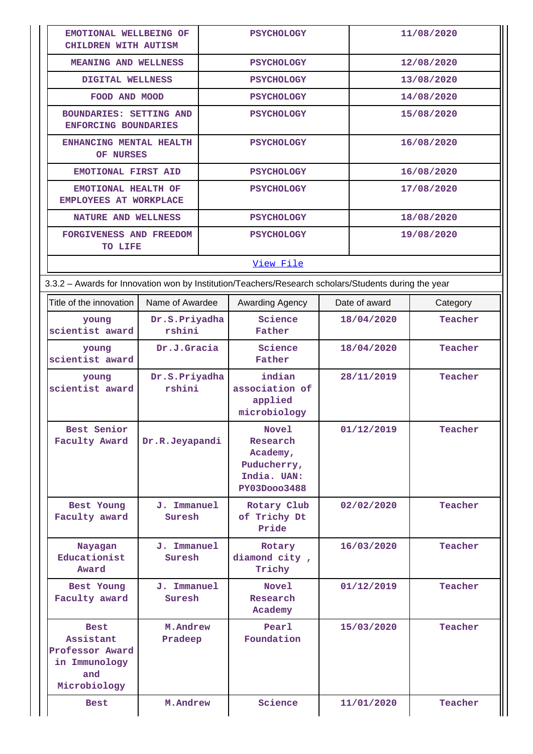| | | |
|---|---|---|
| EMOTIONAL WELLBEING OF CHILDREN WITH AUTISM | PSYCHOLOGY | 11/08/2020 |
| MEANING AND WELLNESS | PSYCHOLOGY | 12/08/2020 |
| DIGITAL WELLNESS | PSYCHOLOGY | 13/08/2020 |
| FOOD AND MOOD | PSYCHOLOGY | 14/08/2020 |
| BOUNDARIES: SETTING AND ENFORCING BOUNDARIES | PSYCHOLOGY | 15/08/2020 |
| ENHANCING MENTAL HEALTH OF NURSES | PSYCHOLOGY | 16/08/2020 |
| EMOTIONAL FIRST AID | PSYCHOLOGY | 16/08/2020 |
| EMOTIONAL HEALTH OF EMPLOYEES AT WORKPLACE | PSYCHOLOGY | 17/08/2020 |
| NATURE AND WELLNESS | PSYCHOLOGY | 18/08/2020 |
| FORGIVENESS AND FREEDOM TO LIFE | PSYCHOLOGY | 19/08/2020 |

View File

3.3.2 – Awards for Innovation won by Institution/Teachers/Research scholars/Students during the year

| Title of the innovation | Name of Awardee | Awarding Agency | Date of award | Category |
|---|---|---|---|---|
| young scientist award | Dr.S.Priyadharshini | Science Father | 18/04/2020 | Teacher |
| young scientist award | Dr.J.Gracia | Science Father | 18/04/2020 | Teacher |
| young scientist award | Dr.S.Priyadharshini | indian association of applied microbiology | 28/11/2019 | Teacher |
| Best Senior Faculty Award | Dr.R.Jeyapandi | Novel Research Academy, Puducherry, India. UAN: PY03Dooo3488 | 01/12/2019 | Teacher |
| Best Young Faculty award | J. Immanuel Suresh | Rotary Club of Trichy Dt Pride | 02/02/2020 | Teacher |
| Nayagan Educationist Award | J. Immanuel Suresh | Rotary diamond city , Trichy | 16/03/2020 | Teacher |
| Best Young Faculty award | J. Immanuel Suresh | Novel Research Academy | 01/12/2019 | Teacher |
| Best Assistant Professor Award in Immunology and Microbiology | M.Andrew Pradeep | Pearl Foundation | 15/03/2020 | Teacher |
| Best | M.Andrew | Science | 11/01/2020 | Teacher |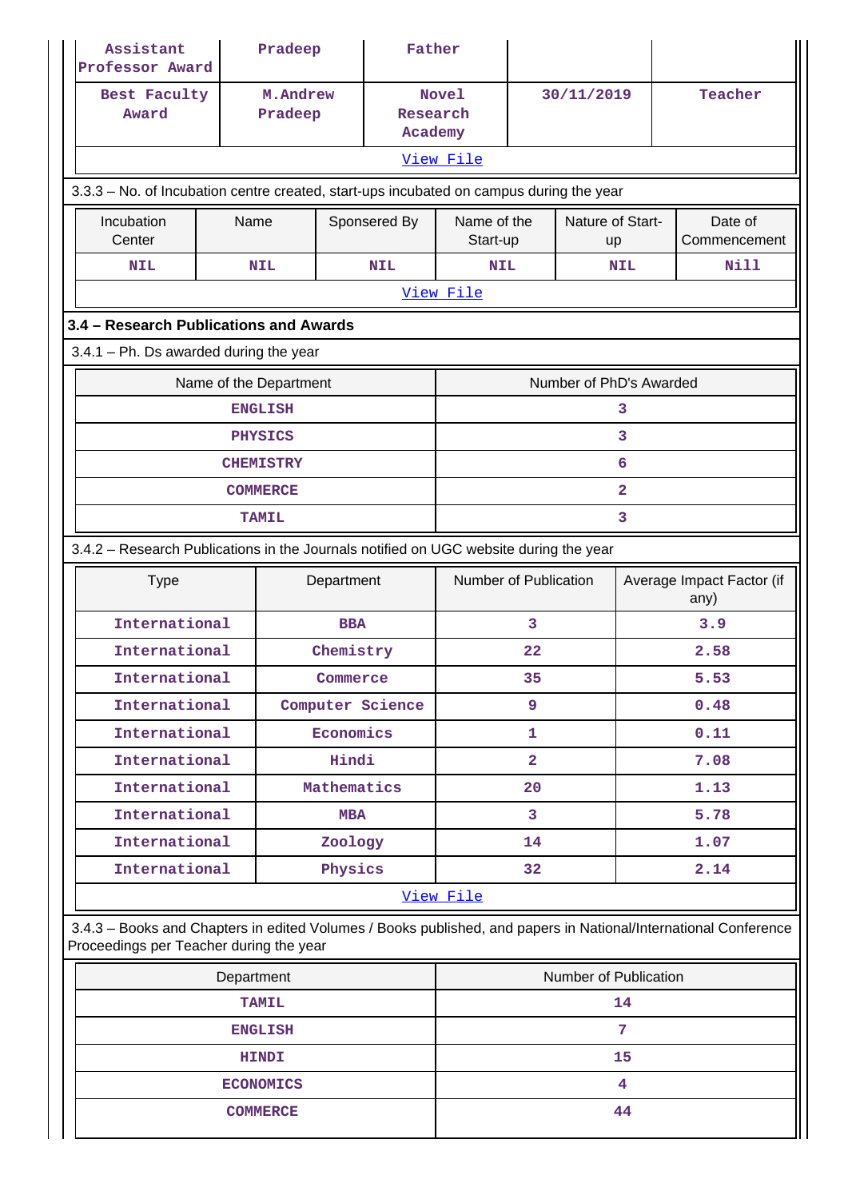| Assistant Professor Award | Pradeep | Father | | |
|---|---|---|---|---|
| Best Faculty Award | M.Andrew Pradeep | Novel Research Academy | 30/11/2019 | Teacher |
| View File | | | | |

3.3.3 – No. of Incubation centre created, start-ups incubated on campus during the year

| Incubation Center | Name | Sponsered By | Name of the Start-up | Nature of Start-up | Date of Commencement |
|---|---|---|---|---|---|
| NIL | NIL | NIL | NIL | NIL | Nill |
| View File | | | | | |

### 3.4 – Research Publications and Awards

3.4.1 – Ph. Ds awarded during the year

| Name of the Department | Number of PhD's Awarded |
|---|---|
| ENGLISH | 3 |
| PHYSICS | 3 |
| CHEMISTRY | 6 |
| COMMERCE | 2 |
| TAMIL | 3 |

3.4.2 – Research Publications in the Journals notified on UGC website during the year

| Type | Department | Number of Publication | Average Impact Factor (if any) |
|---|---|---|---|
| International | BBA | 3 | 3.9 |
| International | Chemistry | 22 | 2.58 |
| International | Commerce | 35 | 5.53 |
| International | Computer Science | 9 | 0.48 |
| International | Economics | 1 | 0.11 |
| International | Hindi | 2 | 7.08 |
| International | Mathematics | 20 | 1.13 |
| International | MBA | 3 | 5.78 |
| International | Zoology | 14 | 1.07 |
| International | Physics | 32 | 2.14 |
| View File | | | |

3.4.3 – Books and Chapters in edited Volumes / Books published, and papers in National/International Conference Proceedings per Teacher during the year

| Department | Number of Publication |
|---|---|
| TAMIL | 14 |
| ENGLISH | 7 |
| HINDI | 15 |
| ECONOMICS | 4 |
| COMMERCE | 44 |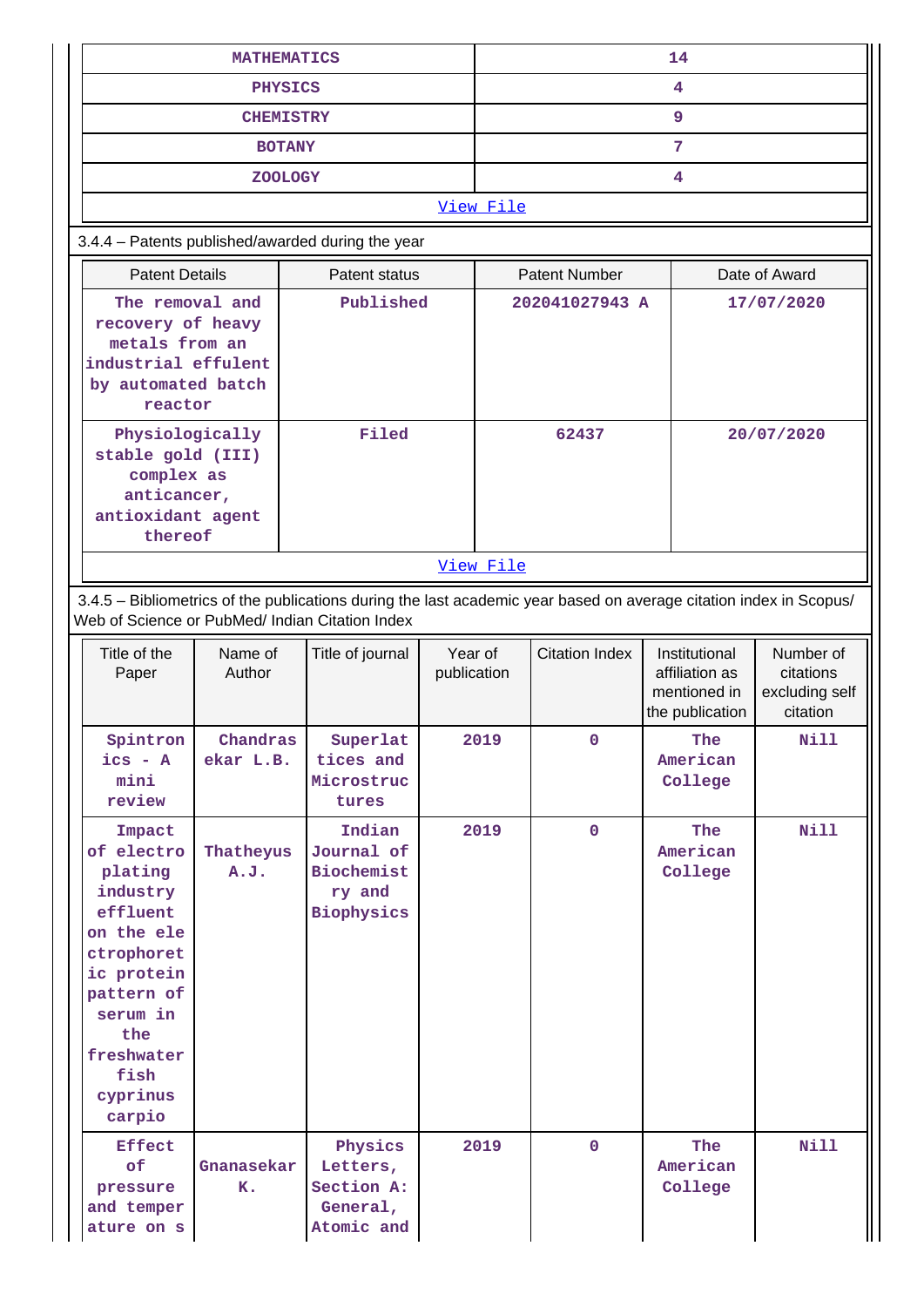| MATHEMATICS | 14 |
|---|---|
| PHYSICS | 4 |
| CHEMISTRY | 9 |
| BOTANY | 7 |
| ZOOLOGY | 4 |
| View File | |

3.4.4 – Patents published/awarded during the year

| Patent Details | Patent status | Patent Number | Date of Award |
|---|---|---|---|
| The removal and recovery of heavy metals from an industrial effulent by automated batch reactor | Published | 202041027943 A | 17/07/2020 |
| Physiologically stable gold (III) complex as anticancer, antioxidant agent thereof | Filed | 62437 | 20/07/2020 |
| View File | | | |

3.4.5 – Bibliometrics of the publications during the last academic year based on average citation index in Scopus/ Web of Science or PubMed/ Indian Citation Index

| Title of the Paper | Name of Author | Title of journal | Year of publication | Citation Index | Institutional affiliation as mentioned in the publication | Number of citations excluding self citation |
|---|---|---|---|---|---|---|
| Spintronics - A mini review | Chandrasekar L.B. | Superlattices and Microstructures | 2019 | 0 | The American College | Nill |
| Impact of electroplating industry effluent on the electrophoretic protein pattern of serum in the freshwater fish cyprinus carpio | Thatheyus A.J. | Indian Journal of Biochemistry and Biophysics | 2019 | 0 | The American College | Nill |
| Effect of pressure and temperature on s | Gnanasekar K. | Physics Letters, Section A: General, Atomic and | 2019 | 0 | The American College | Nill |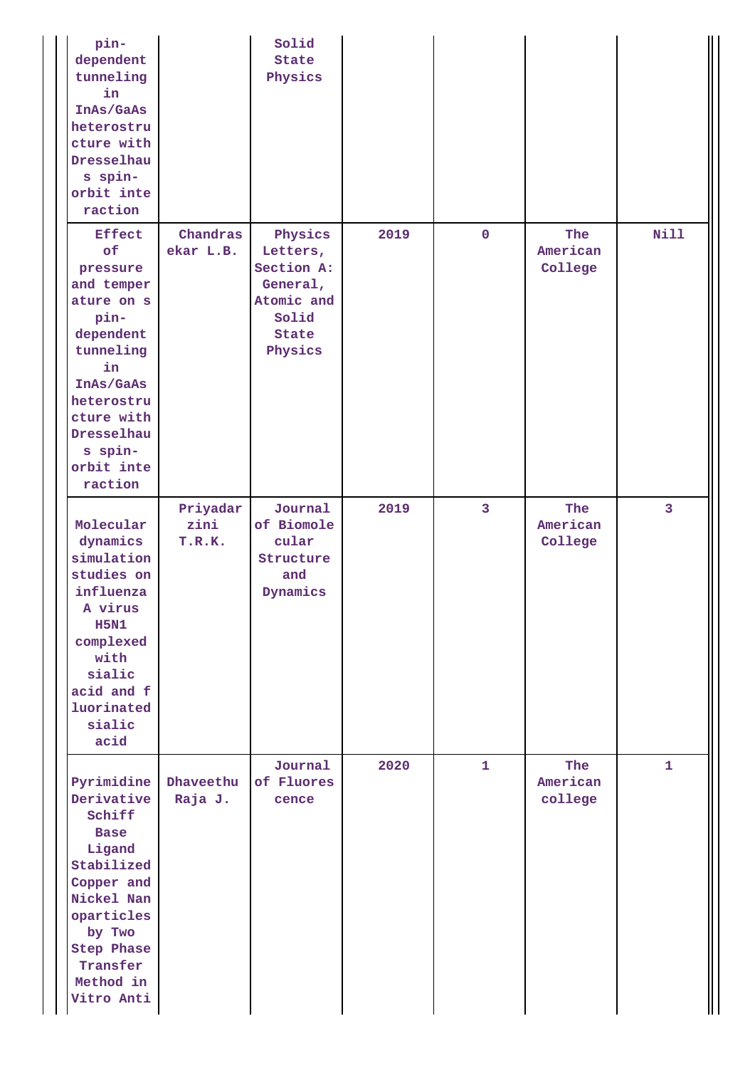| | | | | | | |
|---|---|---|---|---|---|---|
| pin-dependent tunneling in InAs/GaAs heterostructure with Dresselhaus spin-orbit interaction | | Solid State Physics | | | | |
| Effect of pressure and temperature on spin-dependent tunneling in InAs/GaAs heterostructure with Dresselhaus spin-orbit interaction | Chandrasekar L.B. | Physics Letters, Section A: General, Atomic and Solid State Physics | 2019 | 0 | The American College | Nill |
| Molecular dynamics simulation studies on influenza A virus H5N1 complexed with sialic acid and fluorinated sialic acid | Priyadarzini T.R.K. | Journal of Biomolecular Structure and Dynamics | 2019 | 3 | The American College | 3 |
| Pyrimidine Derivative Schiff Base Ligand Stabilized Copper and Nickel Nanoparticles by Two Step Phase Transfer Method in Vitro Anti | Dhaveethu Raja J. | Journal of Fluorescence | 2020 | 1 | The American college | 1 |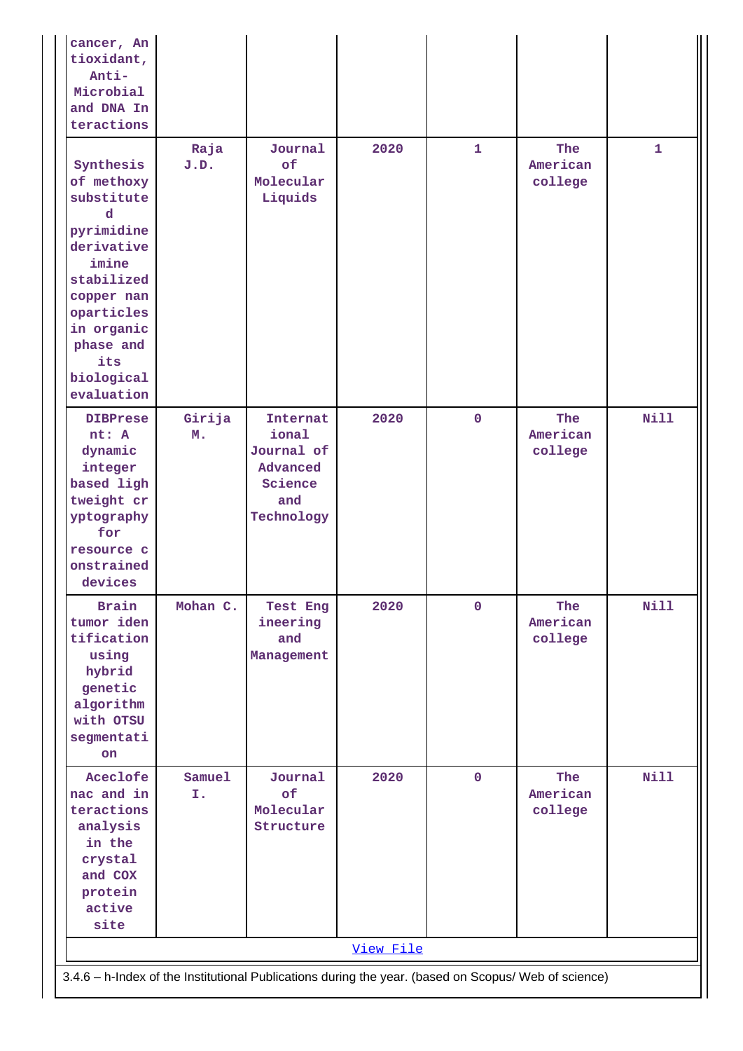| | | | | | | |
|---|---|---|---|---|---|---|
| cancer, Antioxidant, Anti-Microbial and DNA Interactions | | | | | | |
| Synthesis of methoxy substituted pyrimidine derivative imine stabilized copper nanoparticles in organic phase and its biological evaluation | Raja J.D. | Journal of Molecular Liquids | 2020 | 1 | The American college | 1 |
| DIBPresent: A dynamic integer based lightweight cryptography for resource constrained devices | Girija M. | International Journal of Advanced Science and Technology | 2020 | 0 | The American college | Nill |
| Brain tumor identification using hybrid genetic algorithm with OTSU segmentation | Mohan C. | Test Engineering and Management | 2020 | 0 | The American college | Nill |
| Aceclofenac and interactions analysis in the crystal and COX protein active site | Samuel I. | Journal of Molecular Structure | 2020 | 0 | The American college | Nill |

View File

3.4.6 – h-Index of the Institutional Publications during the year. (based on Scopus/ Web of science)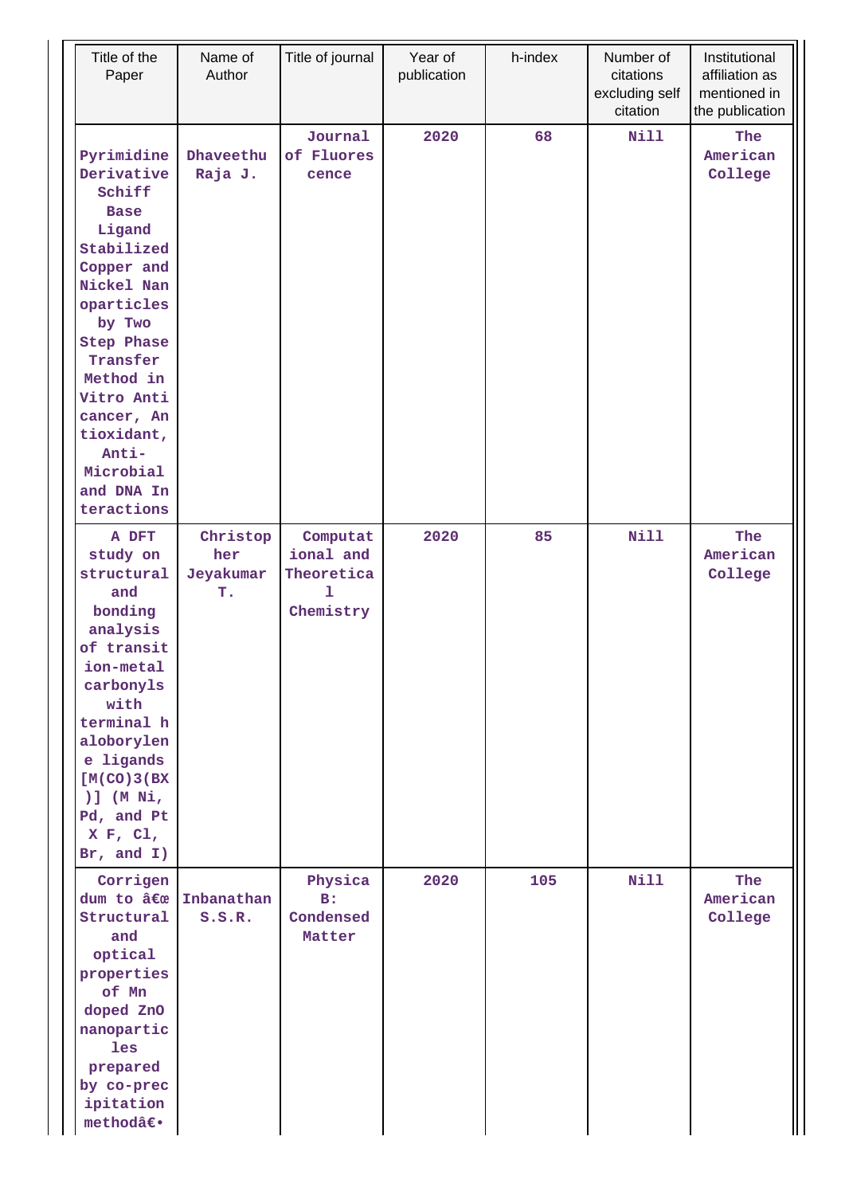| Title of the Paper | Name of Author | Title of journal | Year of publication | h-index | Number of citations excluding self citation | Institutional affiliation as mentioned in the publication |
|---|---|---|---|---|---|---|
| Pyrimidine Derivative Schiff Base Ligand Stabilized Copper and Nickel Nanoparticles by Two Step Phase Transfer Method in Vitro Anticancer, Antioxidant, Anti-Microbial and DNA Interactions | Dhaveethu Raja J. | Journal of Fluorescence | 2020 | 68 | Nill | The American College |
| A DFT study on structural and bonding analysis of transition-metal carbonyls with terminal haloborylene ligands [M(CO)3(BX)] (M Ni, Pd, and Pt X F, Cl, Br, and I) | Christopher Jeyakumar T. | Computational and Theoretical Chemistry | 2020 | 85 | Nill | The American College |
| Corrigendum to â€œ Structural and optical properties of Mn doped ZnO nanoparticles prepared by co-precipitation methodâ€• | Inbanathan S.S.R. | Physica B: Condensed Matter | 2020 | 105 | Nill | The American College |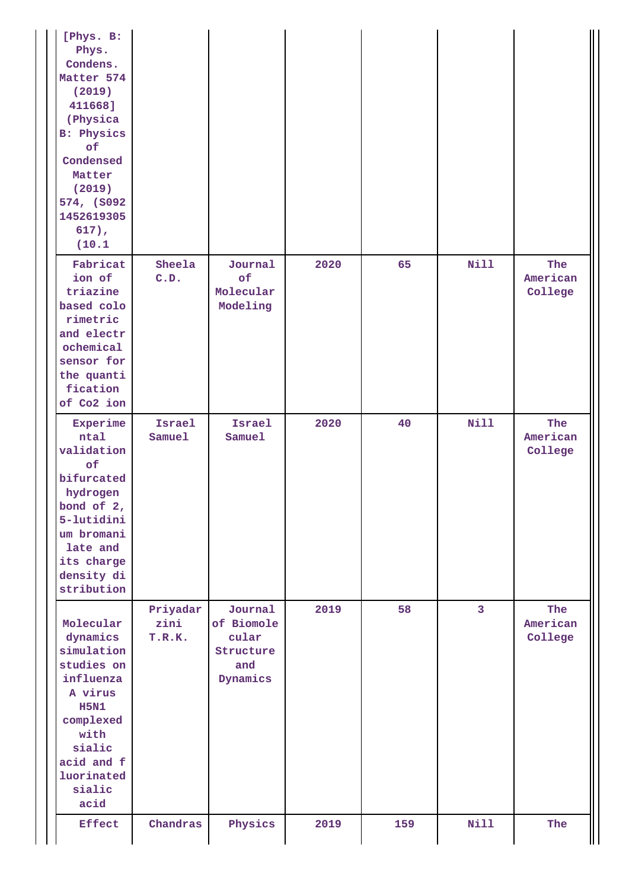| | | | | | | |
|---|---|---|---|---|---|---|
| [Phys. B: Phys. Condens. Matter 574 (2019) 411668] (Physica B: Physics of Condensed Matter (2019) 574, (S0921452619305617), (10.1 | | | | | | |
| Fabrication of triazine based colorimetric and electrochemical sensor for the quantification of Co2 ion | Sheela C.D. | Journal of Molecular Modeling | 2020 | 65 | Nill | The American College |
| Experimental validation of bifurcated hydrogen bond of 2, 5-lutidinium bromanilate and its charge density distribution | Israel Samuel | Israel Samuel | 2020 | 40 | Nill | The American College |
| Molecular dynamics simulation studies on influenza A virus H5N1 complexed with sialic acid and fluorinated sialic acid | Priyadarzini T.R.K. | Journal of Biomolecular Structure and Dynamics | 2019 | 58 | 3 | The American College |
| Effect | Chandras | Physics | 2019 | 159 | Nill | The |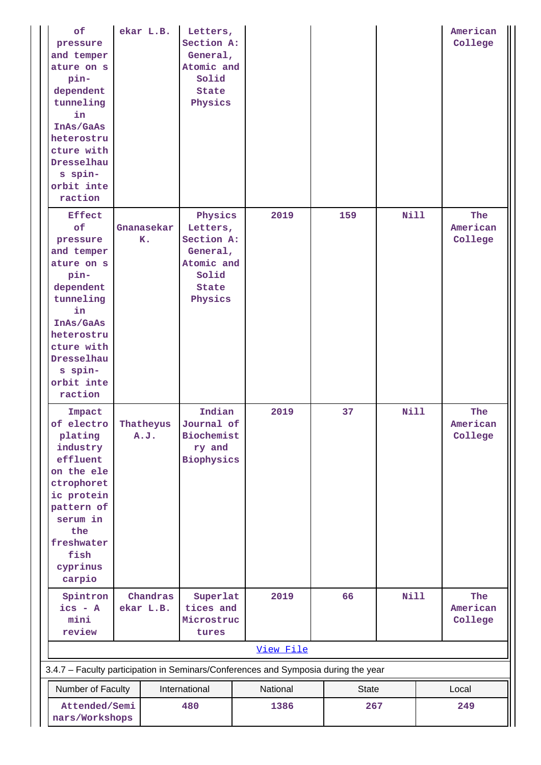| of pressure and temperature on spin-dependent tunneling in InAs/GaAs heterostructure with Dresselhaus spin-orbit interaction | ekar L.B. | Letters, Section A: General, Atomic and Solid State Physics | | | | American College |
|---|---|---|---|---|---|---|
| Effect of pressure and temperature on spin-dependent tunneling in InAs/GaAs heterostructure with Dresselhaus spin-orbit interaction | Gnanasekar K. | Physics Letters, Section A: General, Atomic and Solid State Physics | 2019 | 159 | Nill | The American College |
| Impact of electroplating industry effluent on the electrophoretic protein pattern of serum in the freshwater fish cyprinus carpio | Thatheyus A.J. | Indian Journal of Biochemistry and Biophysics | 2019 | 37 | Nill | The American College |
| Spintronics - A mini review | Chandrasekar L.B. | Superlattices and Microstructures | 2019 | 66 | Nill | The American College |

[View File]

3.4.7 – Faculty participation in Seminars/Conferences and Symposia during the year

| Number of Faculty | International | National | State | Local |
|---|---|---|---|---|
| Attended/Seminars/Workshops | 480 | 1386 | 267 | 249 |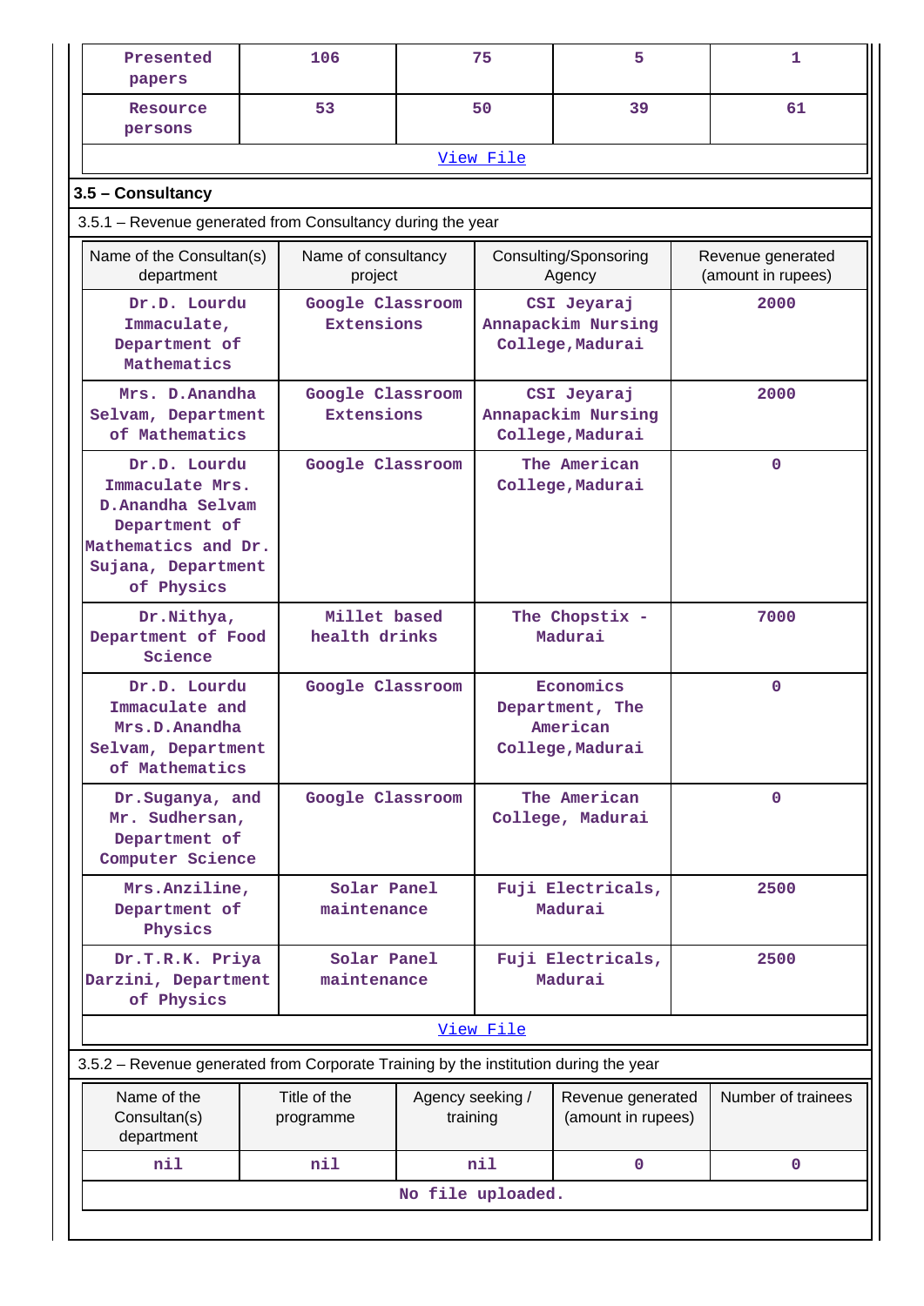| Presented papers | 106 | 75 | 5 | 1 |
|---|---|---|---|---|
| Resource persons | 53 | 50 | 39 | 61 |

View File

### 3.5 – Consultancy

3.5.1 – Revenue generated from Consultancy during the year

| Name of the Consultan(s) department | Name of consultancy project | Consulting/Sponsoring Agency | Revenue generated (amount in rupees) |
|---|---|---|---|
| Dr.D. Lourdu Immaculate, Department of Mathematics | Google Classroom Extensions | CSI Jeyaraj Annapackim Nursing College,Madurai | 2000 |
| Mrs. D.Anandha Selvam, Department of Mathematics | Google Classroom Extensions | CSI Jeyaraj Annapackim Nursing College,Madurai | 2000 |
| Dr.D. Lourdu Immaculate Mrs. D.Anandha Selvam Department of Mathematics and Dr. Sujana, Department of Physics | Google Classroom | The American College,Madurai | 0 |
| Dr.Nithya, Department of Food Science | Millet based health drinks | The Chopstix - Madurai | 7000 |
| Dr.D. Lourdu Immaculate and Mrs.D.Anandha Selvam, Department of Mathematics | Google Classroom | Economics Department, The American College,Madurai | 0 |
| Dr.Suganya, and Mr. Sudhersan, Department of Computer Science | Google Classroom | The American College, Madurai | 0 |
| Mrs.Anziline, Department of Physics | Solar Panel maintenance | Fuji Electricals, Madurai | 2500 |
| Dr.T.R.K. Priya Darzini, Department of Physics | Solar Panel maintenance | Fuji Electricals, Madurai | 2500 |

View File

3.5.2 – Revenue generated from Corporate Training by the institution during the year

| Name of the Consultan(s) department | Title of the programme | Agency seeking / training | Revenue generated (amount in rupees) | Number of trainees |
|---|---|---|---|---|
| nil | nil | nil | 0 | 0 |

No file uploaded.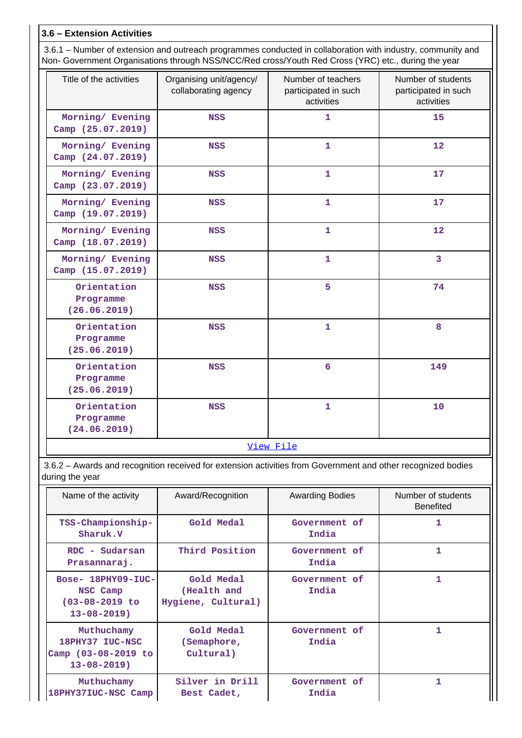**3.6 – Extension Activities**

3.6.1 – Number of extension and outreach programmes conducted in collaboration with industry, community and Non- Government Organisations through NSS/NCC/Red cross/Youth Red Cross (YRC) etc., during the year

| Title of the activities | Organising unit/agency/ collaborating agency | Number of teachers participated in such activities | Number of students participated in such activities |
|---|---|---|---|
| Morning/ Evening Camp (25.07.2019) | NSS | 1 | 15 |
| Morning/ Evening Camp (24.07.2019) | NSS | 1 | 12 |
| Morning/ Evening Camp (23.07.2019) | NSS | 1 | 17 |
| Morning/ Evening Camp (19.07.2019) | NSS | 1 | 17 |
| Morning/ Evening Camp (18.07.2019) | NSS | 1 | 12 |
| Morning/ Evening Camp (15.07.2019) | NSS | 1 | 3 |
| Orientation Programme (26.06.2019) | NSS | 5 | 74 |
| Orientation Programme (25.06.2019) | NSS | 1 | 8 |
| Orientation Programme (25.06.2019) | NSS | 6 | 149 |
| Orientation Programme (24.06.2019) | NSS | 1 | 10 |

View File

3.6.2 – Awards and recognition received for extension activities from Government and other recognized bodies during the year

| Name of the activity | Award/Recognition | Awarding Bodies | Number of students Benefited |
|---|---|---|---|
| TSS-Championship-Sharuk.V | Gold Medal | Government of India | 1 |
| RDC - Sudarsan Prasannaraj. | Third Position | Government of India | 1 |
| Bose- 18PHY09-IUC-NSC Camp (03-08-2019 to 13-08-2019) | Gold Medal (Health and Hygiene, Cultural) | Government of India | 1 |
| Muthuchamy 18PHY37 IUC-NSC Camp (03-08-2019 to 13-08-2019) | Gold Medal (Semaphore, Cultural) | Government of India | 1 |
| Muthuchamy 18PHY37IUC-NSC Camp | Silver in Drill Best Cadet, | Government of India | 1 |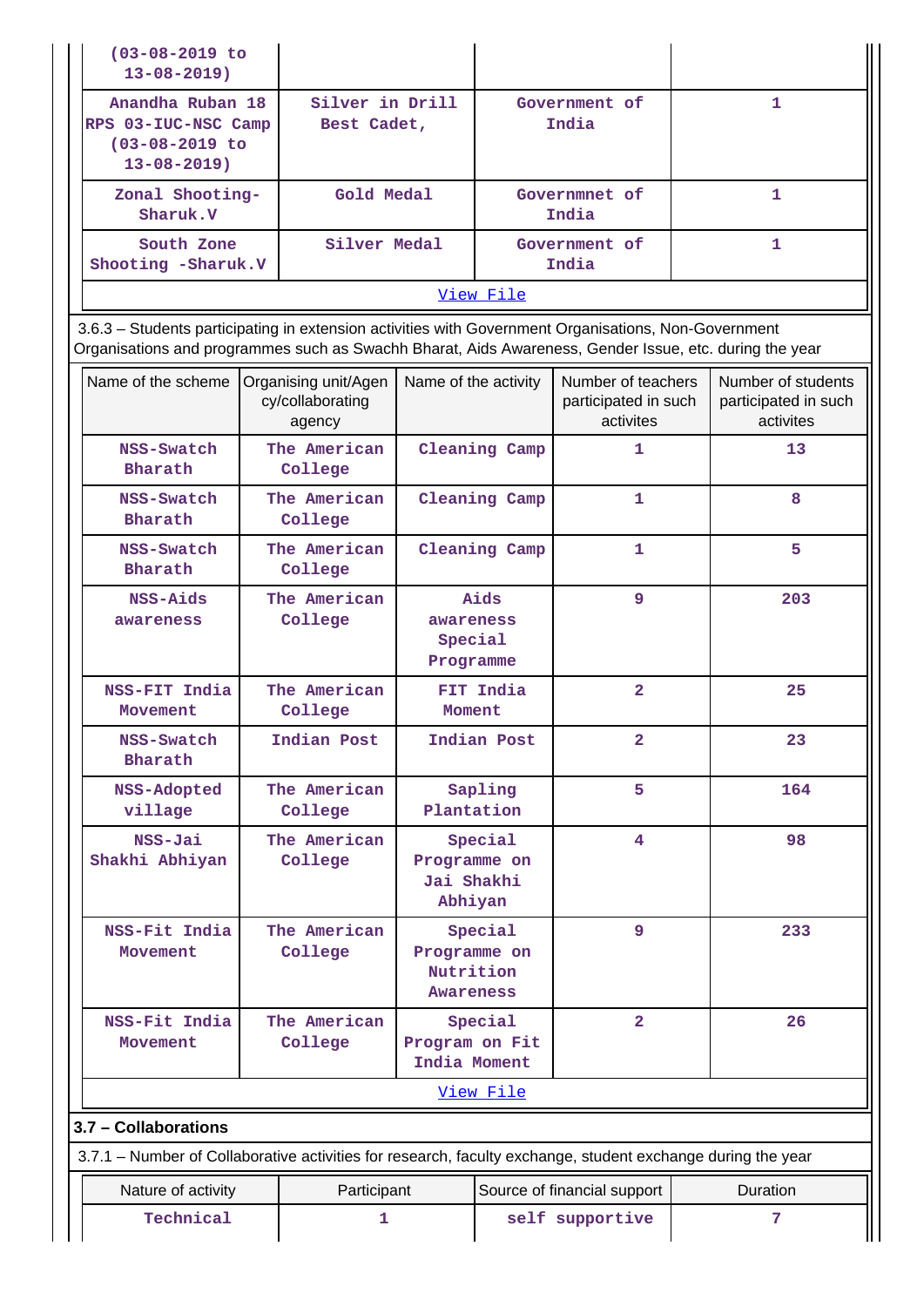| | | | |
|---|---|---|---|
| (03-08-2019 to 13-08-2019) | | | |
| Anandha Ruban 18 RPS 03-IUC-NSC Camp (03-08-2019 to 13-08-2019) | Silver in Drill Best Cadet, | Government of India | 1 |
| Zonal Shooting-Sharuk.V | Gold Medal | Governmnet of India | 1 |
| South Zone Shooting -Sharuk.V | Silver Medal | Government of India | 1 |

[View File]

3.6.3 – Students participating in extension activities with Government Organisations, Non-Government Organisations and programmes such as Swachh Bharat, Aids Awareness, Gender Issue, etc. during the year

| Name of the scheme | Organising unit/Agency/collaborating agency | Name of the activity | Number of teachers participated in such activites | Number of students participated in such activites |
|---|---|---|---|---|
| NSS-Swatch Bharath | The American College | Cleaning Camp | 1 | 13 |
| NSS-Swatch Bharath | The American College | Cleaning Camp | 1 | 8 |
| NSS-Swatch Bharath | The American College | Cleaning Camp | 1 | 5 |
| NSS-Aids awareness | The American College | Aids awareness Special Programme | 9 | 203 |
| NSS-FIT India Movement | The American College | FIT India Moment | 2 | 25 |
| NSS-Swatch Bharath | Indian Post | Indian Post | 2 | 23 |
| NSS-Adopted village | The American College | Sapling Plantation | 5 | 164 |
| NSS-Jai Shakhi Abhiyan | The American College | Special Programme on Jai Shakhi Abhiyan | 4 | 98 |
| NSS-Fit India Movement | The American College | Special Programme on Nutrition Awareness | 9 | 233 |
| NSS-Fit India Movement | The American College | Special Program on Fit India Moment | 2 | 26 |

[View File]

**3.7 – Collaborations**

3.7.1 – Number of Collaborative activities for research, faculty exchange, student exchange during the year

| Nature of activity | Participant | Source of financial support | Duration |
|---|---|---|---|
| Technical | 1 | self supportive | 7 |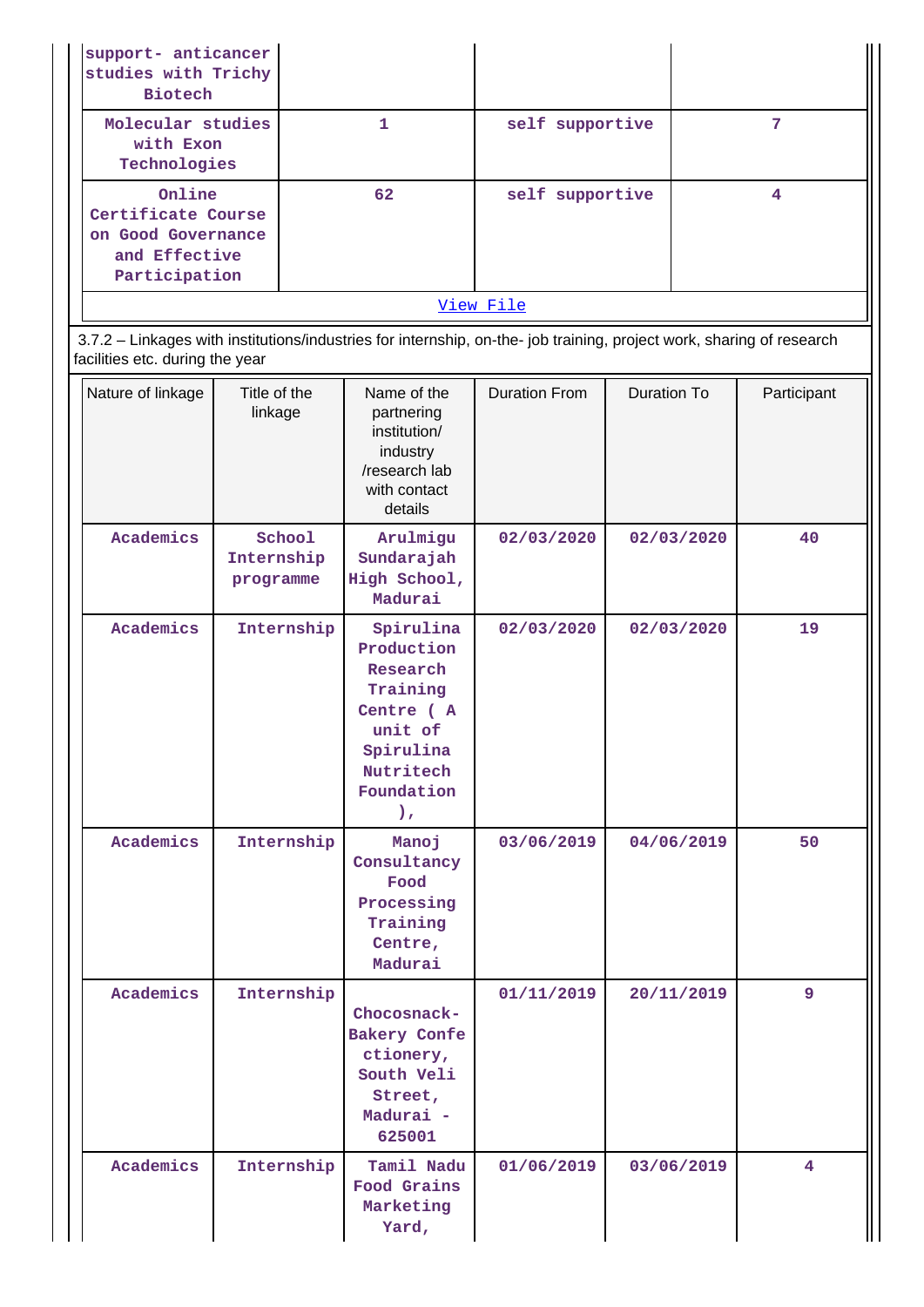| | | | |
|---|---|---|---|
| support- anticancer studies with Trichy Biotech | | | |
| Molecular studies with Exon Technologies | 1 | self supportive | 7 |
| Online Certificate Course on Good Governance and Effective Participation | 62 | self supportive | 4 |

View File

3.7.2 – Linkages with institutions/industries for internship, on-the- job training, project work, sharing of research facilities etc. during the year

| Nature of linkage | Title of the linkage | Name of the partnering institution/ industry /research lab with contact details | Duration From | Duration To | Participant |
|---|---|---|---|---|---|
| Academics | School Internship programme | Arulmigu Sundarajah High School, Madurai | 02/03/2020 | 02/03/2020 | 40 |
| Academics | Internship | Spirulina Production Research Training Centre ( A unit of Spirulina Nutritech Foundation ), | 02/03/2020 | 02/03/2020 | 19 |
| Academics | Internship | Manoj Consultancy Food Processing Training Centre, Madurai | 03/06/2019 | 04/06/2019 | 50 |
| Academics | Internship | Chocosnack- Bakery Confe ctionery, South Veli Street, Madurai - 625001 | 01/11/2019 | 20/11/2019 | 9 |
| Academics | Internship | Tamil Nadu Food Grains Marketing Yard, | 01/06/2019 | 03/06/2019 | 4 |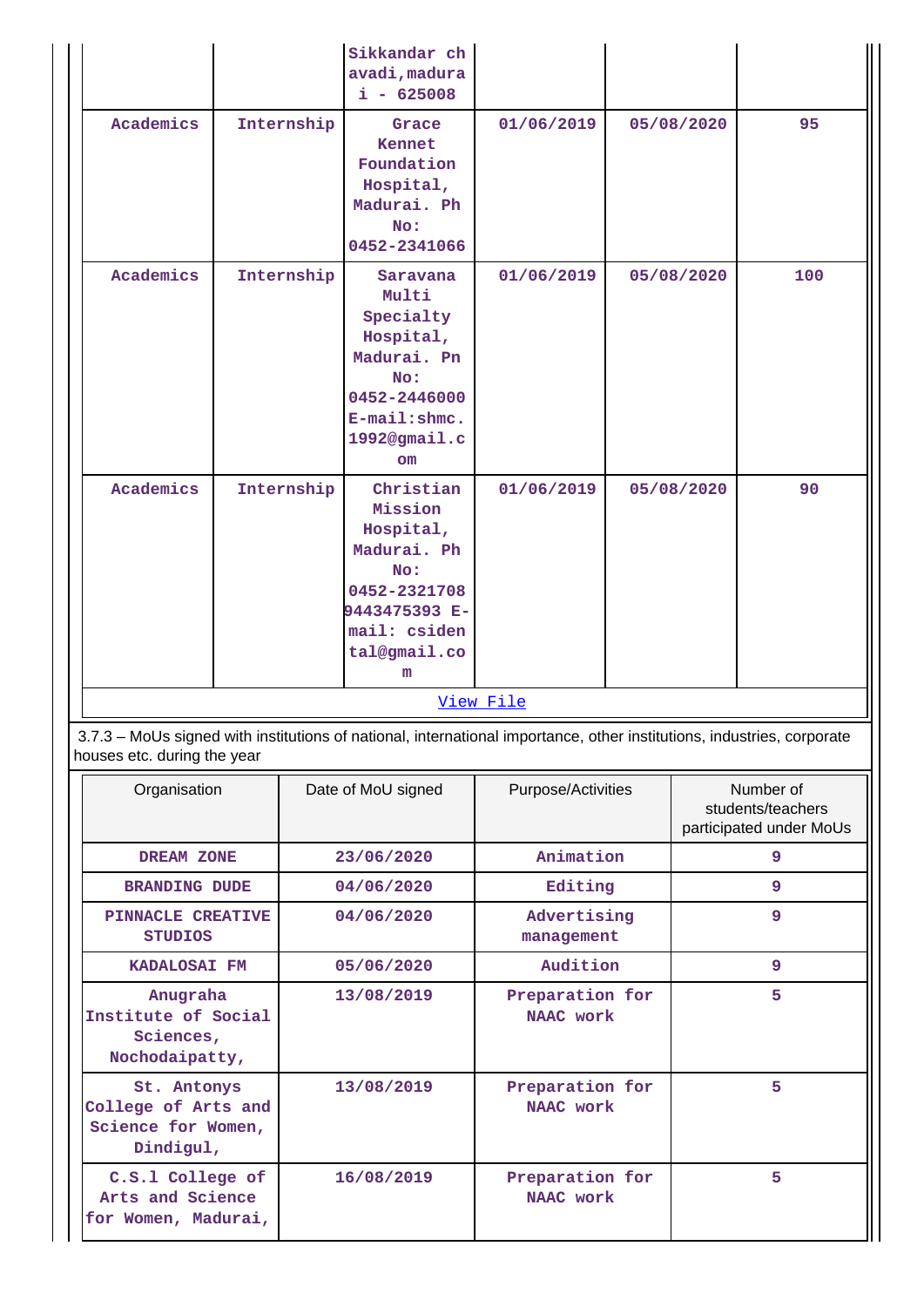| | | Sikkandar chavadi,madurai - 625008 | | | |
|---|---|---|---|---|---|
| Academics | Internship | Grace Kennet Foundation Hospital, Madurai. Ph No: 0452-2341066 | 01/06/2019 | 05/08/2020 | 95 |
| Academics | Internship | Saravana Multi Specialty Hospital, Madurai. Pn No: 0452-2446000 E-mail:shmc.1992@gmail.com | 01/06/2019 | 05/08/2020 | 100 |
| Academics | Internship | Christian Mission Hospital, Madurai. Ph No: 0452-2321708 9443475393 E-mail: csidental@gmail.com | 01/06/2019 | 05/08/2020 | 90 |

View File

3.7.3 – MoUs signed with institutions of national, international importance, other institutions, industries, corporate houses etc. during the year

| Organisation | Date of MoU signed | Purpose/Activities | Number of students/teachers participated under MoUs |
|---|---|---|---|
| DREAM ZONE | 23/06/2020 | Animation | 9 |
| BRANDING DUDE | 04/06/2020 | Editing | 9 |
| PINNACLE CREATIVE STUDIOS | 04/06/2020 | Advertising management | 9 |
| KADALOSAI FM | 05/06/2020 | Audition | 9 |
| Anugraha Institute of Social Sciences, Nochodaipatty, | 13/08/2019 | Preparation for NAAC work | 5 |
| St. Antonys College of Arts and Science for Women, Dindigul, | 13/08/2019 | Preparation for NAAC work | 5 |
| C.S.1 College of Arts and Science for Women, Madurai, | 16/08/2019 | Preparation for NAAC work | 5 |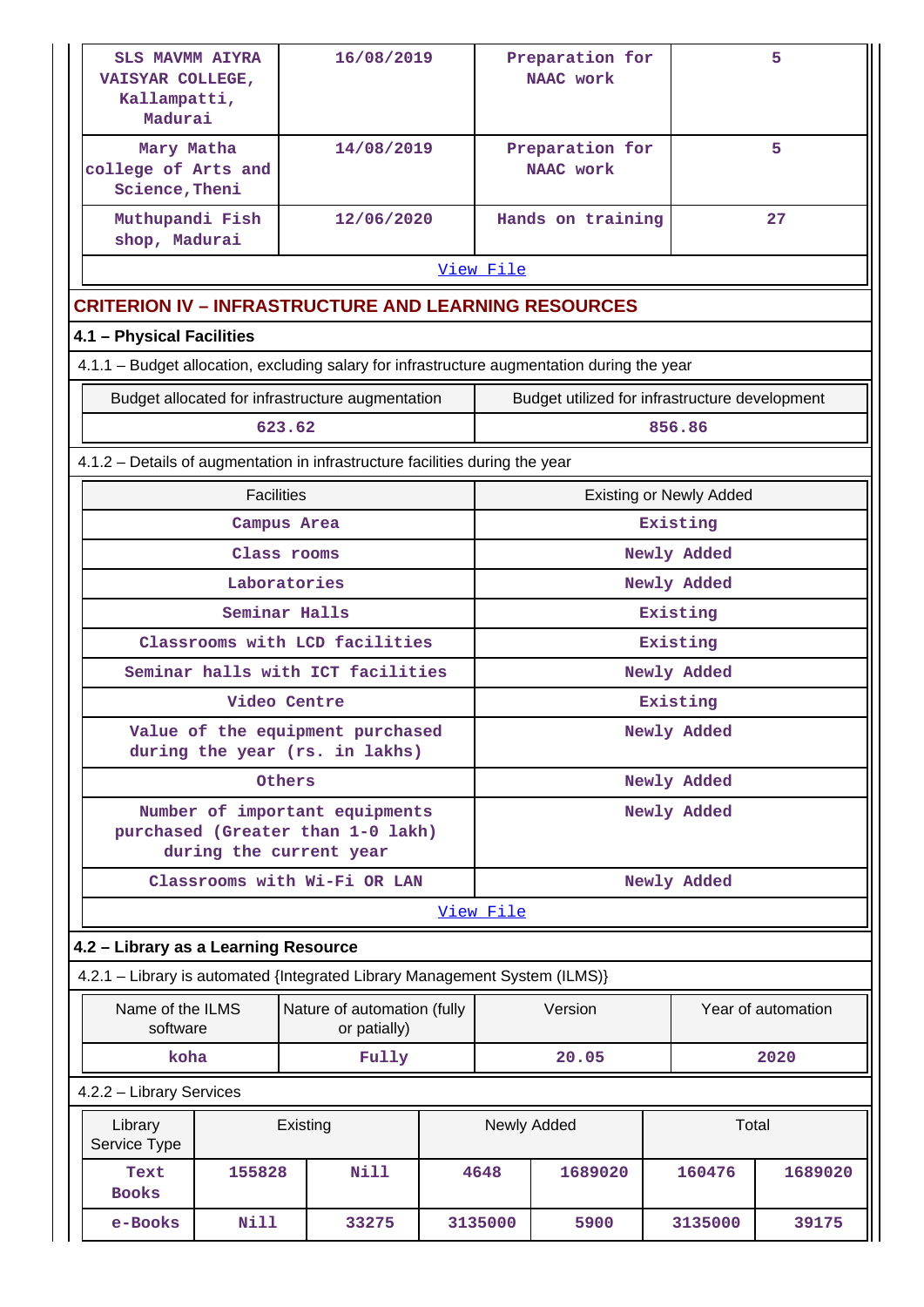| SLS MAVMM AIYRA VAISYAR COLLEGE, Kallampatti, Madurai | 16/08/2019 | Preparation for NAAC work | 5 |
|---|---|---|---|
| Mary Matha college of Arts and Science, Theni | 14/08/2019 | Preparation for NAAC work | 5 |
| Muthupandi Fish shop, Madurai | 12/06/2020 | Hands on training | 27 |

View File

## CRITERION IV – INFRASTRUCTURE AND LEARNING RESOURCES

### 4.1 – Physical Facilities

4.1.1 – Budget allocation, excluding salary for infrastructure augmentation during the year

| Budget allocated for infrastructure augmentation | Budget utilized for infrastructure development |
|---|---|
| 623.62 | 856.86 |

4.1.2 – Details of augmentation in infrastructure facilities during the year

| Facilities | Existing or Newly Added |
|---|---|
| Campus Area | Existing |
| Class rooms | Newly Added |
| Laboratories | Newly Added |
| Seminar Halls | Existing |
| Classrooms with LCD facilities | Existing |
| Seminar halls with ICT facilities | Newly Added |
| Video Centre | Existing |
| Value of the equipment purchased during the year (rs. in lakhs) | Newly Added |
| Others | Newly Added |
| Number of important equipments purchased (Greater than 1-0 lakh) during the current year | Newly Added |
| Classrooms with Wi-Fi OR LAN | Newly Added |

View File

### 4.2 – Library as a Learning Resource

4.2.1 – Library is automated {Integrated Library Management System (ILMS)}

| Name of the ILMS software | Nature of automation (fully or patially) | Version | Year of automation |
|---|---|---|---|
| koha | Fully | 20.05 | 2020 |

4.2.2 – Library Services

| Library Service Type | Existing | | Newly Added | | Total | |
|---|---|---|---|---|---|---|
| Text Books | 155828 | Nill | 4648 | 1689020 | 160476 | 1689020 |
| e-Books | Nill | 33275 | 3135000 | 5900 | 3135000 | 39175 |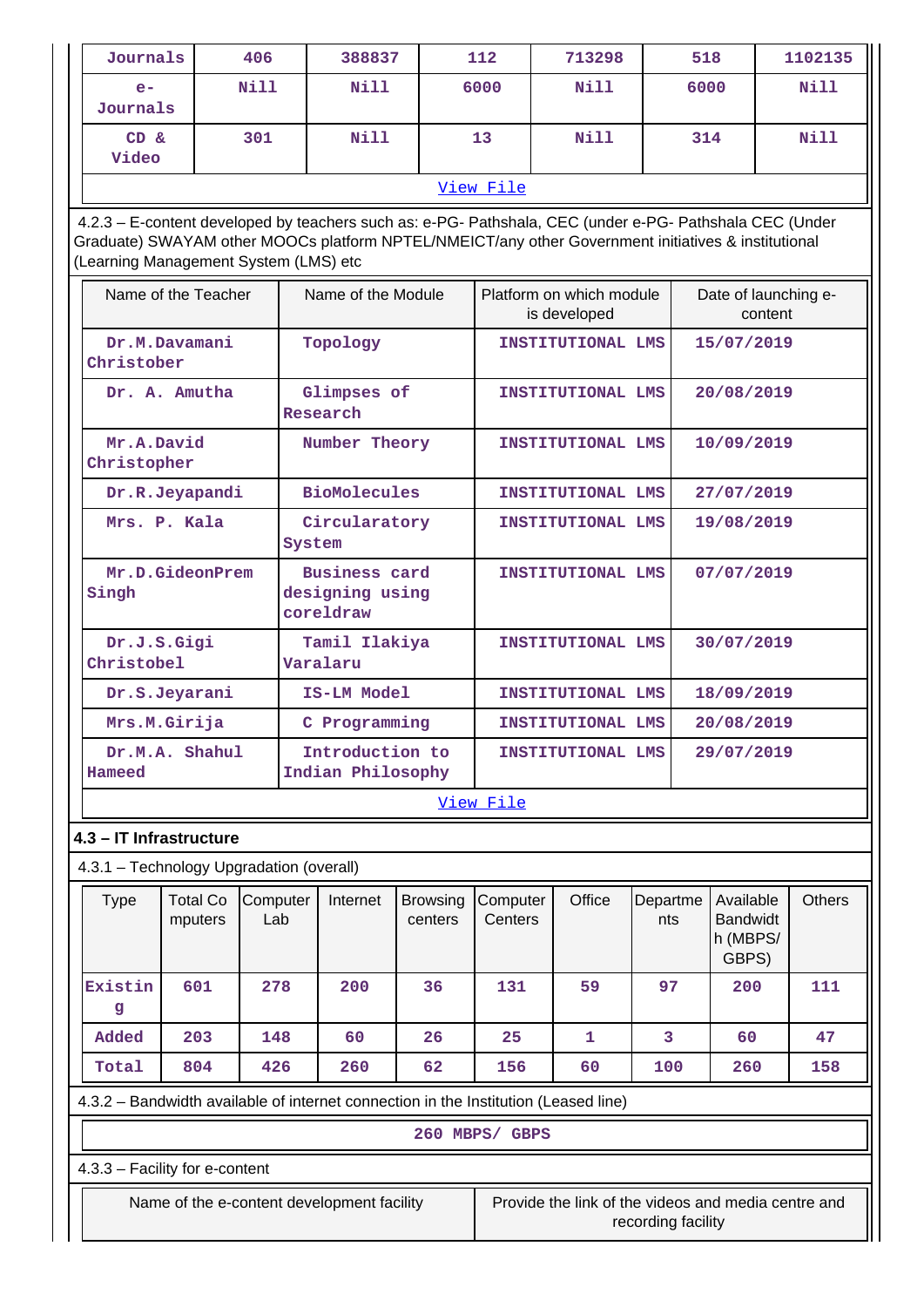| Journals | 406 | 388837 | 112 | 713298 | 518 | 1102135 |
|---|---|---|---|---|---|---|
| e-Journals | Nill | Nill | 6000 | Nill | 6000 | Nill |
| CD & Video | 301 | Nill | 13 | Nill | 314 | Nill |

View File

4.2.3 – E-content developed by teachers such as: e-PG- Pathshala, CEC (under e-PG- Pathshala CEC (Under Graduate) SWAYAM other MOOCs platform NPTEL/NMEICT/any other Government initiatives & institutional (Learning Management System (LMS) etc

| Name of the Teacher | Name of the Module | Platform on which module is developed | Date of launching e-content |
|---|---|---|---|
| Dr.M.Davamani Christober | Topology | INSTITUTIONAL LMS | 15/07/2019 |
| Dr. A. Amutha | Glimpses of Research | INSTITUTIONAL LMS | 20/08/2019 |
| Mr.A.David Christopher | Number Theory | INSTITUTIONAL LMS | 10/09/2019 |
| Dr.R.Jeyapandi | BioMolecules | INSTITUTIONAL LMS | 27/07/2019 |
| Mrs. P. Kala | Circularatory System | INSTITUTIONAL LMS | 19/08/2019 |
| Mr.D.GideonPrem Singh | Business card designing using coreldraw | INSTITUTIONAL LMS | 07/07/2019 |
| Dr.J.S.Gigi Christobel | Tamil Ilakiya Varalaru | INSTITUTIONAL LMS | 30/07/2019 |
| Dr.S.Jeyarani | IS-LM Model | INSTITUTIONAL LMS | 18/09/2019 |
| Mrs.M.Girija | C Programming | INSTITUTIONAL LMS | 20/08/2019 |
| Dr.M.A. Shahul Hameed | Introduction to Indian Philosophy | INSTITUTIONAL LMS | 29/07/2019 |

View File

## 4.3 – IT Infrastructure

4.3.1 – Technology Upgradation (overall)

| Type | Total Computers | Computer Lab | Internet | Browsing centers | Computer Centers | Office | Departments | Available Bandwidth (MBPS/ GBPS) | Others |
|---|---|---|---|---|---|---|---|---|---|
| Existing | 601 | 278 | 200 | 36 | 131 | 59 | 97 | 200 | 111 |
| Added | 203 | 148 | 60 | 26 | 25 | 1 | 3 | 60 | 47 |
| Total | 804 | 426 | 260 | 62 | 156 | 60 | 100 | 260 | 158 |

4.3.2 – Bandwidth available of internet connection in the Institution (Leased line)

260 MBPS/ GBPS

4.3.3 – Facility for e-content

| Name of the e-content development facility | Provide the link of the videos and media centre and recording facility |
|---|---|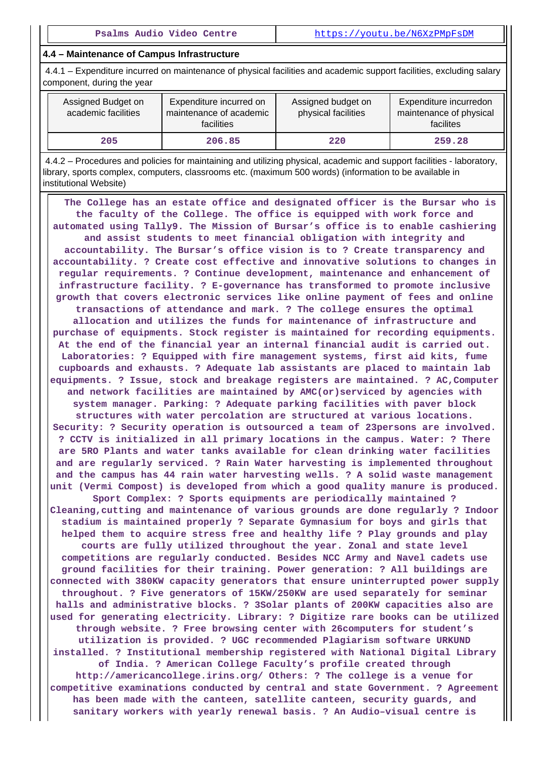| Psalms Audio Video Centre | https://youtu.be/N6XzPMpFsDM |
|---|---|

## 4.4 – Maintenance of Campus Infrastructure

4.4.1 – Expenditure incurred on maintenance of physical facilities and academic support facilities, excluding salary component, during the year

| Assigned Budget on academic facilities | Expenditure incurred on maintenance of academic facilities | Assigned budget on physical facilities | Expenditure incurredon maintenance of physical facilites |
|---|---|---|---|
| 205 | 206.85 | 220 | 259.28 |

4.4.2 – Procedures and policies for maintaining and utilizing physical, academic and support facilities - laboratory, library, sports complex, computers, classrooms etc. (maximum 500 words) (information to be available in institutional Website)

The College has an estate office and designated officer is the Bursar who is the faculty of the College. The office is equipped with work force and automated using Tally9. The Mission of Bursar's office is to enable cashiering and assist students to meet financial obligation with integrity and accountability. The Bursar's office vision is to ? Create transparency and accountability. ? Create cost effective and innovative solutions to changes in regular requirements. ? Continue development, maintenance and enhancement of infrastructure facility. ? E-governance has transformed to promote inclusive growth that covers electronic services like online payment of fees and online transactions of attendance and mark. ? The college ensures the optimal allocation and utilizes the funds for maintenance of infrastructure and purchase of equipments. Stock register is maintained for recording equipments. At the end of the financial year an internal financial audit is carried out. Laboratories: ? Equipped with fire management systems, first aid kits, fume cupboards and exhausts. ? Adequate lab assistants are placed to maintain lab equipments. ? Issue, stock and breakage registers are maintained. ? AC,Computer and network facilities are maintained by AMC(or)serviced by agencies with system manager. Parking: ? Adequate parking facilities with paver block structures with water percolation are structured at various locations. Security: ? Security operation is outsourced a team of 23persons are involved. ? CCTV is initialized in all primary locations in the campus. Water: ? There are 5RO Plants and water tanks available for clean drinking water facilities and are regularly serviced. ? Rain Water harvesting is implemented throughout and the campus has 44 rain water harvesting wells. ? A solid waste management unit (Vermi Compost) is developed from which a good quality manure is produced. Sport Complex: ? Sports equipments are periodically maintained ? Cleaning,cutting and maintenance of various grounds are done regularly ? Indoor stadium is maintained properly ? Separate Gymnasium for boys and girls that helped them to acquire stress free and healthy life ? Play grounds and play courts are fully utilized throughout the year. Zonal and state level competitions are regularly conducted. Besides NCC Army and Navel cadets use ground facilities for their training. Power generation: ? All buildings are connected with 380KW capacity generators that ensure uninterrupted power supply throughout. ? Five generators of 15KW/250KW are used separately for seminar halls and administrative blocks. ? 3Solar plants of 200KW capacities also are used for generating electricity. Library: ? Digitize rare books can be utilized through website. ? Free browsing center with 26computers for student's utilization is provided. ? UGC recommended Plagiarism software URKUND installed. ? Institutional membership registered with National Digital Library of India. ? American College Faculty's profile created through http://americancollege.irins.org/ Others: ? The college is a venue for competitive examinations conducted by central and state Government. ? Agreement has been made with the canteen, satellite canteen, security guards, and sanitary workers with yearly renewal basis. ? An Audio-visual centre is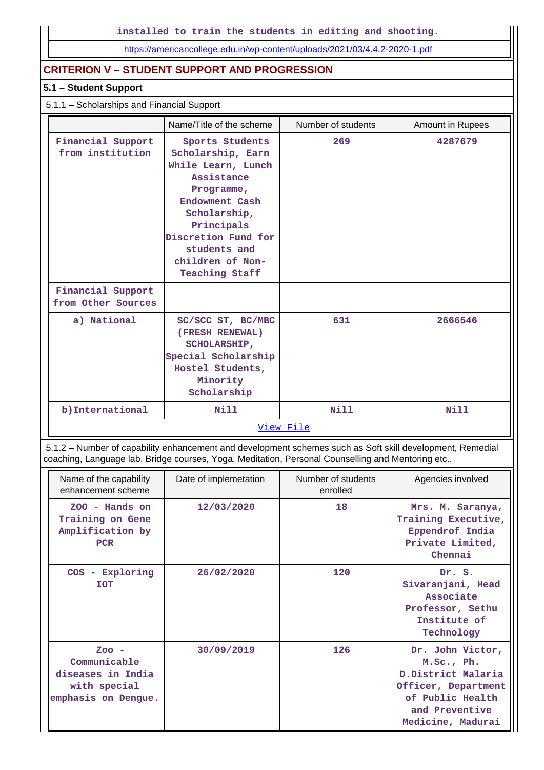| installed to train the students in editing and shooting. |
|---|
| https://americancollege.edu.in/wp-content/uploads/2021/03/4.4.2-2020-1.pdf |

## CRITERION V – STUDENT SUPPORT AND PROGRESSION

### 5.1 – Student Support

5.1.1 – Scholarships and Financial Support

| | Name/Title of the scheme | Number of students | Amount in Rupees |
|---|---|---|---|
| Financial Support from institution | Sports Students Scholarship, Earn While Learn, Lunch Assistance Programme, Endowment Cash Scholarship, Principals Discretion Fund for students and children of Non-Teaching Staff | 269 | 4287679 |
| Financial Support from Other Sources | | | |
| a) National | SC/SCC ST, BC/MBC (FRESH RENEWAL) SCHOLARSHIP, Special Scholarship Hostel Students, Minority Scholarship | 631 | 2666546 |
| b)International | Nill | Nill | Nill |

View File

5.1.2 – Number of capability enhancement and development schemes such as Soft skill development, Remedial coaching, Language lab, Bridge courses, Yoga, Meditation, Personal Counselling and Mentoring etc.,

| Name of the capability enhancement scheme | Date of implemetation | Number of students enrolled | Agencies involved |
|---|---|---|---|
| ZOO - Hands on Training on Gene Amplification by PCR | 12/03/2020 | 18 | Mrs. M. Saranya, Training Executive, Eppendrof India Private Limited, Chennai |
| COS - Exploring IOT | 26/02/2020 | 120 | Dr. S. Sivaranjani, Head Associate Professor, Sethu Institute of Technology |
| Zoo - Communicable diseases in India with special emphasis on Dengue. | 30/09/2019 | 126 | Dr. John Victor, M.Sc., Ph. D.District Malaria Officer, Department of Public Health and Preventive Medicine, Madurai |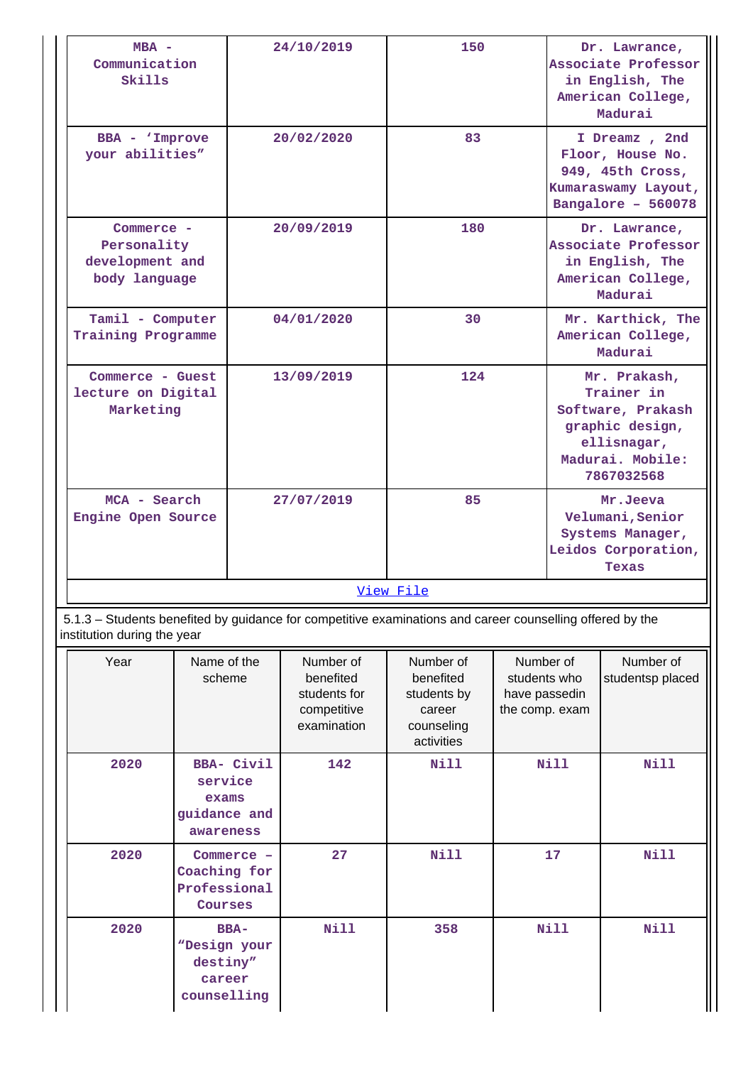| | | | |
|---|---|---|---|
| MBA - Communication Skills | 24/10/2019 | 150 | Dr. Lawrance, Associate Professor in English, The American College, Madurai |
| BBA - ‘Improve your abilities” | 20/02/2020 | 83 | I Dreamz , 2nd Floor, House No. 949, 45th Cross, Kumaraswamy Layout, Bangalore – 560078 |
| Commerce - Personality development and body language | 20/09/2019 | 180 | Dr. Lawrance, Associate Professor in English, The American College, Madurai |
| Tamil - Computer Training Programme | 04/01/2020 | 30 | Mr. Karthick, The American College, Madurai |
| Commerce - Guest lecture on Digital Marketing | 13/09/2019 | 124 | Mr. Prakash, Trainer in Software, Prakash graphic design, ellisnagar, Madurai. Mobile: 7867032568 |
| MCA - Search Engine Open Source | 27/07/2019 | 85 | Mr.Jeeva Velumani,Senior Systems Manager, Leidos Corporation, Texas |

View File

5.1.3 – Students benefited by guidance for competitive examinations and career counselling offered by the institution during the year

| Year | Name of the scheme | Number of benefited students for competitive examination | Number of benefited students by career counseling activities | Number of students who have passedin the comp. exam | Number of studentsp placed |
|---|---|---|---|---|---|
| 2020 | BBA- Civil service exams guidance and awareness | 142 | Nill | Nill | Nill |
| 2020 | Commerce – Coaching for Professional Courses | 27 | Nill | 17 | Nill |
| 2020 | BBA- “Design your destiny” career counselling | Nill | 358 | Nill | Nill |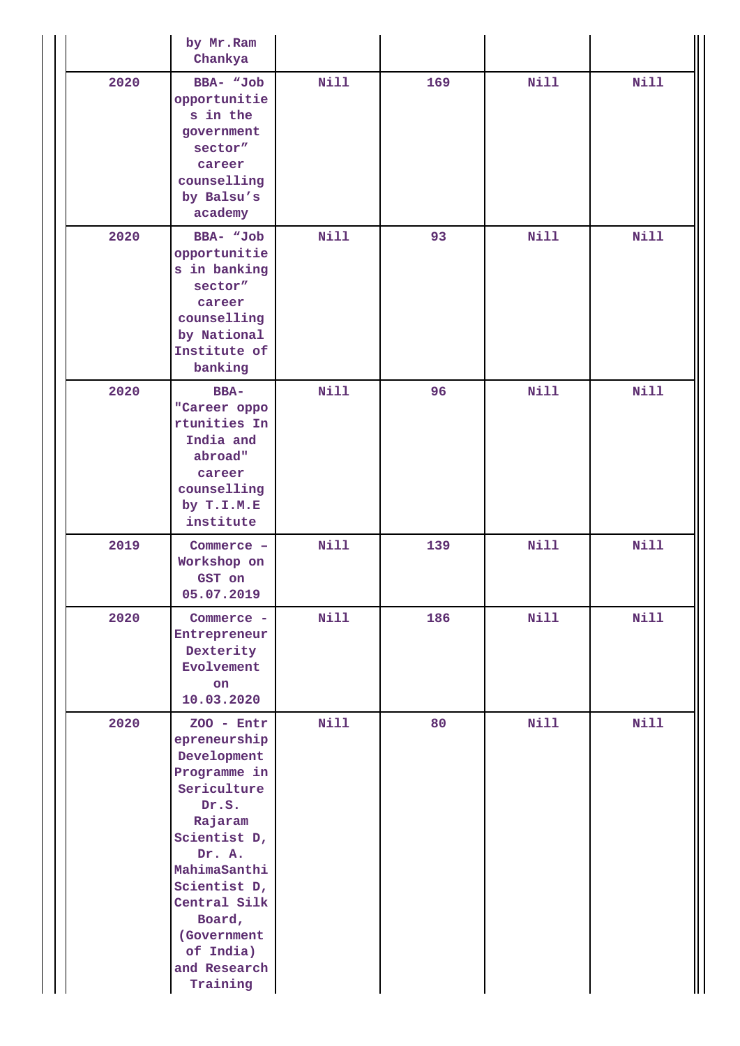| | | | | | |
|---|---|---|---|---|---|
| | by Mr.Ram Chankya | | | | |
| 2020 | BBA- “Job opportunities in the government sector” career counselling by Balsu’s academy | Nill | 169 | Nill | Nill |
| 2020 | BBA- “Job opportunities in banking sector” career counselling by National Institute of banking | Nill | 93 | Nill | Nill |
| 2020 | BBA- "Career opportunities In India and abroad" career counselling by T.I.M.E institute | Nill | 96 | Nill | Nill |
| 2019 | Commerce – Workshop on GST on 05.07.2019 | Nill | 139 | Nill | Nill |
| 2020 | Commerce - Entrepreneur Dexterity Evolvement on 10.03.2020 | Nill | 186 | Nill | Nill |
| 2020 | ZOO - Entrepreneurship Development Programme in Sericulture Dr.S. Rajaram Scientist D, Dr. A. MahimaSanthi Scientist D, Central Silk Board, (Government of India) and Research Training | Nill | 80 | Nill | Nill |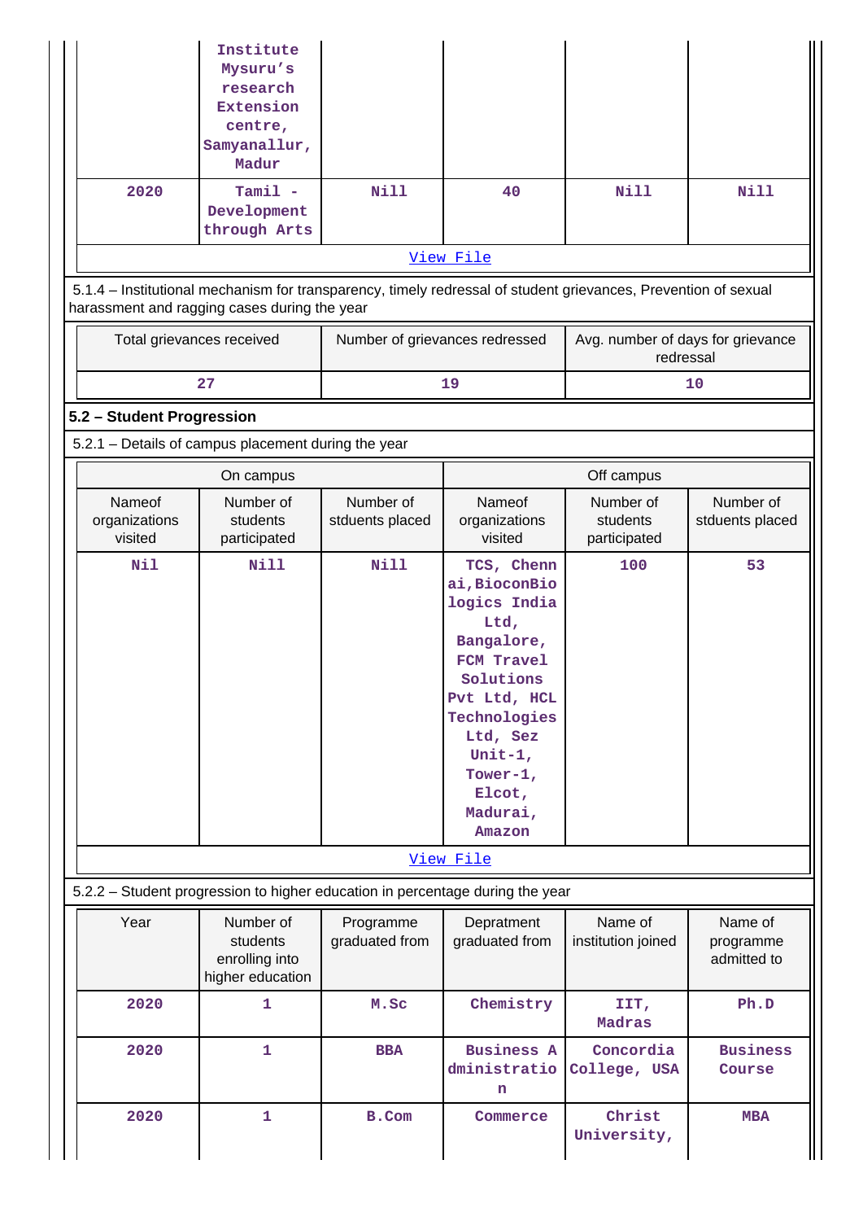| | Institute Mysuru's research Extension centre, Samyanallur, Madur | | | | |
|---|---|---|---|---|---|
| 2020 | Tamil - Development through Arts | Nill | 40 | Nill | Nill |

View File

5.1.4 – Institutional mechanism for transparency, timely redressal of student grievances, Prevention of sexual harassment and ragging cases during the year

| Total grievances received | Number of grievances redressed | Avg. number of days for grievance redressal |
|---|---|---|
| 27 | 19 | 10 |

## 5.2 – Student Progression

5.2.1 – Details of campus placement during the year

| On campus | | | Off campus | | |
|---|---|---|---|---|---|
| Nameof organizations visited | Number of students participated | Number of stduents placed | Nameof organizations visited | Number of students participated | Number of stduents placed |
| Nil | Nill | Nill | TCS, Chennai,BioconBiologics India Ltd, Bangalore, FCM Travel Solutions Pvt Ltd, HCL Technologies Ltd, Sez Unit-1, Tower-1, Elcot, Madurai, Amazon | 100 | 53 |

View File

5.2.2 – Student progression to higher education in percentage during the year

| Year | Number of students enrolling into higher education | Programme graduated from | Depratment graduated from | Name of institution joined | Name of programme admitted to |
|---|---|---|---|---|---|
| 2020 | 1 | M.Sc | Chemistry | IIT, Madras | Ph.D |
| 2020 | 1 | BBA | Business Administration | Concordia College, USA | Business Course |
| 2020 | 1 | B.Com | Commerce | Christ University, | MBA |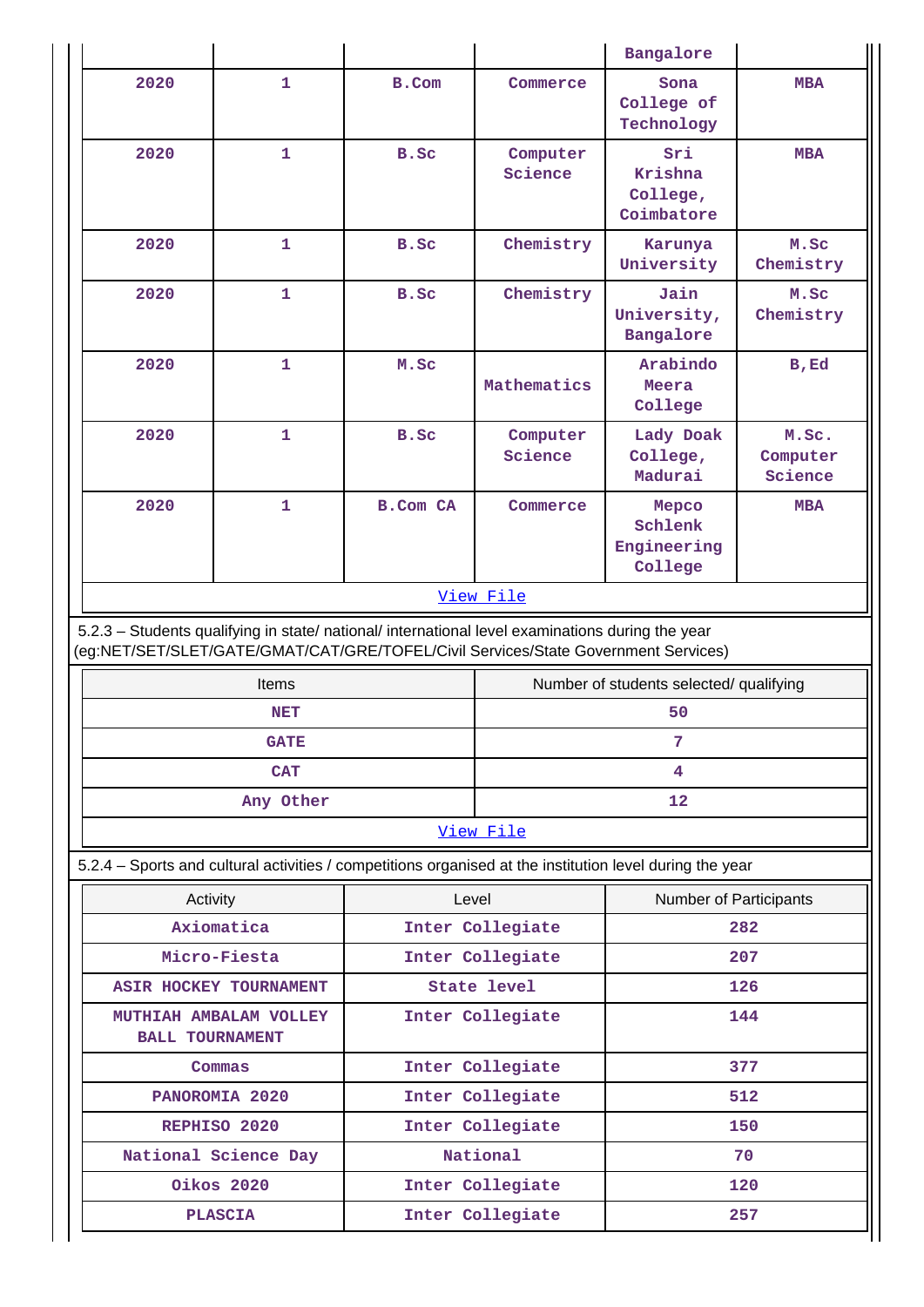|  |  |  |  | Bangalore |  |
|---|---|---|---|---|---|
| 2020 | 1 | B.Com | Commerce | Sona College of Technology | MBA |
| 2020 | 1 | B.Sc | Computer Science | Sri Krishna College, Coimbatore | MBA |
| 2020 | 1 | B.Sc | Chemistry | Karunya University | M.Sc Chemistry |
| 2020 | 1 | B.Sc | Chemistry | Jain University, Bangalore | M.Sc Chemistry |
| 2020 | 1 | M.Sc | Mathematics | Arabindo Meera College | B,Ed |
| 2020 | 1 | B.Sc | Computer Science | Lady Doak College, Madurai | M.Sc. Computer Science |
| 2020 | 1 | B.Com CA | Commerce | Mepco Schlenk Engineering College | MBA |

View File

5.2.3 – Students qualifying in state/ national/ international level examinations during the year (eg:NET/SET/SLET/GATE/GMAT/CAT/GRE/TOFEL/Civil Services/State Government Services)

| Items | Number of students selected/ qualifying |
|---|---|
| NET | 50 |
| GATE | 7 |
| CAT | 4 |
| Any Other | 12 |

View File

5.2.4 – Sports and cultural activities / competitions organised at the institution level during the year

| Activity | Level | Number of Participants |
|---|---|---|
| Axiomatica | Inter Collegiate | 282 |
| Micro-Fiesta | Inter Collegiate | 207 |
| ASIR HOCKEY TOURNAMENT | State level | 126 |
| MUTHIAH AMBALAM VOLLEY BALL TOURNAMENT | Inter Collegiate | 144 |
| Commas | Inter Collegiate | 377 |
| PANOROMIA 2020 | Inter Collegiate | 512 |
| REPHISO 2020 | Inter Collegiate | 150 |
| National Science Day | National | 70 |
| Oikos 2020 | Inter Collegiate | 120 |
| PLASCIA | Inter Collegiate | 257 |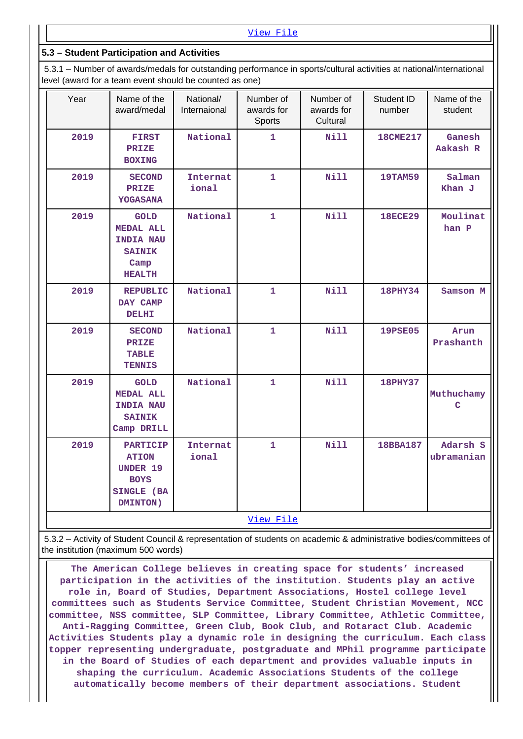View File

### 5.3 – Student Participation and Activities

5.3.1 – Number of awards/medals for outstanding performance in sports/cultural activities at national/international level (award for a team event should be counted as one)

| Year | Name of the award/medal | National/ Internaional | Number of awards for Sports | Number of awards for Cultural | Student ID number | Name of the student |
|---|---|---|---|---|---|---|
| 2019 | FIRST PRIZE BOXING | National | 1 | Nill | 18CME217 | Ganesh Aakash R |
| 2019 | SECOND PRIZE YOGASANA | International | 1 | Nill | 19TAM59 | Salman Khan J |
| 2019 | GOLD MEDAL ALL INDIA NAU SAINIK Camp HEALTH | National | 1 | Nill | 18ECE29 | Moulinathan P |
| 2019 | REPUBLIC DAY CAMP DELHI | National | 1 | Nill | 18PHY34 | Samson M |
| 2019 | SECOND PRIZE TABLE TENNIS | National | 1 | Nill | 19PSE05 | Arun Prashanth |
| 2019 | GOLD MEDAL ALL INDIA NAU SAINIK Camp DRILL | National | 1 | Nill | 18PHY37 | Muthuchamy C |
| 2019 | PARTICIPATION UNDER 19 BOYS SINGLE (BADMINTON) | International | 1 | Nill | 18BBA187 | Adarsh Subramanian |

View File

5.3.2 – Activity of Student Council & representation of students on academic & administrative bodies/committees of the institution (maximum 500 words)

The American College believes in creating space for students' increased participation in the activities of the institution. Students play an active role in, Board of Studies, Department Associations, Hostel college level committees such as Students Service Committee, Student Christian Movement, NCC committee, NSS committee, SLP Committee, Library Committee, Athletic Committee, Anti-Ragging Committee, Green Club, Book Club, and Rotaract Club. Academic Activities Students play a dynamic role in designing the curriculum. Each class topper representing undergraduate, postgraduate and MPhil programme participate in the Board of Studies of each department and provides valuable inputs in shaping the curriculum. Academic Associations Students of the college automatically become members of their department associations. Student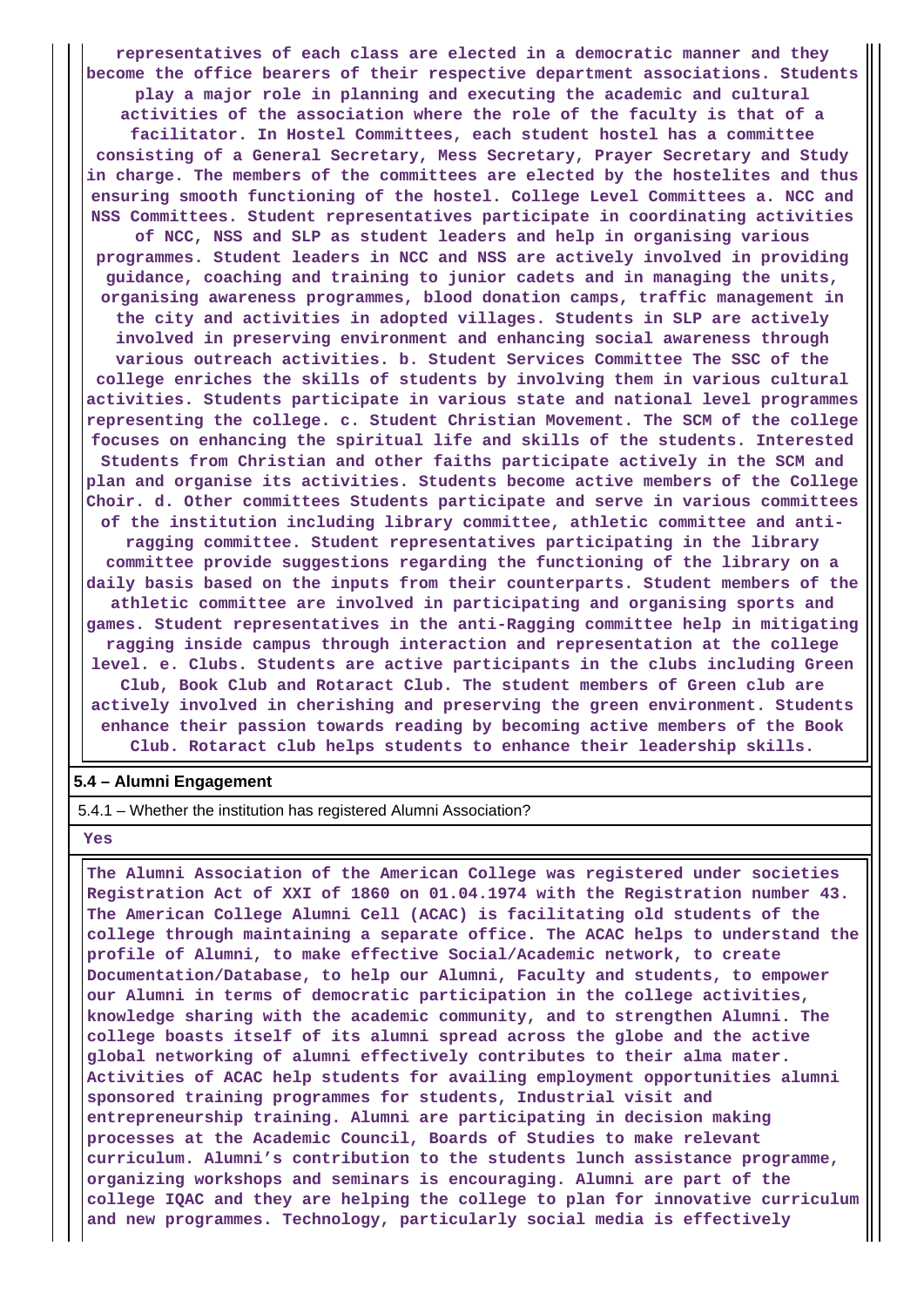**representatives of each class are elected in a democratic manner and they become the office bearers of their respective department associations. Students play a major role in planning and executing the academic and cultural activities of the association where the role of the faculty is that of a facilitator. In Hostel Committees, each student hostel has a committee consisting of a General Secretary, Mess Secretary, Prayer Secretary and Study in charge. The members of the committees are elected by the hostelites and thus ensuring smooth functioning of the hostel. College Level Committees a. NCC and NSS Committees. Student representatives participate in coordinating activities of NCC, NSS and SLP as student leaders and help in organising various programmes. Student leaders in NCC and NSS are actively involved in providing guidance, coaching and training to junior cadets and in managing the units, organising awareness programmes, blood donation camps, traffic management in the city and activities in adopted villages. Students in SLP are actively involved in preserving environment and enhancing social awareness through various outreach activities. b. Student Services Committee The SSC of the college enriches the skills of students by involving them in various cultural activities. Students participate in various state and national level programmes representing the college. c. Student Christian Movement. The SCM of the college focuses on enhancing the spiritual life and skills of the students. Interested Students from Christian and other faiths participate actively in the SCM and plan and organise its activities. Students become active members of the College Choir. d. Other committees Students participate and serve in various committees of the institution including library committee, athletic committee and anti-ragging committee. Student representatives participating in the library committee provide suggestions regarding the functioning of the library on a daily basis based on the inputs from their counterparts. Student members of the athletic committee are involved in participating and organising sports and games. Student representatives in the anti-Ragging committee help in mitigating ragging inside campus through interaction and representation at the college level. e. Clubs. Students are active participants in the clubs including Green Club, Book Club and Rotaract Club. The student members of Green club are actively involved in cherishing and preserving the green environment. Students enhance their passion towards reading by becoming active members of the Book Club. Rotaract club helps students to enhance their leadership skills.**

**5.4 – Alumni Engagement**

5.4.1 – Whether the institution has registered Alumni Association?

**Yes**

**The Alumni Association of the American College was registered under societies Registration Act of XXI of 1860 on 01.04.1974 with the Registration number 43. The American College Alumni Cell (ACAC) is facilitating old students of the college through maintaining a separate office. The ACAC helps to understand the profile of Alumni, to make effective Social/Academic network, to create Documentation/Database, to help our Alumni, Faculty and students, to empower our Alumni in terms of democratic participation in the college activities, knowledge sharing with the academic community, and to strengthen Alumni. The college boasts itself of its alumni spread across the globe and the active global networking of alumni effectively contributes to their alma mater. Activities of ACAC help students for availing employment opportunities alumni sponsored training programmes for students, Industrial visit and entrepreneurship training. Alumni are participating in decision making processes at the Academic Council, Boards of Studies to make relevant curriculum. Alumni's contribution to the students lunch assistance programme, organizing workshops and seminars is encouraging. Alumni are part of the college IQAC and they are helping the college to plan for innovative curriculum and new programmes. Technology, particularly social media is effectively**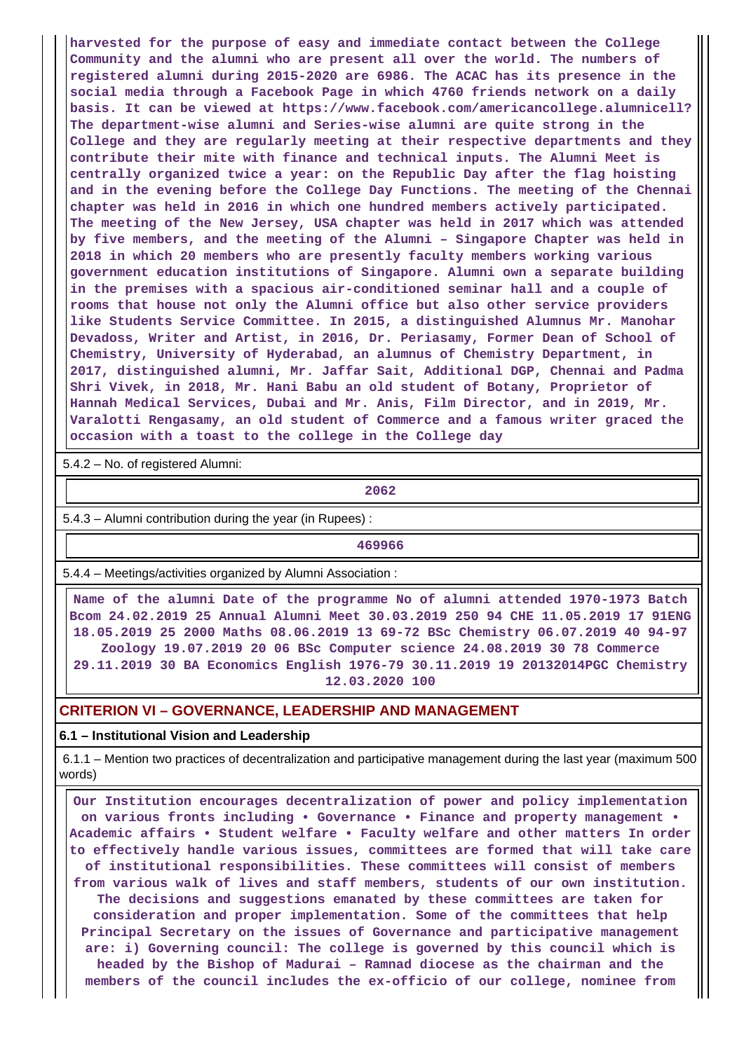harvested for the purpose of easy and immediate contact between the College Community and the alumni who are present all over the world. The numbers of registered alumni during 2015-2020 are 6986. The ACAC has its presence in the social media through a Facebook Page in which 4760 friends network on a daily basis. It can be viewed at https://www.facebook.com/americancollege.alumnicell? The department-wise alumni and Series-wise alumni are quite strong in the College and they are regularly meeting at their respective departments and they contribute their mite with finance and technical inputs. The Alumni Meet is centrally organized twice a year: on the Republic Day after the flag hoisting and in the evening before the College Day Functions. The meeting of the Chennai chapter was held in 2016 in which one hundred members actively participated. The meeting of the New Jersey, USA chapter was held in 2017 which was attended by five members, and the meeting of the Alumni – Singapore Chapter was held in 2018 in which 20 members who are presently faculty members working various government education institutions of Singapore. Alumni own a separate building in the premises with a spacious air-conditioned seminar hall and a couple of rooms that house not only the Alumni office but also other service providers like Students Service Committee. In 2015, a distinguished Alumnus Mr. Manohar Devadoss, Writer and Artist, in 2016, Dr. Periasamy, Former Dean of School of Chemistry, University of Hyderabad, an alumnus of Chemistry Department, in 2017, distinguished alumni, Mr. Jaffar Sait, Additional DGP, Chennai and Padma Shri Vivek, in 2018, Mr. Hani Babu an old student of Botany, Proprietor of Hannah Medical Services, Dubai and Mr. Anis, Film Director, and in 2019, Mr. Varalotti Rengasamy, an old student of Commerce and a famous writer graced the occasion with a toast to the college in the College day

5.4.2 – No. of registered Alumni:

2062

5.4.3 – Alumni contribution during the year (in Rupees) :

469966

5.4.4 – Meetings/activities organized by Alumni Association :

Name of the alumni Date of the programme No of alumni attended 1970-1973 Batch Bcom 24.02.2019 25 Annual Alumni Meet 30.03.2019 250 94 CHE 11.05.2019 17 91ENG 18.05.2019 25 2000 Maths 08.06.2019 13 69-72 BSc Chemistry 06.07.2019 40 94-97 Zoology 19.07.2019 20 06 BSc Computer science 24.08.2019 30 78 Commerce 29.11.2019 30 BA Economics English 1976-79 30.11.2019 19 20132014PGC Chemistry 12.03.2020 100

## CRITERION VI – GOVERNANCE, LEADERSHIP AND MANAGEMENT

### 6.1 – Institutional Vision and Leadership

6.1.1 – Mention two practices of decentralization and participative management during the last year (maximum 500 words)

Our Institution encourages decentralization of power and policy implementation on various fronts including • Governance • Finance and property management • Academic affairs • Student welfare • Faculty welfare and other matters In order to effectively handle various issues, committees are formed that will take care of institutional responsibilities. These committees will consist of members from various walk of lives and staff members, students of our own institution. The decisions and suggestions emanated by these committees are taken for consideration and proper implementation. Some of the committees that help Principal Secretary on the issues of Governance and participative management are: i) Governing council: The college is governed by this council which is headed by the Bishop of Madurai – Ramnad diocese as the chairman and the members of the council includes the ex-officio of our college, nominee from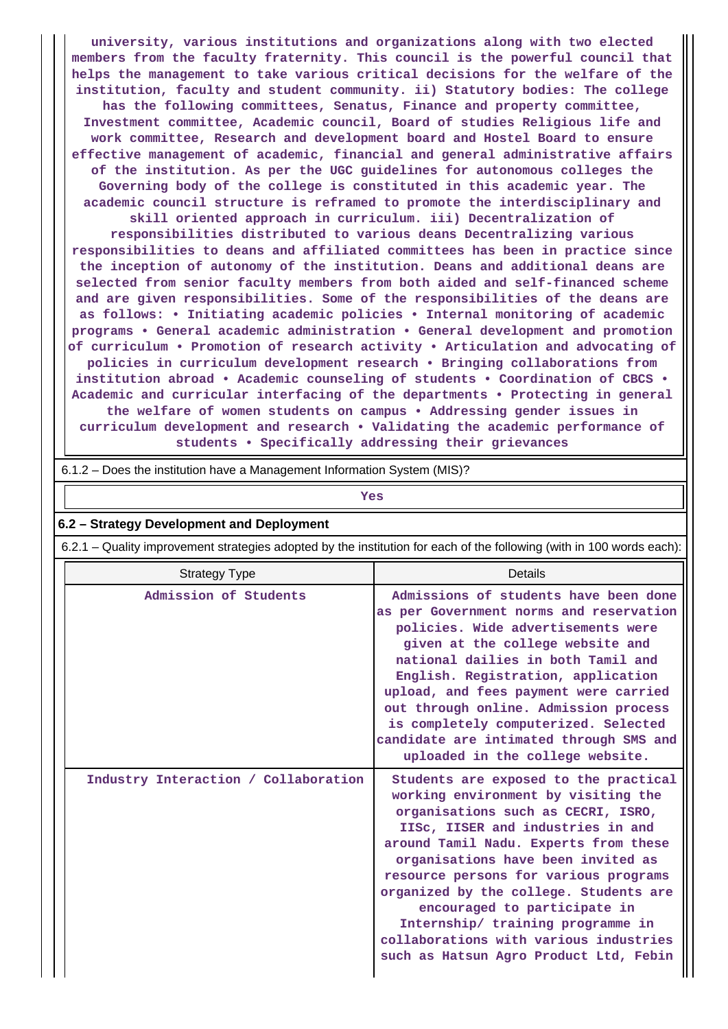university, various institutions and organizations along with two elected members from the faculty fraternity. This council is the powerful council that helps the management to take various critical decisions for the welfare of the institution, faculty and student community. ii) Statutory bodies: The college has the following committees, Senatus, Finance and property committee, Investment committee, Academic council, Board of studies Religious life and work committee, Research and development board and Hostel Board to ensure effective management of academic, financial and general administrative affairs of the institution. As per the UGC guidelines for autonomous colleges the Governing body of the college is constituted in this academic year. The academic council structure is reframed to promote the interdisciplinary and skill oriented approach in curriculum. iii) Decentralization of responsibilities distributed to various deans Decentralizing various responsibilities to deans and affiliated committees has been in practice since the inception of autonomy of the institution. Deans and additional deans are selected from senior faculty members from both aided and self-financed scheme and are given responsibilities. Some of the responsibilities of the deans are as follows: • Initiating academic policies • Internal monitoring of academic programs • General academic administration • General development and promotion of curriculum • Promotion of research activity • Articulation and advocating of policies in curriculum development research • Bringing collaborations from institution abroad • Academic counseling of students • Coordination of CBCS • Academic and curricular interfacing of the departments • Protecting in general the welfare of women students on campus • Addressing gender issues in curriculum development and research • Validating the academic performance of students • Specifically addressing their grievances

6.1.2 – Does the institution have a Management Information System (MIS)?

Yes

## 6.2 – Strategy Development and Deployment

6.2.1 – Quality improvement strategies adopted by the institution for each of the following (with in 100 words each):

| Strategy Type | Details |
|---|---|
| Admission of Students | Admissions of students have been done as per Government norms and reservation policies. Wide advertisements were given at the college website and national dailies in both Tamil and English. Registration, application upload, and fees payment were carried out through online. Admission process is completely computerized. Selected candidate are intimated through SMS and uploaded in the college website. |
| Industry Interaction / Collaboration | Students are exposed to the practical working environment by visiting the organisations such as CECRI, ISRO, IISc, IISER and industries in and around Tamil Nadu. Experts from these organisations have been invited as resource persons for various programs organized by the college. Students are encouraged to participate in Internship/ training programme in collaborations with various industries such as Hatsun Agro Product Ltd, Febin |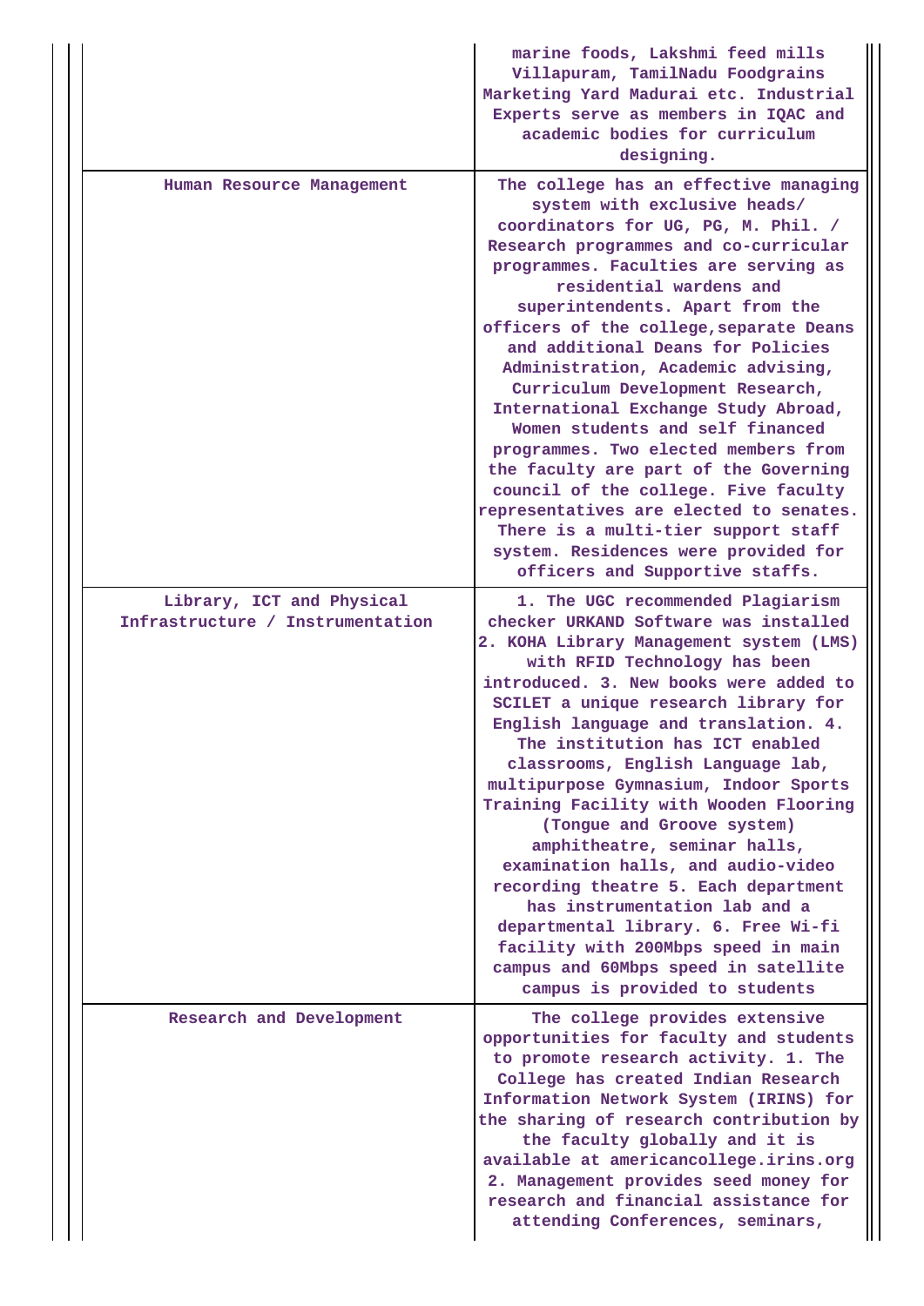| | |
|---|---|
| | marine foods, Lakshmi feed mills Villapuram, TamilNadu Foodgrains Marketing Yard Madurai etc. Industrial Experts serve as members in IQAC and academic bodies for curriculum designing. |
| Human Resource Management | The college has an effective managing system with exclusive heads/ coordinators for UG, PG, M. Phil. / Research programmes and co-curricular programmes. Faculties are serving as residential wardens and superintendents. Apart from the officers of the college,separate Deans and additional Deans for Policies Administration, Academic advising, Curriculum Development Research, International Exchange Study Abroad, Women students and self financed programmes. Two elected members from the faculty are part of the Governing council of the college. Five faculty representatives are elected to senates. There is a multi-tier support staff system. Residences were provided for officers and Supportive staffs. |
| Library, ICT and Physical Infrastructure / Instrumentation | 1. The UGC recommended Plagiarism checker URKAND Software was installed 2. KOHA Library Management system (LMS) with RFID Technology has been introduced. 3. New books were added to SCILET a unique research library for English language and translation. 4. The institution has ICT enabled classrooms, English Language lab, multipurpose Gymnasium, Indoor Sports Training Facility with Wooden Flooring (Tongue and Groove system) amphitheatre, seminar halls, examination halls, and audio-video recording theatre 5. Each department has instrumentation lab and a departmental library. 6. Free Wi-fi facility with 200Mbps speed in main campus and 60Mbps speed in satellite campus is provided to students |
| Research and Development | The college provides extensive opportunities for faculty and students to promote research activity. 1. The College has created Indian Research Information Network System (IRINS) for the sharing of research contribution by the faculty globally and it is available at americancollege.irins.org 2. Management provides seed money for research and financial assistance for attending Conferences, seminars, |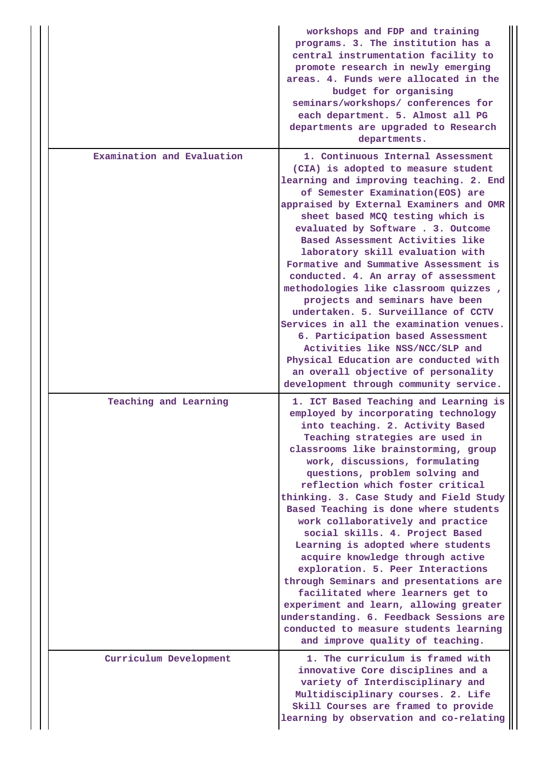|  |  |
|---|---|
|  | workshops and FDP and training programs. 3. The institution has a central instrumentation facility to promote research in newly emerging areas. 4. Funds were allocated in the budget for organising seminars/workshops/ conferences for each department. 5. Almost all PG departments are upgraded to Research departments. |
| Examination and Evaluation | 1. Continuous Internal Assessment (CIA) is adopted to measure student learning and improving teaching. 2. End of Semester Examination(EOS) are appraised by External Examiners and OMR sheet based MCQ testing which is evaluated by Software . 3. Outcome Based Assessment Activities like laboratory skill evaluation with Formative and Summative Assessment is conducted. 4. An array of assessment methodologies like classroom quizzes , projects and seminars have been undertaken. 5. Surveillance of CCTV Services in all the examination venues. 6. Participation based Assessment Activities like NSS/NCC/SLP and Physical Education are conducted with an overall objective of personality development through community service. |
| Teaching and Learning | 1. ICT Based Teaching and Learning is employed by incorporating technology into teaching. 2. Activity Based Teaching strategies are used in classrooms like brainstorming, group work, discussions, formulating questions, problem solving and reflection which foster critical thinking. 3. Case Study and Field Study Based Teaching is done where students work collaboratively and practice social skills. 4. Project Based Learning is adopted where students acquire knowledge through active exploration. 5. Peer Interactions through Seminars and presentations are facilitated where learners get to experiment and learn, allowing greater understanding. 6. Feedback Sessions are conducted to measure students learning and improve quality of teaching. |
| Curriculum Development | 1. The curriculum is framed with innovative Core disciplines and a variety of Interdisciplinary and Multidisciplinary courses. 2. Life Skill Courses are framed to provide learning by observation and co-relating |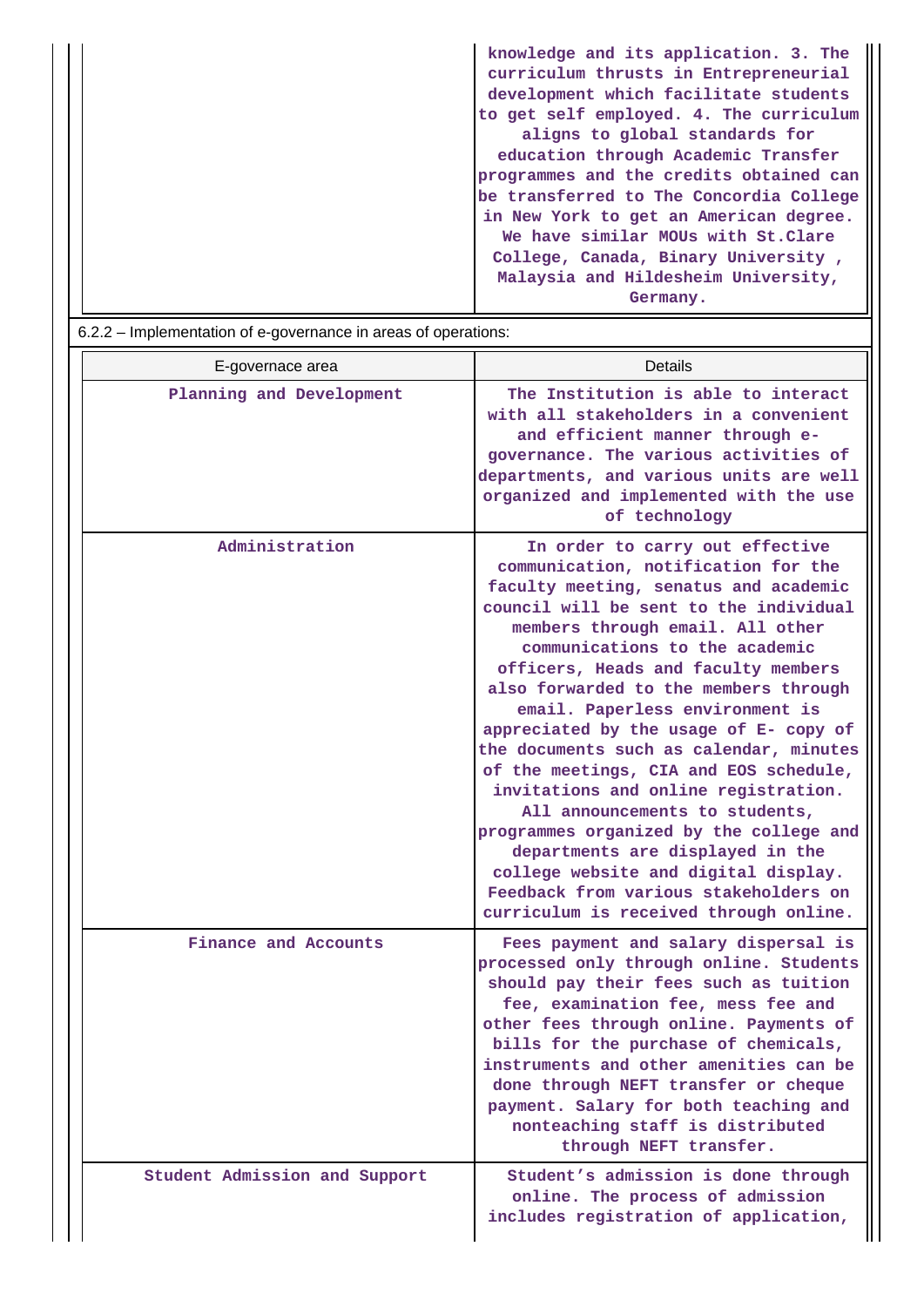| | |
|---|---|
| | knowledge and its application. 3. The curriculum thrusts in Entrepreneurial development which facilitate students to get self employed. 4. The curriculum aligns to global standards for education through Academic Transfer programmes and the credits obtained can be transferred to The Concordia College in New York to get an American degree. We have similar MOUs with St.Clare College, Canada, Binary University , Malaysia and Hildesheim University, Germany. |

6.2.2 – Implementation of e-governance in areas of operations:

| E-governace area | Details |
|---|---|
| Planning and Development | The Institution is able to interact with all stakeholders in a convenient and efficient manner through e-governance. The various activities of departments, and various units are well organized and implemented with the use of technology |
| Administration | In order to carry out effective communication, notification for the faculty meeting, senatus and academic council will be sent to the individual members through email. All other communications to the academic officers, Heads and faculty members also forwarded to the members through email. Paperless environment is appreciated by the usage of E- copy of the documents such as calendar, minutes of the meetings, CIA and EOS schedule, invitations and online registration. All announcements to students, programmes organized by the college and departments are displayed in the college website and digital display. Feedback from various stakeholders on curriculum is received through online. |
| Finance and Accounts | Fees payment and salary dispersal is processed only through online. Students should pay their fees such as tuition fee, examination fee, mess fee and other fees through online. Payments of bills for the purchase of chemicals, instruments and other amenities can be done through NEFT transfer or cheque payment. Salary for both teaching and nonteaching staff is distributed through NEFT transfer. |
| Student Admission and Support | Student's admission is done through online. The process of admission includes registration of application, |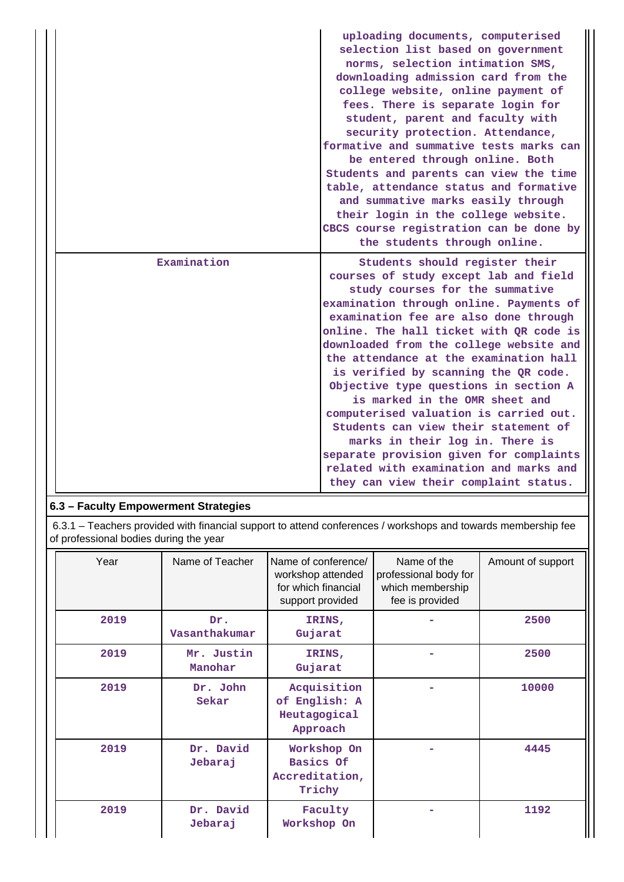| | |
|---|---|
| | uploading documents, computerised selection list based on government norms, selection intimation SMS, downloading admission card from the college website, online payment of fees. There is separate login for student, parent and faculty with security protection. Attendance, formative and summative tests marks can be entered through online. Both Students and parents can view the time table, attendance status and formative and summative marks easily through their login in the college website. CBCS course registration can be done by the students through online. |
| Examination | Students should register their courses of study except lab and field study courses for the summative examination through online. Payments of examination fee are also done through online. The hall ticket with QR code is downloaded from the college website and the attendance at the examination hall is verified by scanning the QR code. Objective type questions in section A is marked in the OMR sheet and computerised valuation is carried out. Students can view their statement of marks in their log in. There is separate provision given for complaints related with examination and marks and they can view their complaint status. |

## 6.3 – Faculty Empowerment Strategies

6.3.1 – Teachers provided with financial support to attend conferences / workshops and towards membership fee of professional bodies during the year

| Year | Name of Teacher | Name of conference/ workshop attended for which financial support provided | Name of the professional body for which membership fee is provided | Amount of support |
|---|---|---|---|---|
| 2019 | Dr. Vasanthakumar | IRINS, Gujarat | - | 2500 |
| 2019 | Mr. Justin Manohar | IRINS, Gujarat | - | 2500 |
| 2019 | Dr. John Sekar | Acquisition of English: A Heutagogical Approach | - | 10000 |
| 2019 | Dr. David Jebaraj | Workshop On Basics Of Accreditation, Trichy | - | 4445 |
| 2019 | Dr. David Jebaraj | Faculty Workshop On | - | 1192 |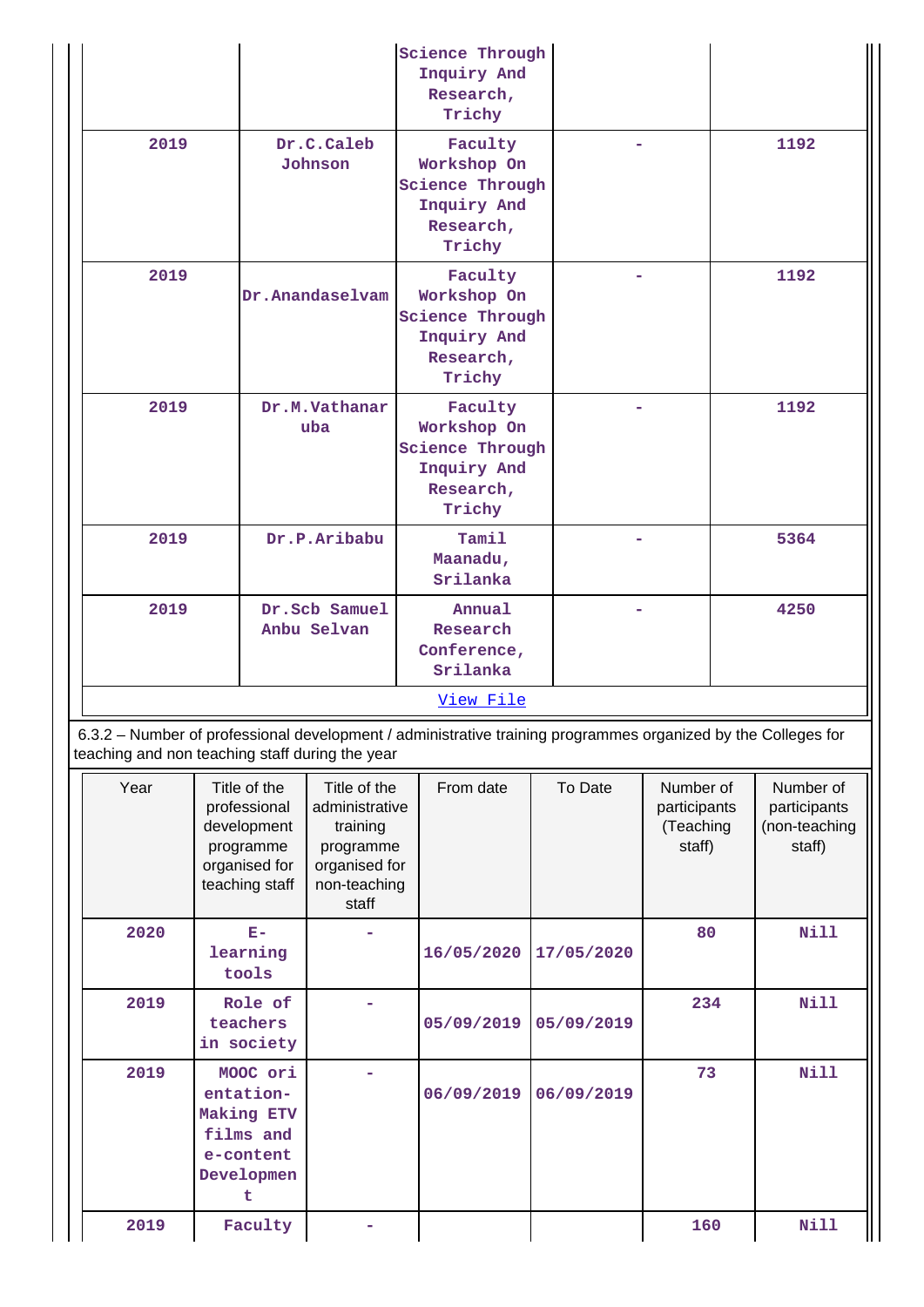| | | Science Through Inquiry And Research, Trichy | | |
|---|---|---|---|---|
| 2019 | Dr.C.Caleb Johnson | Faculty Workshop On Science Through Inquiry And Research, Trichy | - | 1192 |
| 2019 | Dr.Anandaselvam | Faculty Workshop On Science Through Inquiry And Research, Trichy | - | 1192 |
| 2019 | Dr.M.Vathanar uba | Faculty Workshop On Science Through Inquiry And Research, Trichy | - | 1192 |
| 2019 | Dr.P.Aribabu | Tamil Maanadu, Srilanka | - | 5364 |
| 2019 | Dr.Scb Samuel Anbu Selvan | Annual Research Conference, Srilanka | - | 4250 |

View File

6.3.2 – Number of professional development / administrative training programmes organized by the Colleges for teaching and non teaching staff during the year

| Year | Title of the professional development programme organised for teaching staff | Title of the administrative training programme organised for non-teaching staff | From date | To Date | Number of participants (Teaching staff) | Number of participants (non-teaching staff) |
|---|---|---|---|---|---|---|
| 2020 | E-learning tools | - | 16/05/2020 | 17/05/2020 | 80 | Nill |
| 2019 | Role of teachers in society | - | 05/09/2019 | 05/09/2019 | 234 | Nill |
| 2019 | MOOC orientation-Making ETV films and e-content Development | - | 06/09/2019 | 06/09/2019 | 73 | Nill |
| 2019 | Faculty | - | | | 160 | Nill |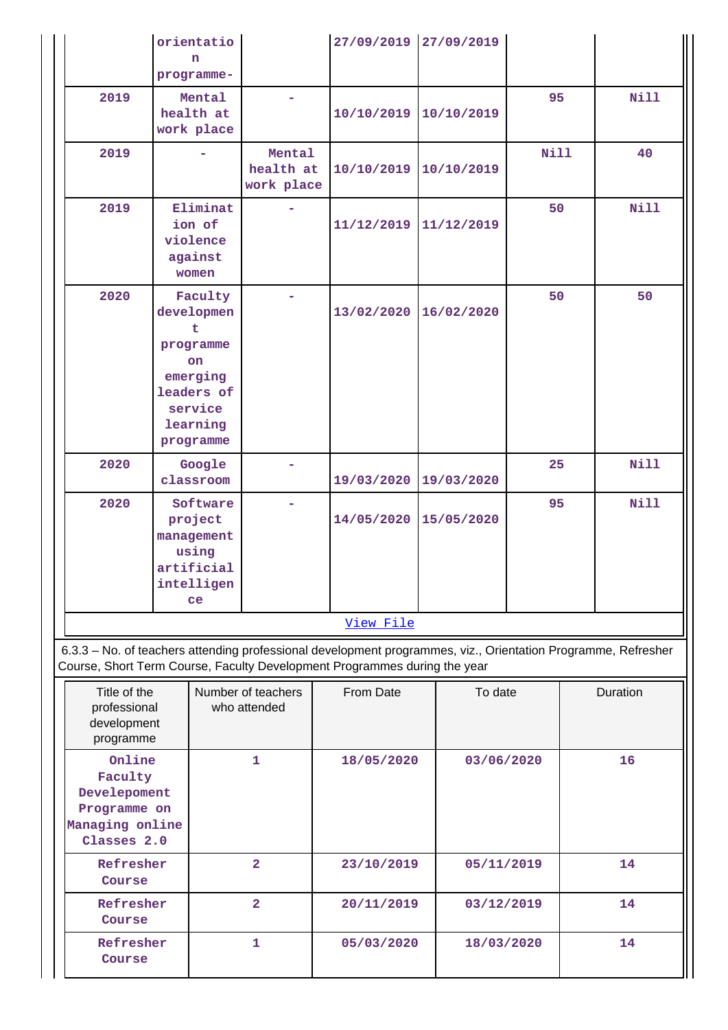| | | | | | | |
|---|---|---|---|---|---|---|
| | orientation programme- | | 27/09/2019 | 27/09/2019 | | |
| 2019 | Mental health at work place | - | 10/10/2019 | 10/10/2019 | 95 | Nill |
| 2019 | - | Mental health at work place | 10/10/2019 | 10/10/2019 | Nill | 40 |
| 2019 | Elimination of violence against women | - | 11/12/2019 | 11/12/2019 | 50 | Nill |
| 2020 | Faculty development programme on emerging leaders of service learning programme | - | 13/02/2020 | 16/02/2020 | 50 | 50 |
| 2020 | Google classroom | - | 19/03/2020 | 19/03/2020 | 25 | Nill |
| 2020 | Software project management using artificial intelligence | - | 14/05/2020 | 15/05/2020 | 95 | Nill |

[View File]

6.3.3 – No. of teachers attending professional development programmes, viz., Orientation Programme, Refresher Course, Short Term Course, Faculty Development Programmes during the year

| Title of the professional development programme | Number of teachers who attended | From Date | To date | Duration |
|---|---|---|---|---|
| Online Faculty Developement Programme on Managing online Classes 2.0 | 1 | 18/05/2020 | 03/06/2020 | 16 |
| Refresher Course | 2 | 23/10/2019 | 05/11/2019 | 14 |
| Refresher Course | 2 | 20/11/2019 | 03/12/2019 | 14 |
| Refresher Course | 1 | 05/03/2020 | 18/03/2020 | 14 |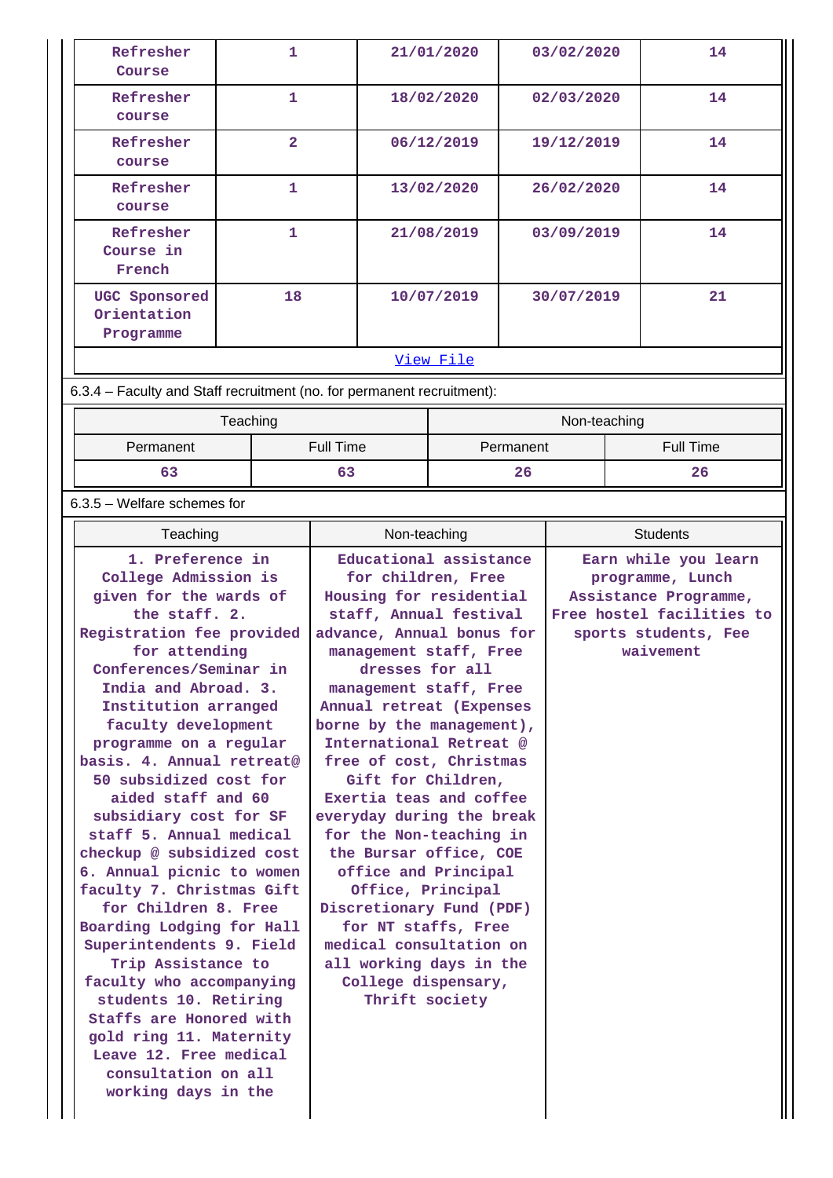| Refresher Course | 1 | 21/01/2020 | 03/02/2020 | 14 |
|---|---|---|---|---|
| Refresher course | 1 | 18/02/2020 | 02/03/2020 | 14 |
| Refresher course | 2 | 06/12/2019 | 19/12/2019 | 14 |
| Refresher course | 1 | 13/02/2020 | 26/02/2020 | 14 |
| Refresher Course in French | 1 | 21/08/2019 | 03/09/2019 | 14 |
| UGC Sponsored Orientation Programme | 18 | 10/07/2019 | 30/07/2019 | 21 |

View File

6.3.4 – Faculty and Staff recruitment (no. for permanent recruitment):

| Teaching | | Non-teaching | |
|---|---|---|---|
| Permanent | Full Time | Permanent | Full Time |
| 63 | 63 | 26 | 26 |

6.3.5 – Welfare schemes for

| Teaching | Non-teaching | Students |
|---|---|---|
| 1. Preference in College Admission is given for the wards of the staff. 2. Registration fee provided for attending Conferences/Seminar in India and Abroad. 3. Institution arranged faculty development programme on a regular basis. 4. Annual retreat@ 50 subsidized cost for aided staff and 60 subsidiary cost for SF staff 5. Annual medical checkup @ subsidized cost 6. Annual picnic to women faculty 7. Christmas Gift for Children 8. Free Boarding Lodging for Hall Superintendents 9. Field Trip Assistance to faculty who accompanying students 10. Retiring Staffs are Honored with gold ring 11. Maternity Leave 12. Free medical consultation on all working days in the | Educational assistance for children, Free Housing for residential staff, Annual festival advance, Annual bonus for management staff, Free dresses for all management staff, Free Annual retreat (Expenses borne by the management), International Retreat @ free of cost, Christmas Gift for Children, Exertia teas and coffee everyday during the break for the Non-teaching in the Bursar office, COE office and Principal Office, Principal Discretionary Fund (PDF) for NT staffs, Free medical consultation on all working days in the College dispensary, Thrift society | Earn while you learn programme, Lunch Assistance Programme, Free hostel facilities to sports students, Fee waivement |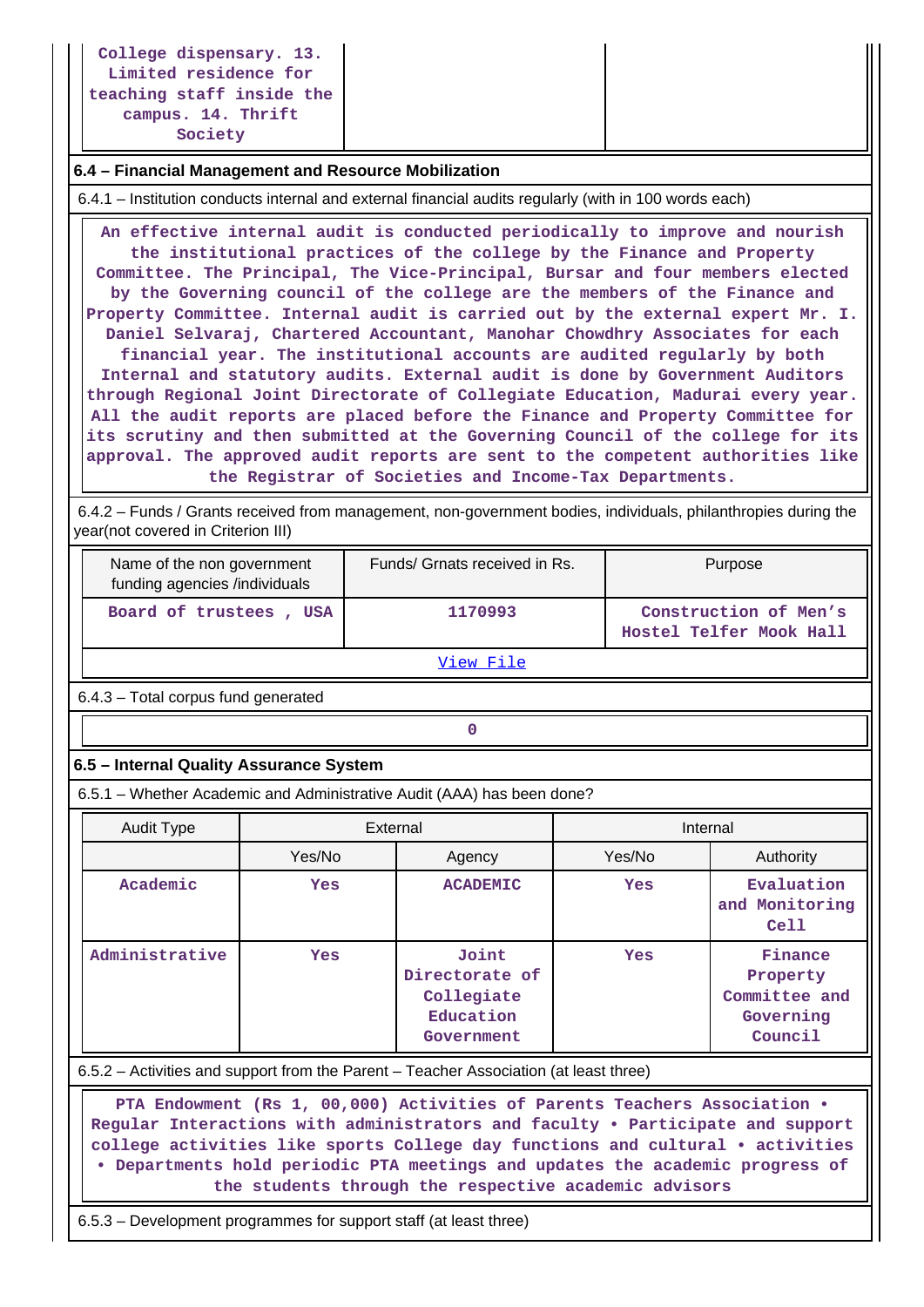| College dispensary. 13. Limited residence for teaching staff inside the campus. 14. Thrift Society | | |
|---|---|---|

## 6.4 – Financial Management and Resource Mobilization

6.4.1 – Institution conducts internal and external financial audits regularly (with in 100 words each)

An effective internal audit is conducted periodically to improve and nourish the institutional practices of the college by the Finance and Property Committee. The Principal, The Vice-Principal, Bursar and four members elected by the Governing council of the college are the members of the Finance and Property Committee. Internal audit is carried out by the external expert Mr. I. Daniel Selvaraj, Chartered Accountant, Manohar Chowdhry Associates for each financial year. The institutional accounts are audited regularly by both Internal and statutory audits. External audit is done by Government Auditors through Regional Joint Directorate of Collegiate Education, Madurai every year. All the audit reports are placed before the Finance and Property Committee for its scrutiny and then submitted at the Governing Council of the college for its approval. The approved audit reports are sent to the competent authorities like the Registrar of Societies and Income-Tax Departments.

6.4.2 – Funds / Grants received from management, non-government bodies, individuals, philanthropies during the year(not covered in Criterion III)

| Name of the non government funding agencies /individuals | Funds/ Grnats received in Rs. | Purpose |
|---|---|---|
| Board of trustees , USA | 1170993 | Construction of Men's Hostel Telfer Mook Hall |

View File

6.4.3 – Total corpus fund generated

0

## 6.5 – Internal Quality Assurance System

6.5.1 – Whether Academic and Administrative Audit (AAA) has been done?

| Audit Type | External | | Internal | |
|---|---|---|---|---|
| | Yes/No | Agency | Yes/No | Authority |
| Academic | Yes | ACADEMIC | Yes | Evaluation and Monitoring Cell |
| Administrative | Yes | Joint Directorate of Collegiate Education Government | Yes | Finance Property Committee and Governing Council |

6.5.2 – Activities and support from the Parent – Teacher Association (at least three)

PTA Endowment (Rs 1, 00,000) Activities of Parents Teachers Association • Regular Interactions with administrators and faculty • Participate and support college activities like sports College day functions and cultural • activities • Departments hold periodic PTA meetings and updates the academic progress of the students through the respective academic advisors

6.5.3 – Development programmes for support staff (at least three)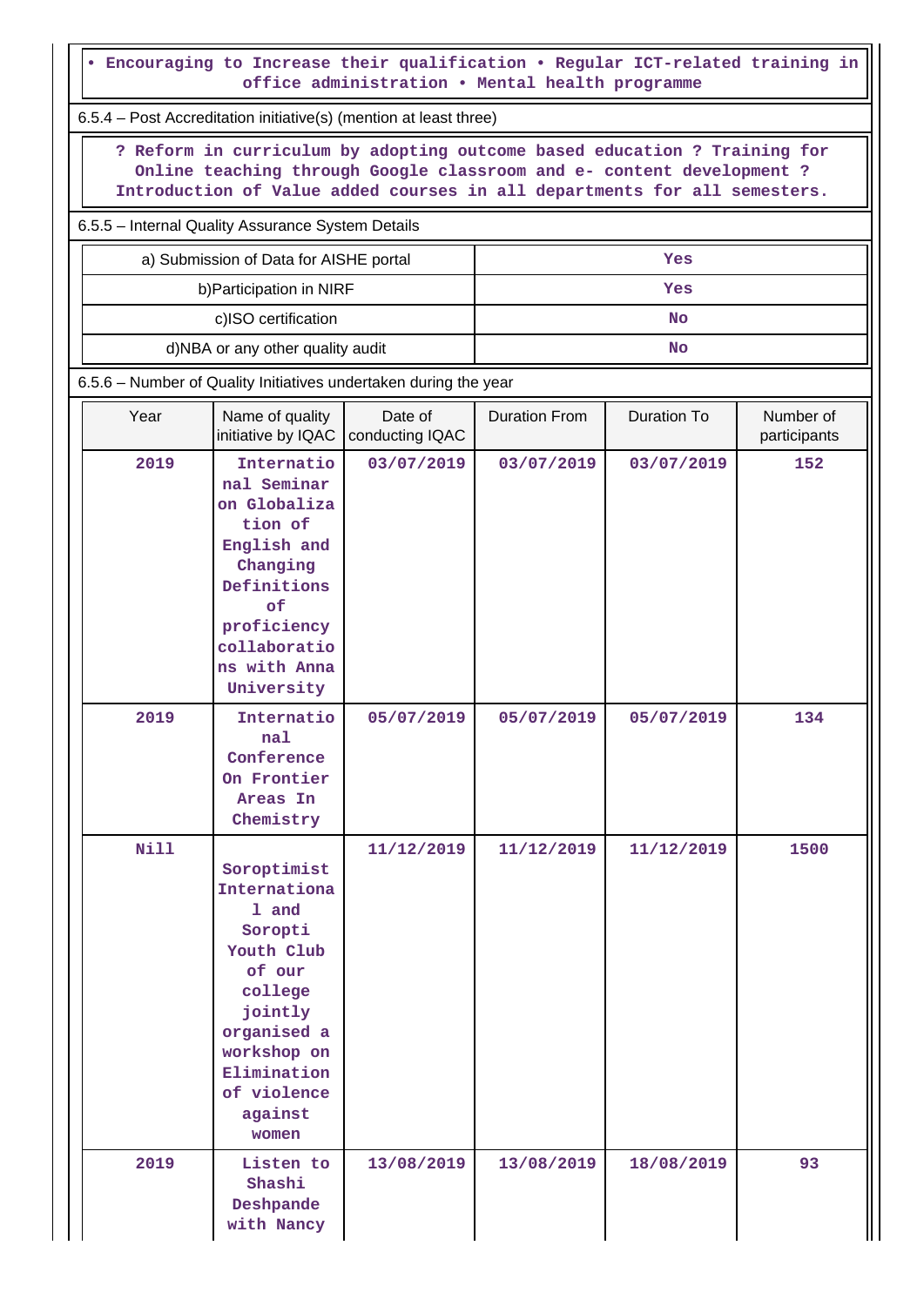• Encouraging to Increase their qualification • Regular ICT-related training in office administration • Mental health programme

6.5.4 – Post Accreditation initiative(s) (mention at least three)

? Reform in curriculum by adopting outcome based education ? Training for Online teaching through Google classroom and e- content development ? Introduction of Value added courses in all departments for all semesters.

6.5.5 – Internal Quality Assurance System Details

| | |
|---|---|
| a) Submission of Data for AISHE portal | Yes |
| b)Participation in NIRF | Yes |
| c)ISO certification | No |
| d)NBA or any other quality audit | No |

6.5.6 – Number of Quality Initiatives undertaken during the year

| Year | Name of quality initiative by IQAC | Date of conducting IQAC | Duration From | Duration To | Number of participants |
|---|---|---|---|---|---|
| 2019 | International Seminar on Globalization of English and Changing Definitions of proficiency collaborations with Anna University | 03/07/2019 | 03/07/2019 | 03/07/2019 | 152 |
| 2019 | International Conference On Frontier Areas In Chemistry | 05/07/2019 | 05/07/2019 | 05/07/2019 | 134 |
| Nill | Soroptimist International and Soropti Youth Club of our college jointly organised a workshop on Elimination of violence against women | 11/12/2019 | 11/12/2019 | 11/12/2019 | 1500 |
| 2019 | Listen to Shashi Deshpande with Nancy | 13/08/2019 | 13/08/2019 | 18/08/2019 | 93 |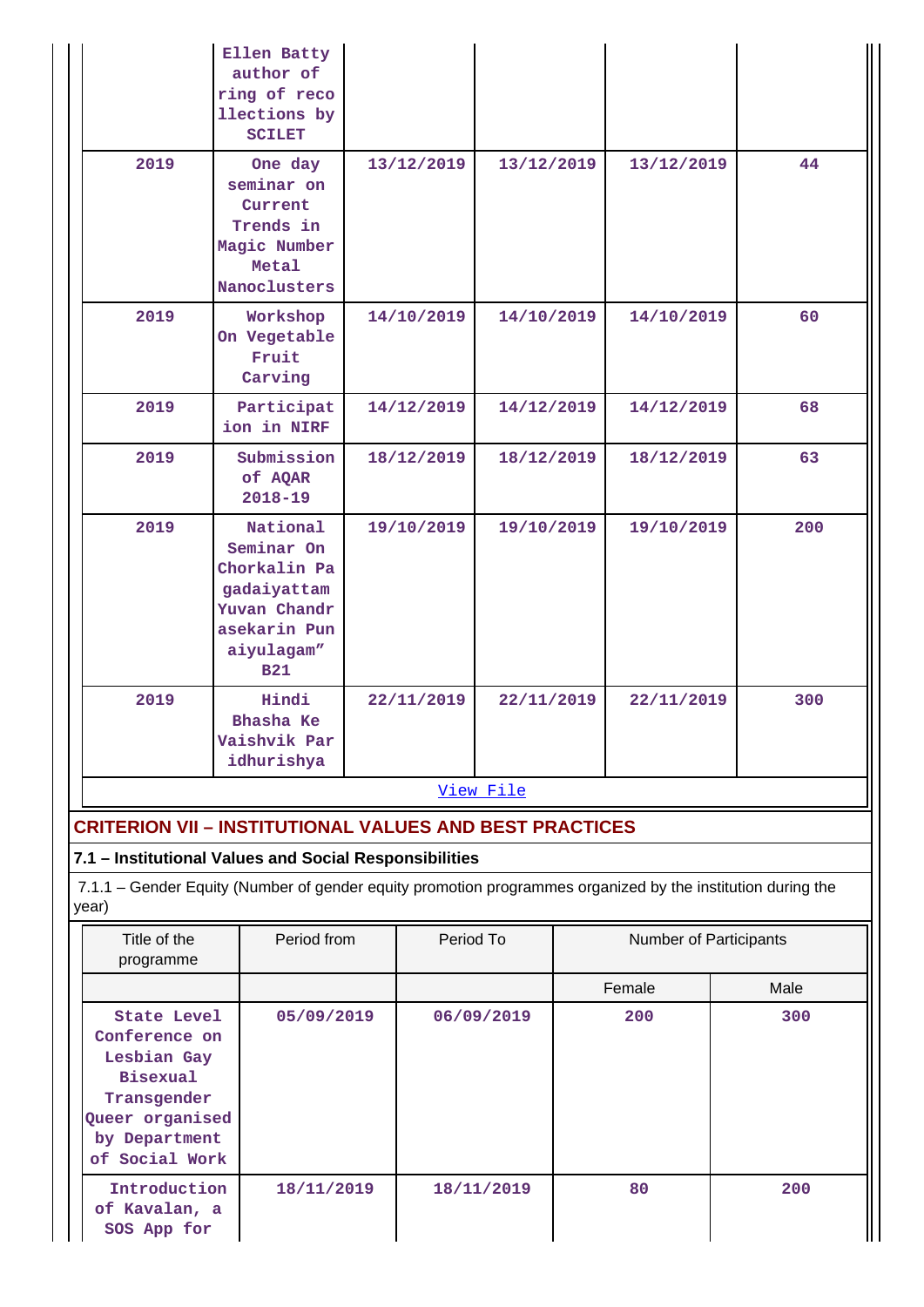| | | | | | |
|---|---|---|---|---|---|
| | Ellen Batty author of ring of reco llections by SCILET | | | | |
| 2019 | One day seminar on Current Trends in Magic Number Metal Nanoclusters | 13/12/2019 | 13/12/2019 | 13/12/2019 | 44 |
| 2019 | Workshop On Vegetable Fruit Carving | 14/10/2019 | 14/10/2019 | 14/10/2019 | 60 |
| 2019 | Participat ion in NIRF | 14/12/2019 | 14/12/2019 | 14/12/2019 | 68 |
| 2019 | Submission of AQAR 2018-19 | 18/12/2019 | 18/12/2019 | 18/12/2019 | 63 |
| 2019 | National Seminar On Chorkalin Pa gadaiyattam Yuvan Chandr asekarin Pun aiyulagam" B21 | 19/10/2019 | 19/10/2019 | 19/10/2019 | 200 |
| 2019 | Hindi Bhasha Ke Vaishvik Par idhurishya | 22/11/2019 | 22/11/2019 | 22/11/2019 | 300 |

View File

## CRITERION VII – INSTITUTIONAL VALUES AND BEST PRACTICES

### 7.1 – Institutional Values and Social Responsibilities

7.1.1 – Gender Equity (Number of gender equity promotion programmes organized by the institution during the year)

| Title of the programme | Period from | Period To | Number of Participants | |
|---|---|---|---|---|
| | | | Female | Male |
| State Level Conference on Lesbian Gay Bisexual Transgender Queer organised by Department of Social Work | 05/09/2019 | 06/09/2019 | 200 | 300 |
| Introduction of Kavalan, a SOS App for | 18/11/2019 | 18/11/2019 | 80 | 200 |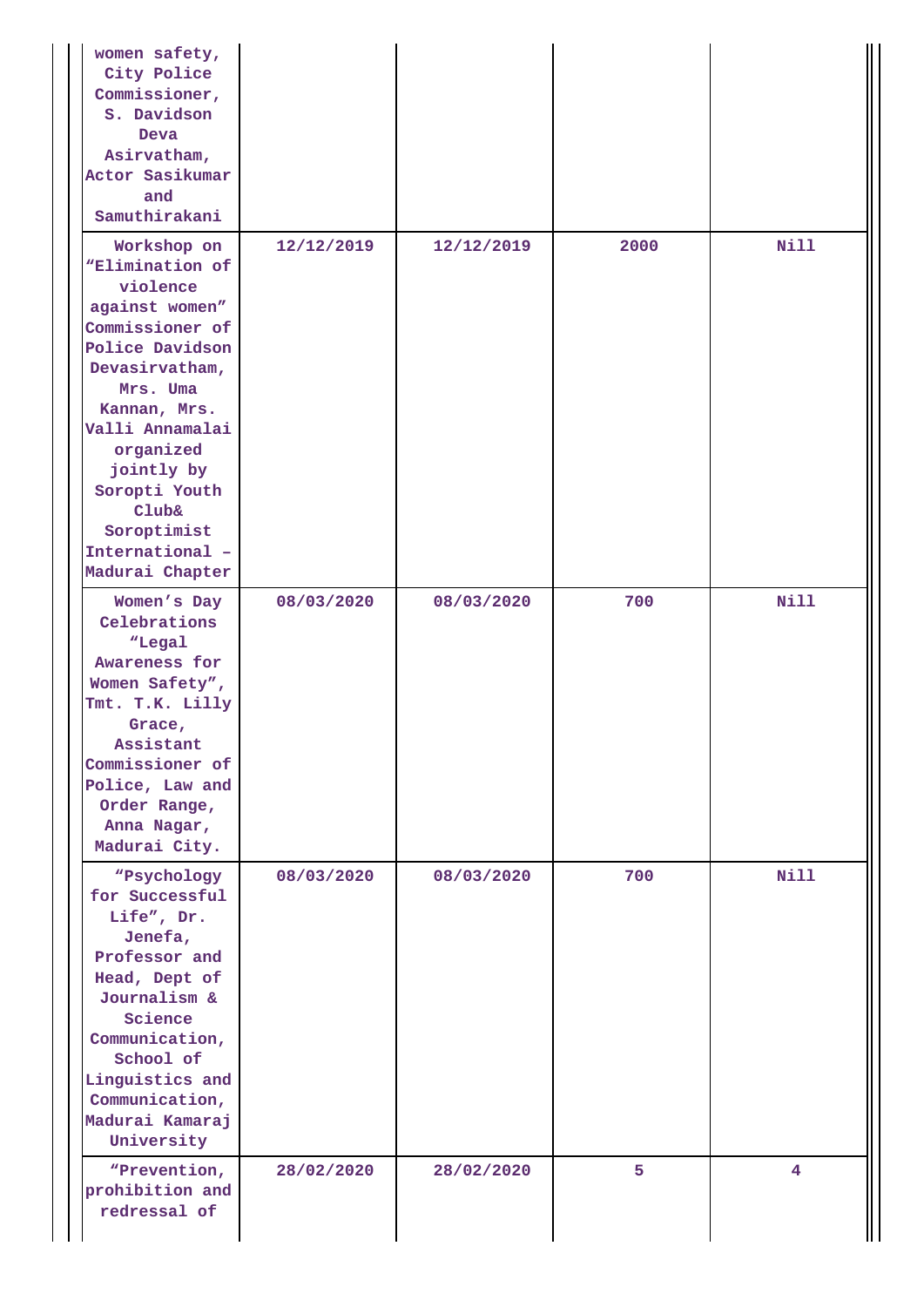| | | | | |
|---|---|---|---|---|
| women safety, City Police Commissioner, S. Davidson Deva Asirvatham, Actor Sasikumar and Samuthirakani | | | | |
| Workshop on “Elimination of violence against women” Commissioner of Police Davidson Devasirvatham, Mrs. Uma Kannan, Mrs. Valli Annamalai organized jointly by Soropti Youth Club& Soroptimist International – Madurai Chapter | 12/12/2019 | 12/12/2019 | 2000 | Nill |
| Women’s Day Celebrations “Legal Awareness for Women Safety”, Tmt. T.K. Lilly Grace, Assistant Commissioner of Police, Law and Order Range, Anna Nagar, Madurai City. | 08/03/2020 | 08/03/2020 | 700 | Nill |
| “Psychology for Successful Life”, Dr. Jenefa, Professor and Head, Dept of Journalism & Science Communication, School of Linguistics and Communication, Madurai Kamaraj University | 08/03/2020 | 08/03/2020 | 700 | Nill |
| “Prevention, prohibition and redressal of | 28/02/2020 | 28/02/2020 | 5 | 4 |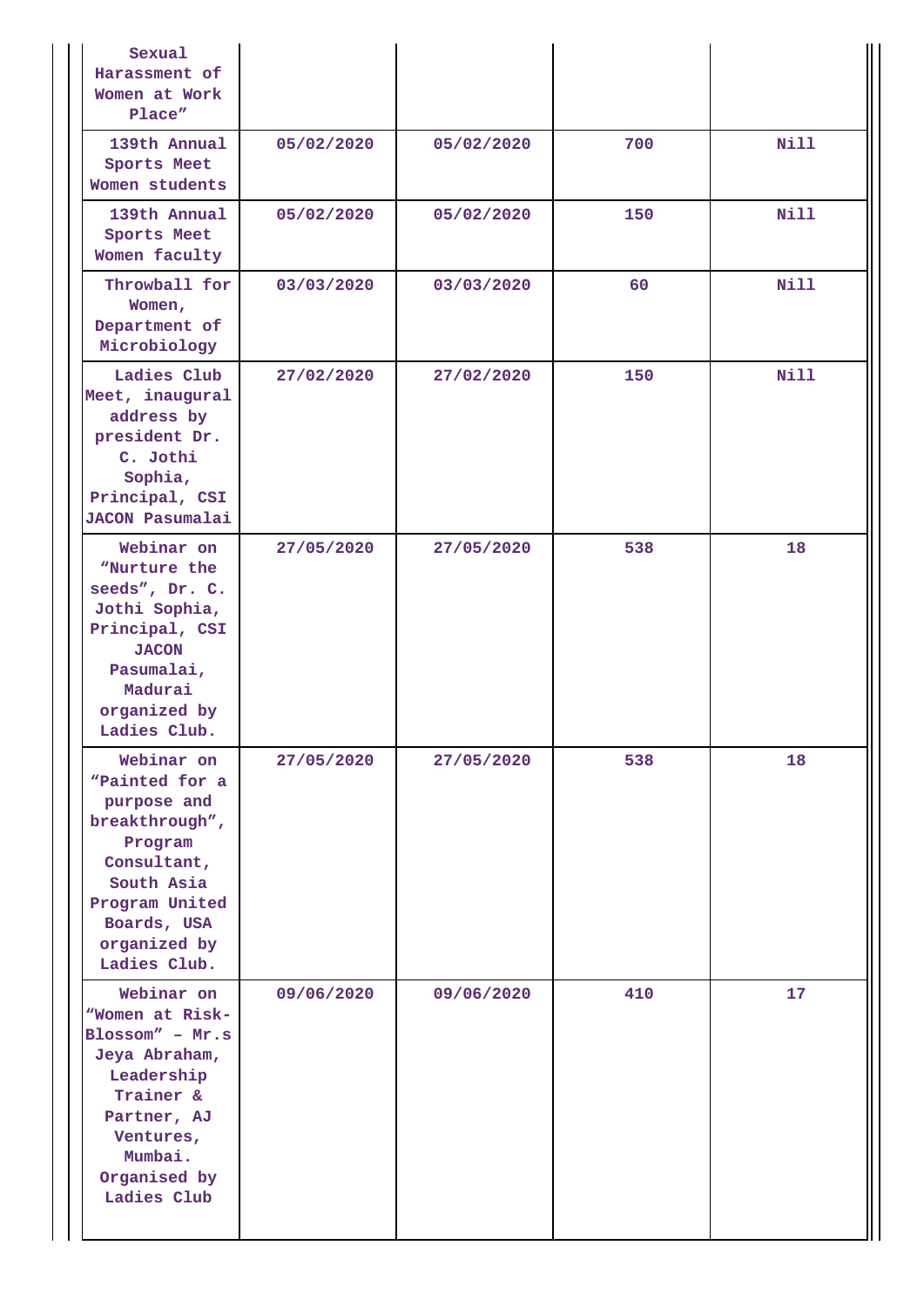| | | | | |
|---|---|---|---|---|
| Sexual Harassment of Women at Work Place” | | | | |
| 139th Annual Sports Meet Women students | 05/02/2020 | 05/02/2020 | 700 | Nill |
| 139th Annual Sports Meet Women faculty | 05/02/2020 | 05/02/2020 | 150 | Nill |
| Throwball for Women, Department of Microbiology | 03/03/2020 | 03/03/2020 | 60 | Nill |
| Ladies Club Meet, inaugural address by president Dr. C. Jothi Sophia, Principal, CSI JACON Pasumalai | 27/02/2020 | 27/02/2020 | 150 | Nill |
| Webinar on “Nurture the seeds”, Dr. C. Jothi Sophia, Principal, CSI JACON Pasumalai, Madurai organized by Ladies Club. | 27/05/2020 | 27/05/2020 | 538 | 18 |
| Webinar on “Painted for a purpose and breakthrough”, Program Consultant, South Asia Program United Boards, USA organized by Ladies Club. | 27/05/2020 | 27/05/2020 | 538 | 18 |
| Webinar on “Women at Risk-Blossom” – Mr.s Jeya Abraham, Leadership Trainer & Partner, AJ Ventures, Mumbai. Organised by Ladies Club | 09/06/2020 | 09/06/2020 | 410 | 17 |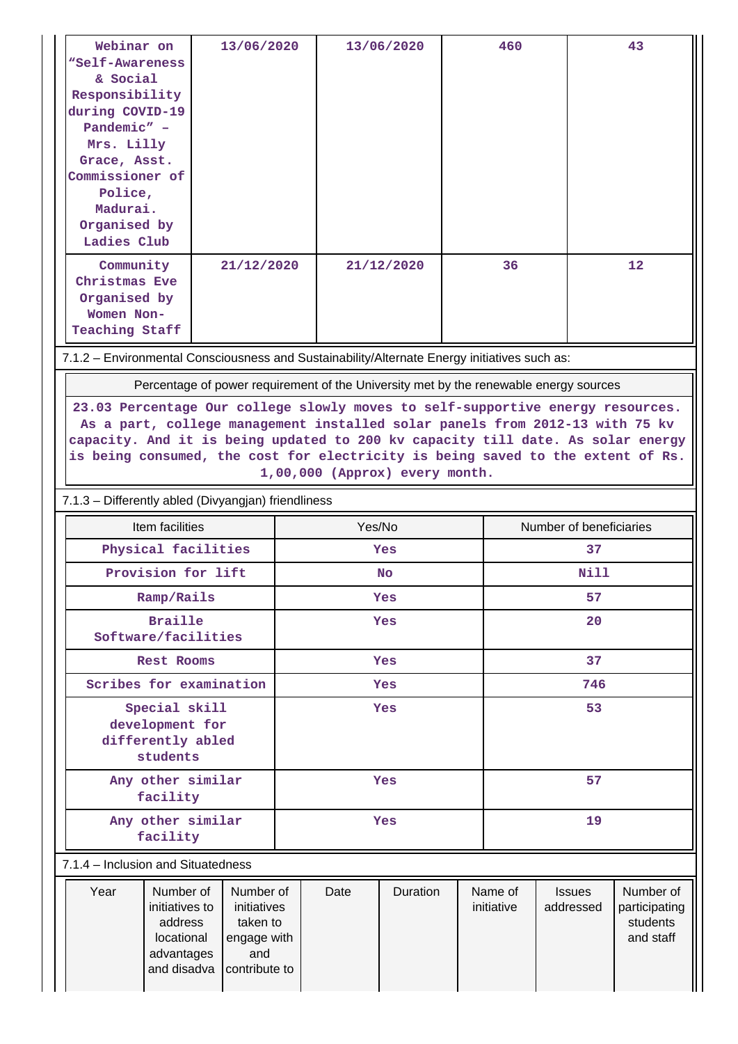| | | | | |
|---|---|---|---|---|
| Webinar on "Self-Awareness & Social Responsibility during COVID-19 Pandemic" – Mrs. Lilly Grace, Asst. Commissioner of Police, Madurai. Organised by Ladies Club | 13/06/2020 | 13/06/2020 | 460 | 43 |
| Community Christmas Eve Organised by Women Non-Teaching Staff | 21/12/2020 | 21/12/2020 | 36 | 12 |

7.1.2 – Environmental Consciousness and Sustainability/Alternate Energy initiatives such as:

| Percentage of power requirement of the University met by the renewable energy sources |
|---|
| 23.03 Percentage Our college slowly moves to self-supportive energy resources. As a part, college management installed solar panels from 2012-13 with 75 kv capacity. And it is being updated to 200 kv capacity till date. As solar energy is being consumed, the cost for electricity is being saved to the extent of Rs. 1,00,000 (Approx) every month. |

7.1.3 – Differently abled (Divyangjan) friendliness

| Item facilities | Yes/No | Number of beneficiaries |
|---|---|---|
| Physical facilities | Yes | 37 |
| Provision for lift | No | Nill |
| Ramp/Rails | Yes | 57 |
| Braille Software/facilities | Yes | 20 |
| Rest Rooms | Yes | 37 |
| Scribes for examination | Yes | 746 |
| Special skill development for differently abled students | Yes | 53 |
| Any other similar facility | Yes | 57 |
| Any other similar facility | Yes | 19 |

7.1.4 – Inclusion and Situatedness

| Year | Number of initiatives to address locational advantages and disadva | Number of initiatives taken to engage with and contribute to | Date | Duration | Name of initiative | Issues addressed | Number of participating students and staff |
|---|---|---|---|---|---|---|---|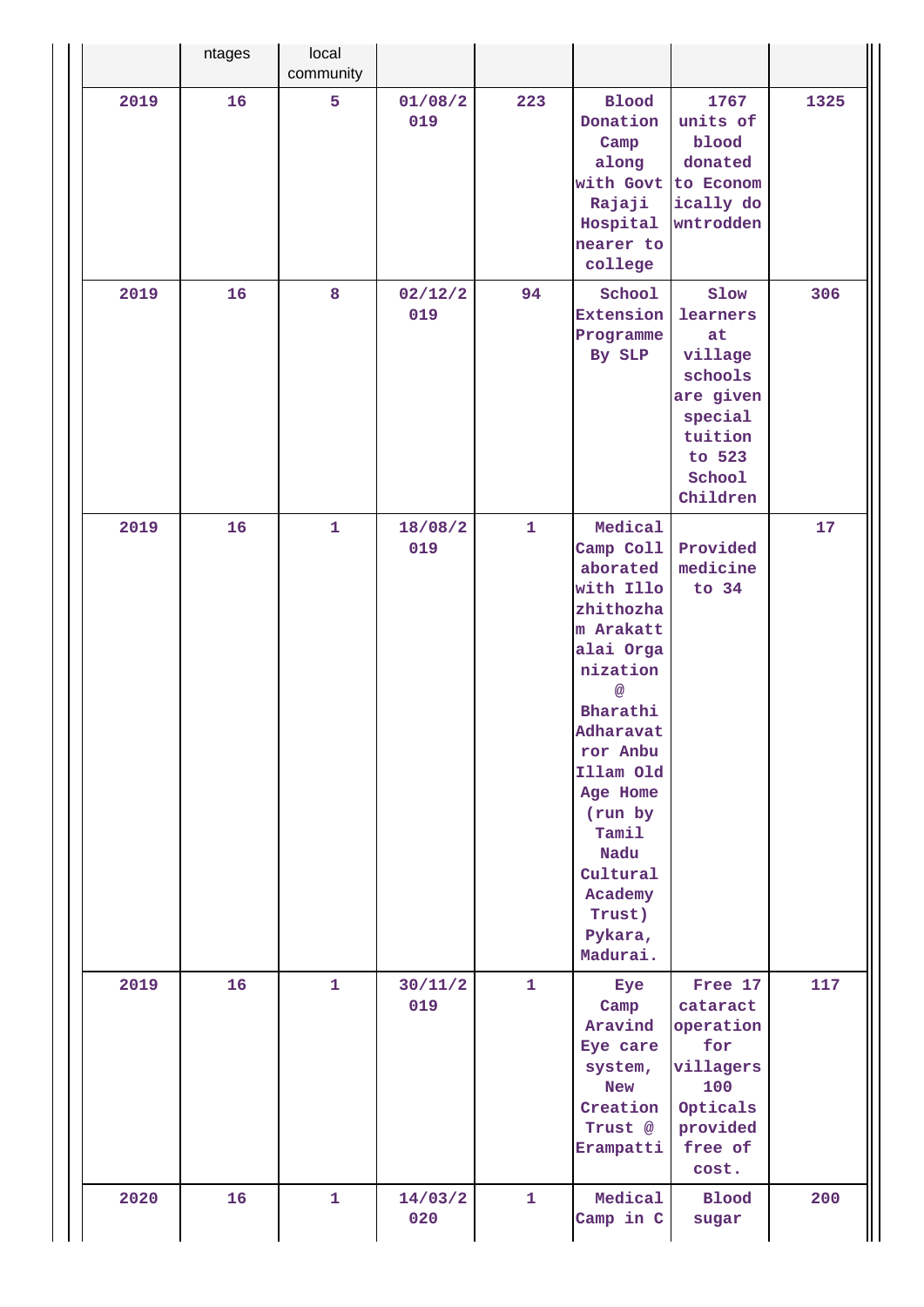| | ntages | local community | | | | | |
|---|---|---|---|---|---|---|---|
| 2019 | 16 | 5 | 01/08/2019 | 223 | Blood Donation Camp along with Govt Rajaji Hospital nearer to college | 1767 units of blood donated to Economically downtrodden | 1325 |
| 2019 | 16 | 8 | 02/12/2019 | 94 | School Extension Programme By SLP | Slow learners at village schools are given special tuition to 523 School Children | 306 |
| 2019 | 16 | 1 | 18/08/2019 | 1 | Medical Camp Collaborated with Illozhithozham Arakattalai Organization @ Bharathi Adharavatror Anbu Illam Old Age Home (run by Tamil Nadu Cultural Academy Trust) Pykara, Madurai. | Provided medicine to 34 | 17 |
| 2019 | 16 | 1 | 30/11/2019 | 1 | Eye Camp Aravind Eye care system, New Creation Trust @ Erampatti | Free 17 cataract operation for villagers 100 Opticals provided free of cost. | 117 |
| 2020 | 16 | 1 | 14/03/2020 | 1 | Medical Camp in C | Blood sugar | 200 |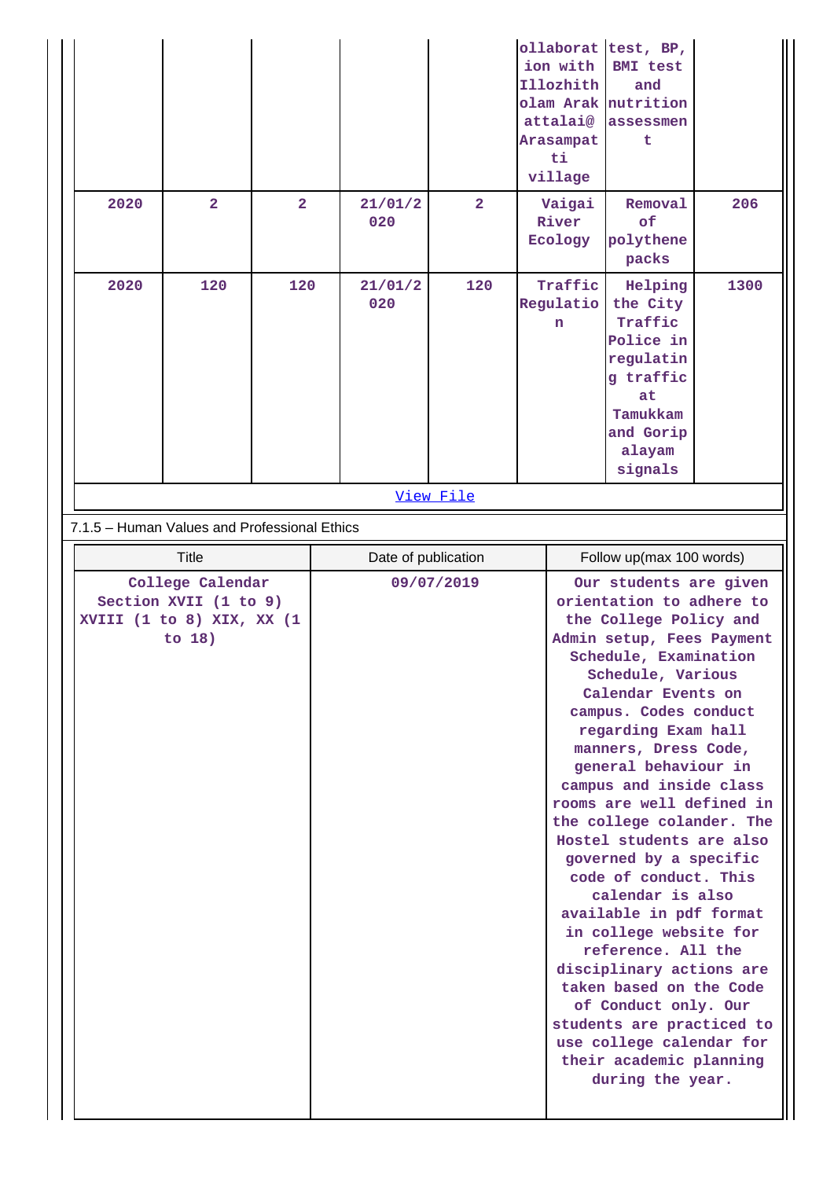| | | | | | ollaboration with Illozhitholam Arakattalai@ Arasampatti village | test, BP, BMI test and nutrition assessment | |
|---|---|---|---|---|---|---|---|
| 2020 | 2 | 2 | 21/01/2020 | 2 | Vaigai River Ecology | Removal of polythene packs | 206 |
| 2020 | 120 | 120 | 21/01/2020 | 120 | Traffic Regulation | Helping the City Traffic Police in regulating traffic at Tamukkam and Goripalayam signals | 1300 |

[View File]

7.1.5 – Human Values and Professional Ethics

| Title | Date of publication | Follow up(max 100 words) |
|---|---|---|
| College Calendar Section XVII (1 to 9) XVIII (1 to 8) XIX, XX (1 to 18) | 09/07/2019 | Our students are given orientation to adhere to the College Policy and Admin setup, Fees Payment Schedule, Examination Schedule, Various Calendar Events on campus. Codes conduct regarding Exam hall manners, Dress Code, general behaviour in campus and inside class rooms are well defined in the college colander. The Hostel students are also governed by a specific code of conduct. This calendar is also available in pdf format in college website for reference. All the disciplinary actions are taken based on the Code of Conduct only. Our students are practiced to use college calendar for their academic planning during the year. |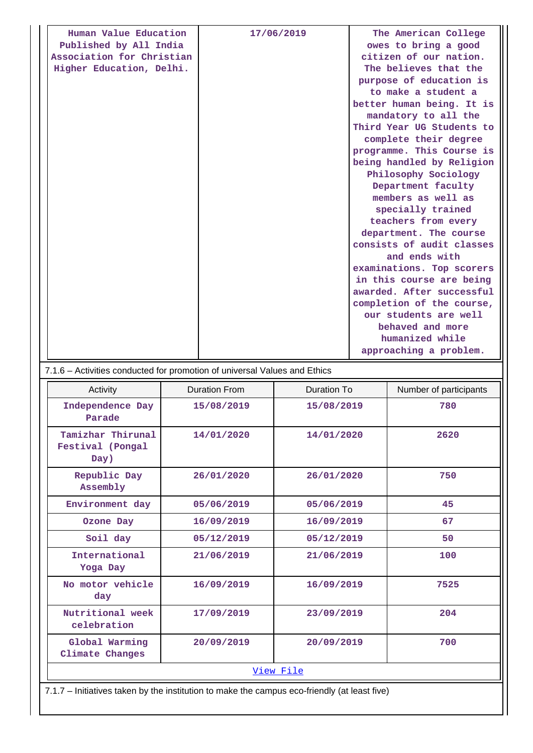| Human Value Education Published by All India Association for Christian Higher Education, Delhi. | 17/06/2019 | The American College owes to bring a good citizen of our nation. The believes that the purpose of education is to make a student a better human being. It is mandatory to all the Third Year UG Students to complete their degree programme. This Course is being handled by Religion Philosophy Sociology Department faculty members as well as specially trained teachers from every department. The course consists of audit classes and ends with examinations. Top scorers in this course are being awarded. After successful completion of the course, our students are well behaved and more humanized while approaching a problem. |
|---|---|---|

7.1.6 – Activities conducted for promotion of universal Values and Ethics

| Activity | Duration From | Duration To | Number of participants |
|---|---|---|---|
| Independence Day Parade | 15/08/2019 | 15/08/2019 | 780 |
| Tamizhar Thirunal Festival (Pongal Day) | 14/01/2020 | 14/01/2020 | 2620 |
| Republic Day Assembly | 26/01/2020 | 26/01/2020 | 750 |
| Environment day | 05/06/2019 | 05/06/2019 | 45 |
| Ozone Day | 16/09/2019 | 16/09/2019 | 67 |
| Soil day | 05/12/2019 | 05/12/2019 | 50 |
| International Yoga Day | 21/06/2019 | 21/06/2019 | 100 |
| No motor vehicle day | 16/09/2019 | 16/09/2019 | 7525 |
| Nutritional week celebration | 17/09/2019 | 23/09/2019 | 204 |
| Global Warming Climate Changes | 20/09/2019 | 20/09/2019 | 700 |

View File

7.1.7 – Initiatives taken by the institution to make the campus eco-friendly (at least five)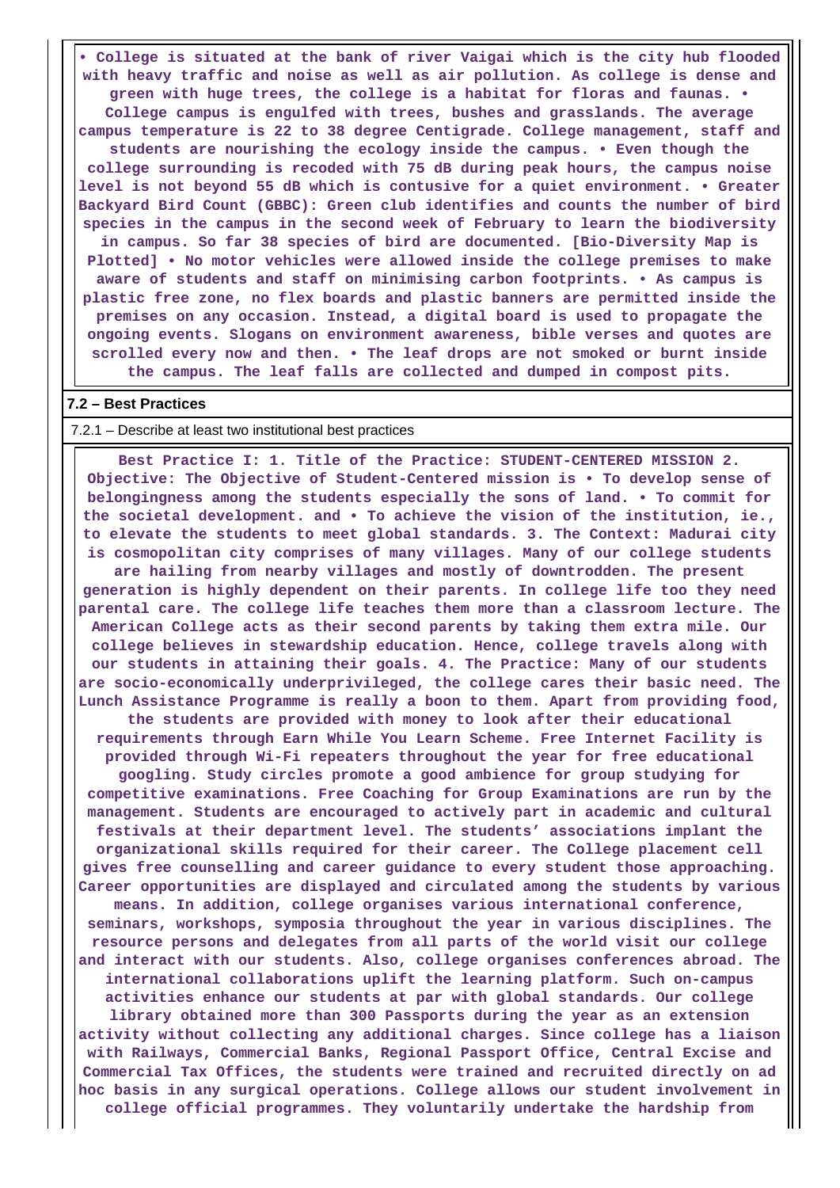• College is situated at the bank of river Vaigai which is the city hub flooded with heavy traffic and noise as well as air pollution. As college is dense and green with huge trees, the college is a habitat for floras and faunas. • College campus is engulfed with trees, bushes and grasslands. The average campus temperature is 22 to 38 degree Centigrade. College management, staff and students are nourishing the ecology inside the campus. • Even though the college surrounding is recoded with 75 dB during peak hours, the campus noise level is not beyond 55 dB which is contusive for a quiet environment. • Greater Backyard Bird Count (GBBC): Green club identifies and counts the number of bird species in the campus in the second week of February to learn the biodiversity in campus. So far 38 species of bird are documented. [Bio-Diversity Map is Plotted] • No motor vehicles were allowed inside the college premises to make aware of students and staff on minimising carbon footprints. • As campus is plastic free zone, no flex boards and plastic banners are permitted inside the premises on any occasion. Instead, a digital board is used to propagate the ongoing events. Slogans on environment awareness, bible verses and quotes are scrolled every now and then. • The leaf drops are not smoked or burnt inside the campus. The leaf falls are collected and dumped in compost pits.

## 7.2 – Best Practices

7.2.1 – Describe at least two institutional best practices

Best Practice I: 1. Title of the Practice: STUDENT-CENTERED MISSION 2. Objective: The Objective of Student-Centered mission is • To develop sense of belongingness among the students especially the sons of land. • To commit for the societal development. and • To achieve the vision of the institution, ie., to elevate the students to meet global standards. 3. The Context: Madurai city is cosmopolitan city comprises of many villages. Many of our college students are hailing from nearby villages and mostly of downtrodden. The present generation is highly dependent on their parents. In college life too they need parental care. The college life teaches them more than a classroom lecture. The American College acts as their second parents by taking them extra mile. Our college believes in stewardship education. Hence, college travels along with our students in attaining their goals. 4. The Practice: Many of our students are socio-economically underprivileged, the college cares their basic need. The Lunch Assistance Programme is really a boon to them. Apart from providing food, the students are provided with money to look after their educational requirements through Earn While You Learn Scheme. Free Internet Facility is provided through Wi-Fi repeaters throughout the year for free educational googling. Study circles promote a good ambience for group studying for competitive examinations. Free Coaching for Group Examinations are run by the management. Students are encouraged to actively part in academic and cultural festivals at their department level. The students' associations implant the organizational skills required for their career. The College placement cell gives free counselling and career guidance to every student those approaching. Career opportunities are displayed and circulated among the students by various means. In addition, college organises various international conference, seminars, workshops, symposia throughout the year in various disciplines. The resource persons and delegates from all parts of the world visit our college and interact with our students. Also, college organises conferences abroad. The international collaborations uplift the learning platform. Such on-campus activities enhance our students at par with global standards. Our college library obtained more than 300 Passports during the year as an extension activity without collecting any additional charges. Since college has a liaison with Railways, Commercial Banks, Regional Passport Office, Central Excise and Commercial Tax Offices, the students were trained and recruited directly on ad hoc basis in any surgical operations. College allows our student involvement in college official programmes. They voluntarily undertake the hardship from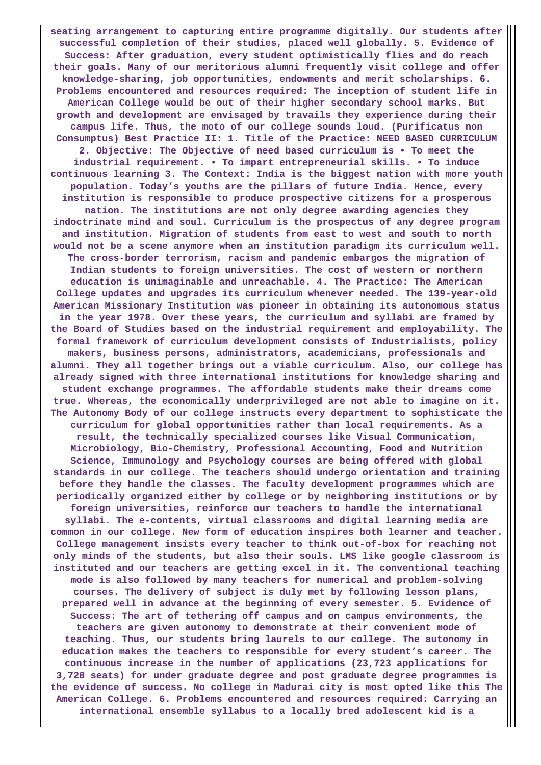**seating arrangement to capturing entire programme digitally. Our students after successful completion of their studies, placed well globally. 5. Evidence of Success: After graduation, every student optimistically flies and do reach their goals. Many of our meritorious alumni frequently visit college and offer knowledge-sharing, job opportunities, endowments and merit scholarships. 6. Problems encountered and resources required: The inception of student life in American College would be out of their higher secondary school marks. But growth and development are envisaged by travails they experience during their campus life. Thus, the moto of our college sounds loud. (Purificatus non Consumptus) Best Practice II: 1. Title of the Practice: NEED BASED CURRICULUM 2. Objective: The Objective of need based curriculum is • To meet the industrial requirement. • To impart entrepreneurial skills. • To induce continuous learning 3. The Context: India is the biggest nation with more youth population. Today's youths are the pillars of future India. Hence, every institution is responsible to produce prospective citizens for a prosperous nation. The institutions are not only degree awarding agencies they indoctrinate mind and soul. Curriculum is the prospectus of any degree program and institution. Migration of students from east to west and south to north would not be a scene anymore when an institution paradigm its curriculum well. The cross-border terrorism, racism and pandemic embargos the migration of Indian students to foreign universities. The cost of western or northern education is unimaginable and unreachable. 4. The Practice: The American College updates and upgrades its curriculum whenever needed. The 139-year-old American Missionary Institution was pioneer in obtaining its autonomous status in the year 1978. Over these years, the curriculum and syllabi are framed by the Board of Studies based on the industrial requirement and employability. The formal framework of curriculum development consists of Industrialists, policy makers, business persons, administrators, academicians, professionals and alumni. They all together brings out a viable curriculum. Also, our college has already signed with three international institutions for knowledge sharing and student exchange programmes. The affordable students make their dreams come true. Whereas, the economically underprivileged are not able to imagine on it. The Autonomy Body of our college instructs every department to sophisticate the curriculum for global opportunities rather than local requirements. As a result, the technically specialized courses like Visual Communication, Microbiology, Bio-Chemistry, Professional Accounting, Food and Nutrition Science, Immunology and Psychology courses are being offered with global standards in our college. The teachers should undergo orientation and training before they handle the classes. The faculty development programmes which are periodically organized either by college or by neighboring institutions or by foreign universities, reinforce our teachers to handle the international syllabi. The e-contents, virtual classrooms and digital learning media are common in our college. New form of education inspires both learner and teacher. College management insists every teacher to think out-of-box for reaching not only minds of the students, but also their souls. LMS like google classroom is instituted and our teachers are getting excel in it. The conventional teaching mode is also followed by many teachers for numerical and problem-solving courses. The delivery of subject is duly met by following lesson plans, prepared well in advance at the beginning of every semester. 5. Evidence of Success: The art of tethering off campus and on campus environments, the teachers are given autonomy to demonstrate at their convenient mode of teaching. Thus, our students bring laurels to our college. The autonomy in education makes the teachers to responsible for every student's career. The continuous increase in the number of applications (23,723 applications for 3,728 seats) for under graduate degree and post graduate degree programmes is the evidence of success. No college in Madurai city is most opted like this The American College. 6. Problems encountered and resources required: Carrying an international ensemble syllabus to a locally bred adolescent kid is a**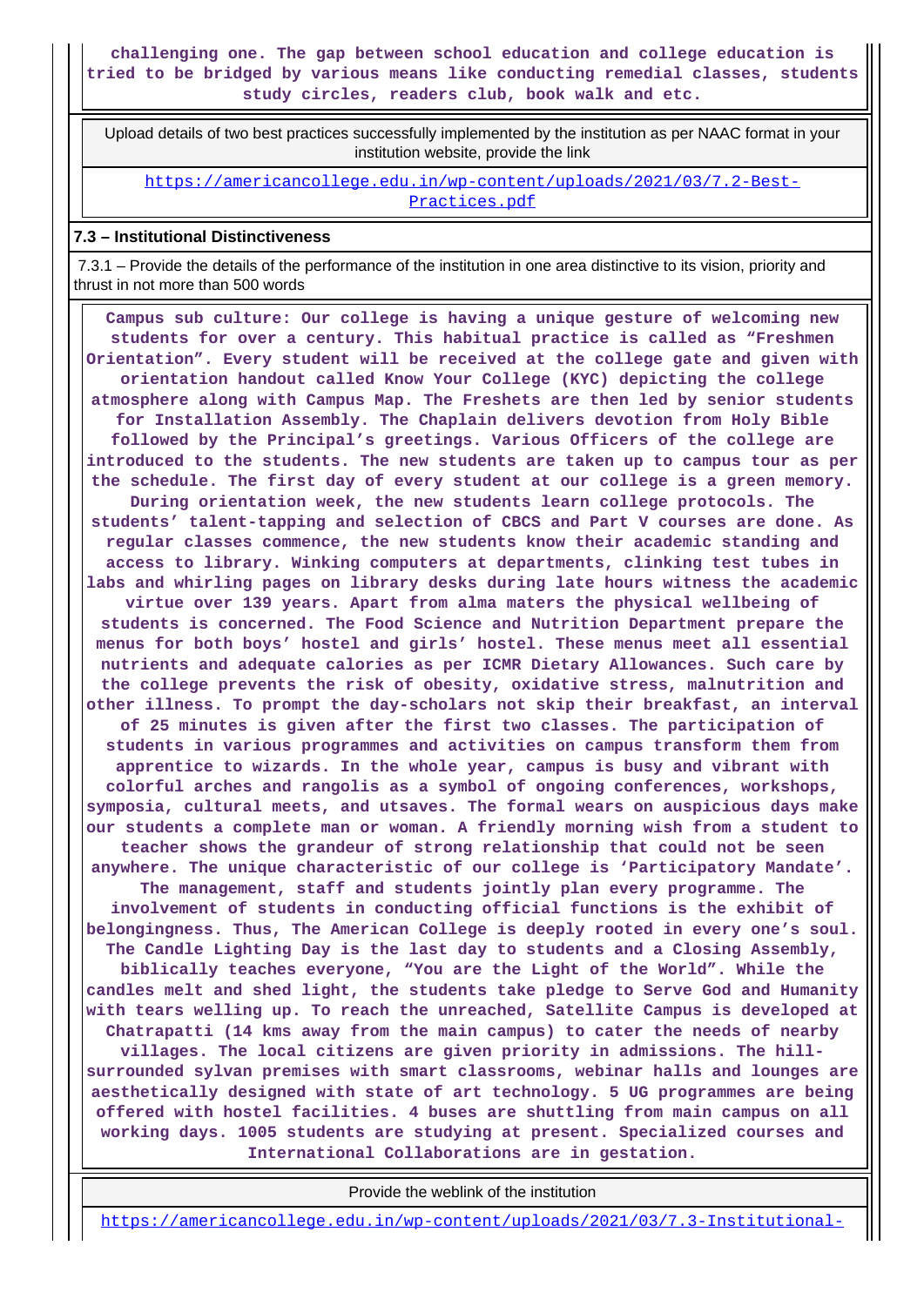**challenging one. The gap between school education and college education is tried to be bridged by various means like conducting remedial classes, students study circles, readers club, book walk and etc.**

| Upload details of two best practices successfully implemented by the institution as per NAAC format in your institution website, provide the link |
|---|
| https://americancollege.edu.in/wp-content/uploads/2021/03/7.2-Best-Practices.pdf |

**7.3 – Institutional Distinctiveness**

7.3.1 – Provide the details of the performance of the institution in one area distinctive to its vision, priority and thrust in not more than 500 words

**Campus sub culture: Our college is having a unique gesture of welcoming new students for over a century. This habitual practice is called as "Freshmen Orientation". Every student will be received at the college gate and given with orientation handout called Know Your College (KYC) depicting the college atmosphere along with Campus Map. The Freshets are then led by senior students for Installation Assembly. The Chaplain delivers devotion from Holy Bible followed by the Principal's greetings. Various Officers of the college are introduced to the students. The new students are taken up to campus tour as per the schedule. The first day of every student at our college is a green memory. During orientation week, the new students learn college protocols. The students' talent-tapping and selection of CBCS and Part V courses are done. As regular classes commence, the new students know their academic standing and access to library. Winking computers at departments, clinking test tubes in labs and whirling pages on library desks during late hours witness the academic virtue over 139 years. Apart from alma maters the physical wellbeing of students is concerned. The Food Science and Nutrition Department prepare the menus for both boys' hostel and girls' hostel. These menus meet all essential nutrients and adequate calories as per ICMR Dietary Allowances. Such care by the college prevents the risk of obesity, oxidative stress, malnutrition and other illness. To prompt the day-scholars not skip their breakfast, an interval of 25 minutes is given after the first two classes. The participation of students in various programmes and activities on campus transform them from apprentice to wizards. In the whole year, campus is busy and vibrant with colorful arches and rangolis as a symbol of ongoing conferences, workshops, symposia, cultural meets, and utsaves. The formal wears on auspicious days make our students a complete man or woman. A friendly morning wish from a student to teacher shows the grandeur of strong relationship that could not be seen anywhere. The unique characteristic of our college is 'Participatory Mandate'. The management, staff and students jointly plan every programme. The involvement of students in conducting official functions is the exhibit of belongingness. Thus, The American College is deeply rooted in every one's soul. The Candle Lighting Day is the last day to students and a Closing Assembly, biblically teaches everyone, "You are the Light of the World". While the candles melt and shed light, the students take pledge to Serve God and Humanity with tears welling up. To reach the unreached, Satellite Campus is developed at Chatrapatti (14 kms away from the main campus) to cater the needs of nearby villages. The local citizens are given priority in admissions. The hill-surrounded sylvan premises with smart classrooms, webinar halls and lounges are aesthetically designed with state of art technology. 5 UG programmes are being offered with hostel facilities. 4 buses are shuttling from main campus on all working days. 1005 students are studying at present. Specialized courses and International Collaborations are in gestation.**

| Provide the weblink of the institution |
|---|
| https://americancollege.edu.in/wp-content/uploads/2021/03/7.3-Institutional- |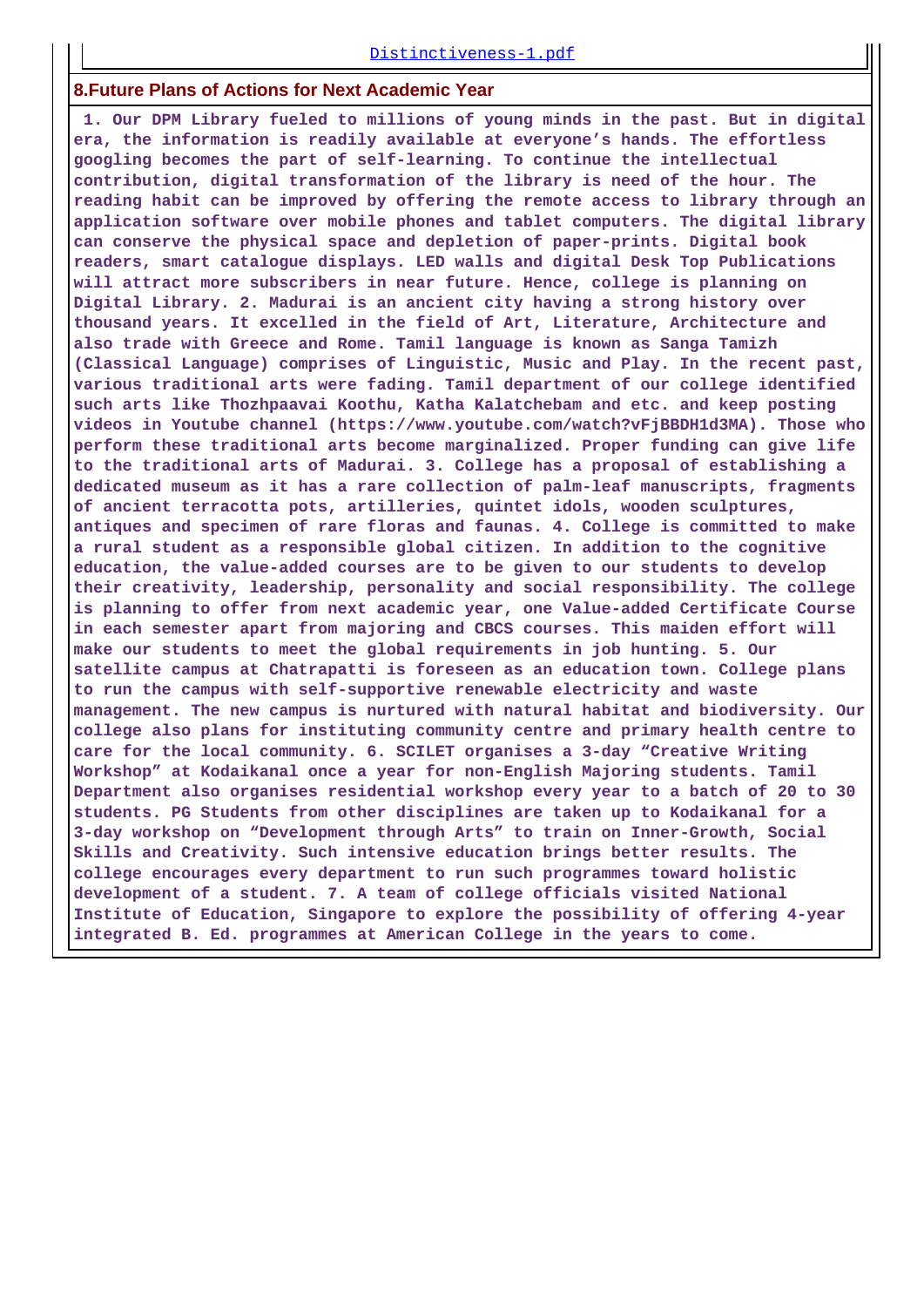Distinctiveness-1.pdf

## 8.Future Plans of Actions for Next Academic Year

**1. Our DPM Library fueled to millions of young minds in the past. But in digital era, the information is readily available at everyone's hands. The effortless googling becomes the part of self-learning. To continue the intellectual contribution, digital transformation of the library is need of the hour. The reading habit can be improved by offering the remote access to library through an application software over mobile phones and tablet computers. The digital library can conserve the physical space and depletion of paper-prints. Digital book readers, smart catalogue displays. LED walls and digital Desk Top Publications will attract more subscribers in near future. Hence, college is planning on Digital Library. 2. Madurai is an ancient city having a strong history over thousand years. It excelled in the field of Art, Literature, Architecture and also trade with Greece and Rome. Tamil language is known as Sanga Tamizh (Classical Language) comprises of Linguistic, Music and Play. In the recent past, various traditional arts were fading. Tamil department of our college identified such arts like Thozhpaavai Koothu, Katha Kalatchebam and etc. and keep posting videos in Youtube channel (https://www.youtube.com/watch?vFjBBDH1d3MA). Those who perform these traditional arts become marginalized. Proper funding can give life to the traditional arts of Madurai. 3. College has a proposal of establishing a dedicated museum as it has a rare collection of palm-leaf manuscripts, fragments of ancient terracotta pots, artilleries, quintet idols, wooden sculptures, antiques and specimen of rare floras and faunas. 4. College is committed to make a rural student as a responsible global citizen. In addition to the cognitive education, the value-added courses are to be given to our students to develop their creativity, leadership, personality and social responsibility. The college is planning to offer from next academic year, one Value-added Certificate Course in each semester apart from majoring and CBCS courses. This maiden effort will make our students to meet the global requirements in job hunting. 5. Our satellite campus at Chatrapatti is foreseen as an education town. College plans to run the campus with self-supportive renewable electricity and waste management. The new campus is nurtured with natural habitat and biodiversity. Our college also plans for instituting community centre and primary health centre to care for the local community. 6. SCILET organises a 3-day "Creative Writing Workshop" at Kodaikanal once a year for non-English Majoring students. Tamil Department also organises residential workshop every year to a batch of 20 to 30 students. PG Students from other disciplines are taken up to Kodaikanal for a 3-day workshop on "Development through Arts" to train on Inner-Growth, Social Skills and Creativity. Such intensive education brings better results. The college encourages every department to run such programmes toward holistic development of a student. 7. A team of college officials visited National Institute of Education, Singapore to explore the possibility of offering 4-year integrated B. Ed. programmes at American College in the years to come.**